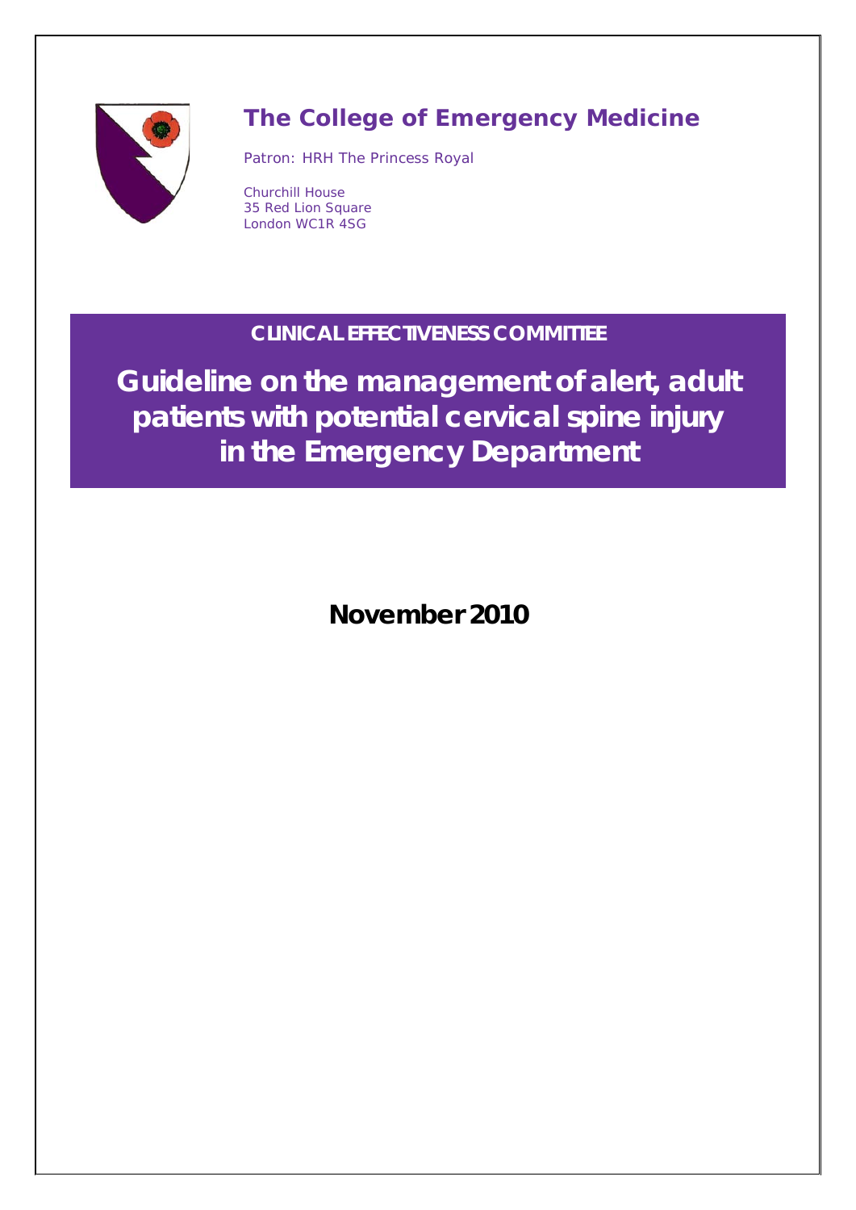# The College of Emergency Medicine

Patron: HRH The Princess Royal

Churchill House
35 Red Lion Square
London WC1R 4SG

**CLINICAL EFFECTIVENESS COMMITTEE**

# Guideline on the management of alert, adult patients with potential cervical spine injury in the Emergency Department

**November 2010**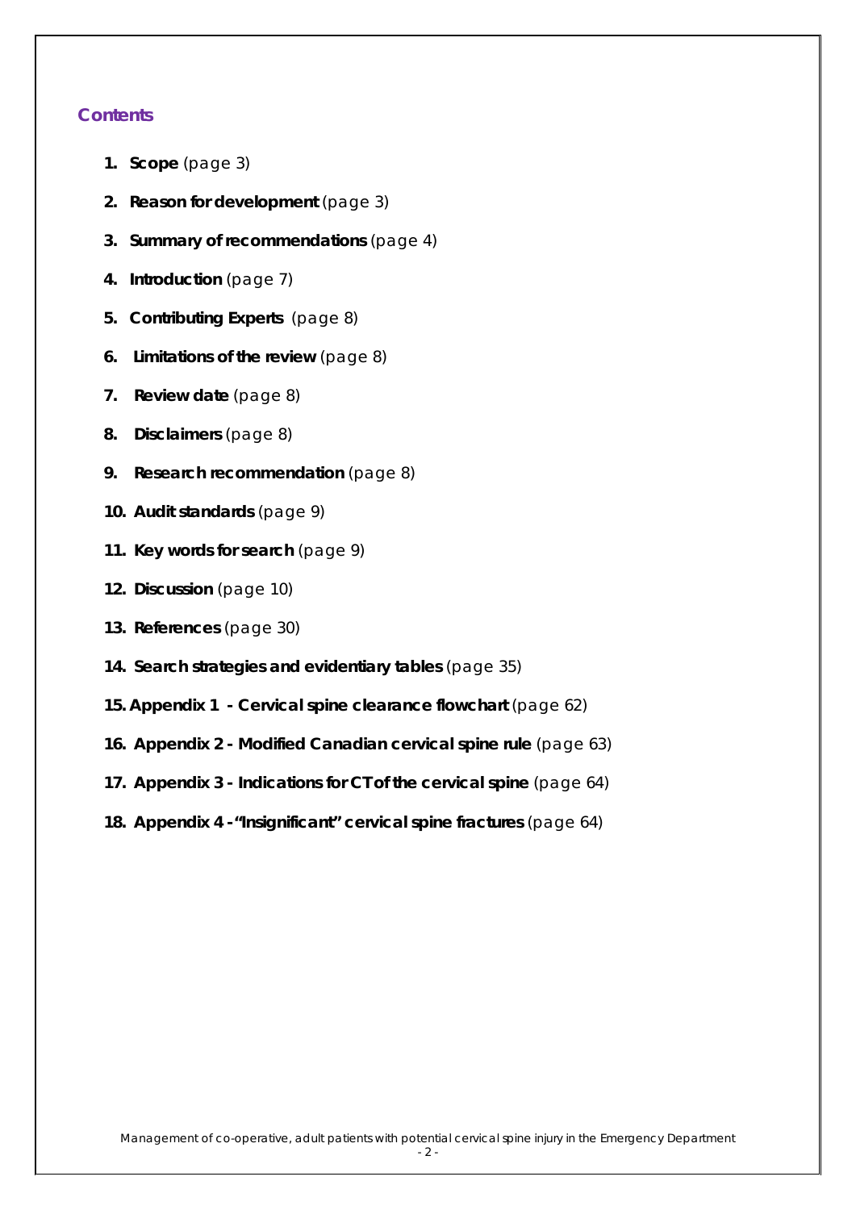## Contents

1. **Scope** (page 3)
2. **Reason for development** (page 3)
3. **Summary of recommendations** (page 4)
4. **Introduction** (page 7)
5. **Contributing Experts** (page 8)
6. **Limitations of the review** (page 8)
7. **Review date** (page 8)
8. **Disclaimers** (page 8)
9. **Research recommendation** (page 8)
10. **Audit standards** (page 9)
11. **Key words for search** (page 9)
12. **Discussion** (page 10)
13. **References** (page 30)
14. **Search strategies and evidentiary tables** (page 35)
15. **Appendix 1 - Cervical spine clearance flowchart** (page 62)
16. **Appendix 2 - Modified Canadian cervical spine rule** (page 63)
17. **Appendix 3 - Indications for CT of the cervical spine** (page 64)
18. **Appendix 4 - "Insignificant" cervical spine fractures** (page 64)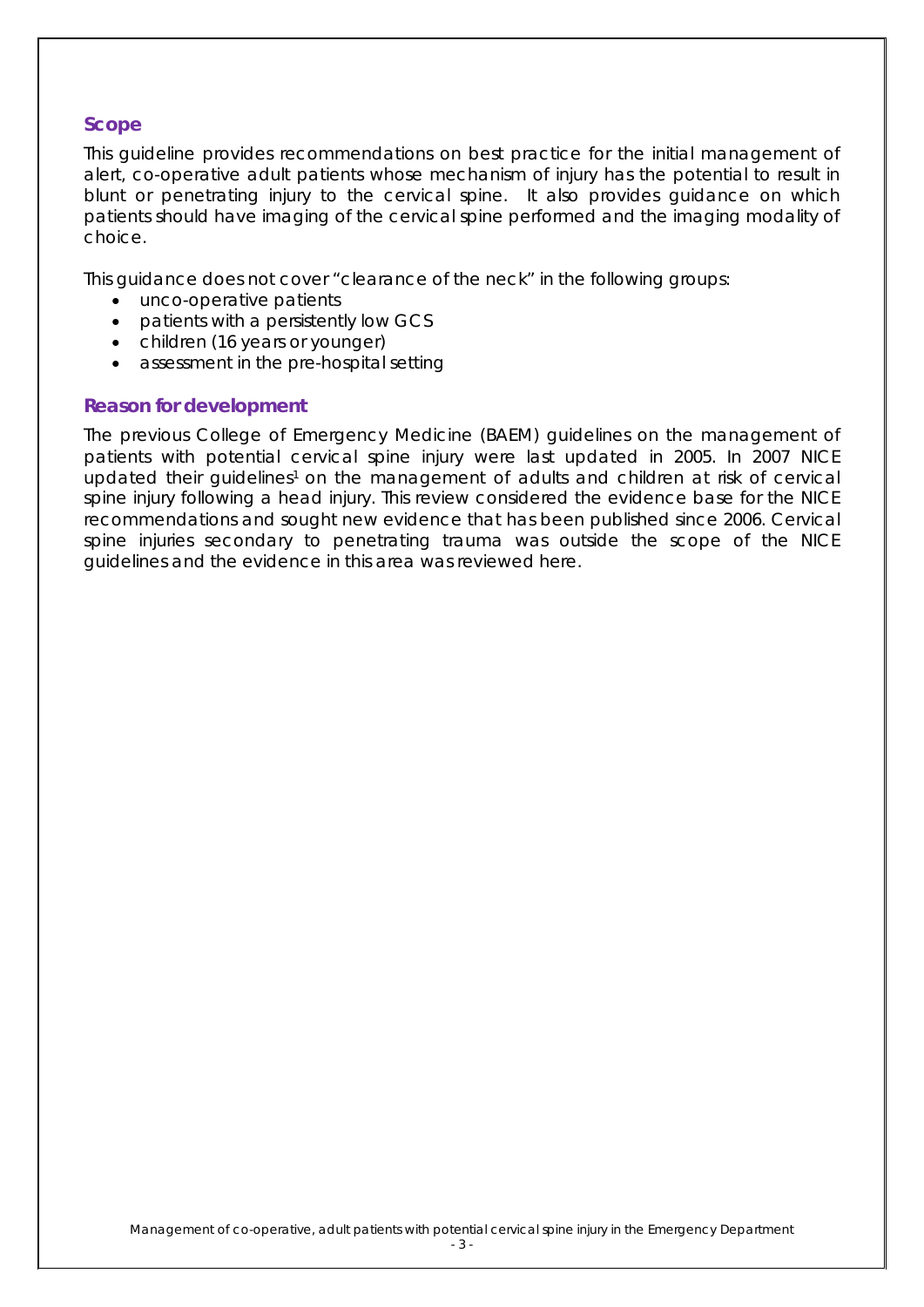## Scope

This guideline provides recommendations on best practice for the initial management of alert, co-operative adult patients whose mechanism of injury has the potential to result in blunt or penetrating injury to the cervical spine. It also provides guidance on which patients should have imaging of the cervical spine performed and the imaging modality of choice.

This guidance does not cover "clearance of the neck" in the following groups:

- unco-operative patients
- patients with a persistently low GCS
- children (16 years or younger)
- assessment in the pre-hospital setting

## Reason for development

The previous College of Emergency Medicine (BAEM) guidelines on the management of patients with potential cervical spine injury were last updated in 2005. In 2007 NICE updated their guidelines[1] on the management of adults and children at risk of cervical spine injury following a head injury. This review considered the evidence base for the NICE recommendations and sought new evidence that has been published since 2006. Cervical spine injuries secondary to penetrating trauma was outside the scope of the NICE guidelines and the evidence in this area was reviewed here.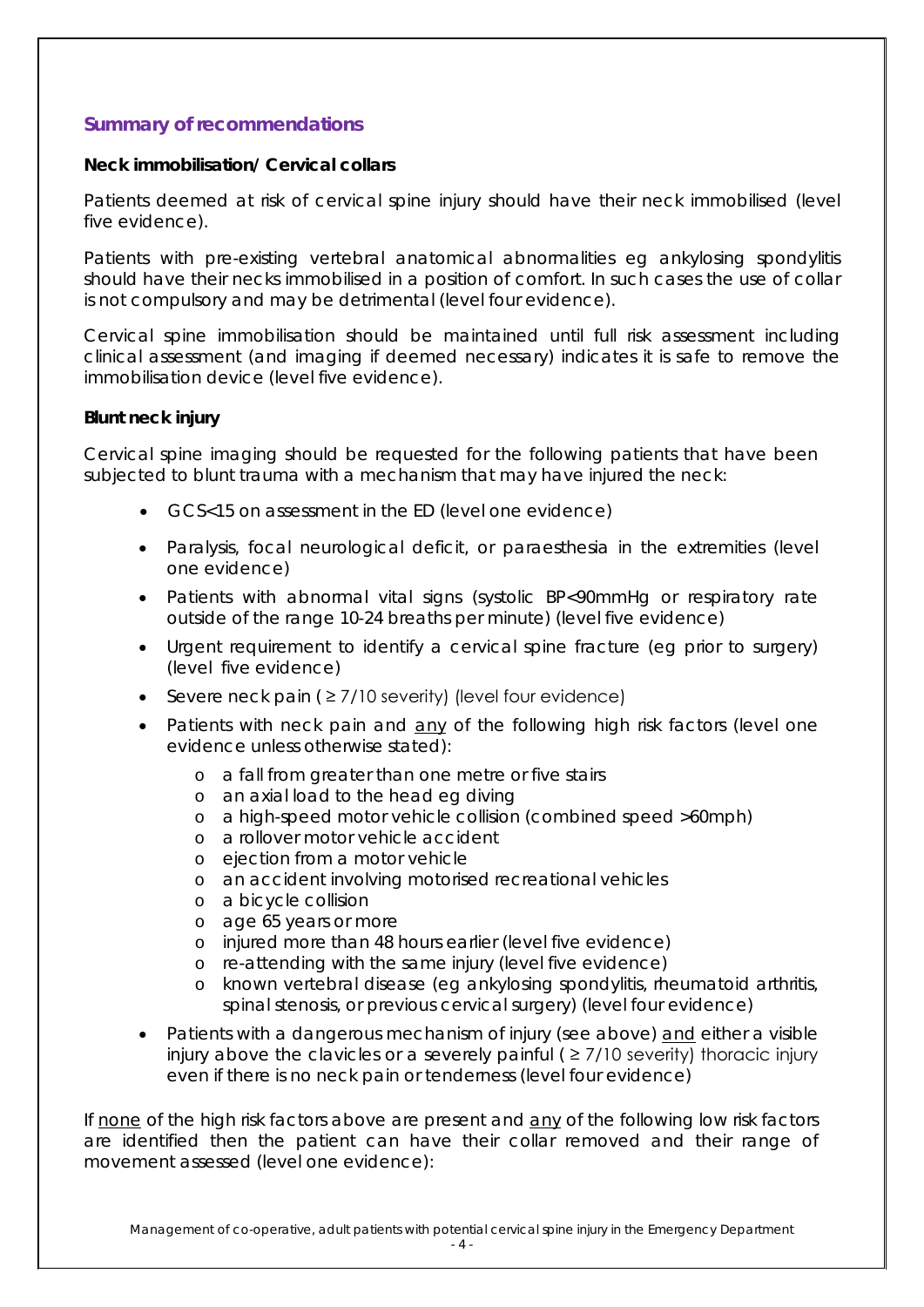## Summary of recommendations

**Neck immobilisation/ Cervical collars**

Patients deemed at risk of cervical spine injury should have their neck immobilised (level five evidence).

Patients with pre-existing vertebral anatomical abnormalities eg ankylosing spondylitis should have their necks immobilised in a position of comfort. In such cases the use of collar is not compulsory and may be detrimental (level four evidence).

Cervical spine immobilisation should be maintained until full risk assessment including clinical assessment (and imaging if deemed necessary) indicates it is safe to remove the immobilisation device (level five evidence).

**Blunt neck injury**

Cervical spine imaging should be requested for the following patients that have been subjected to blunt trauma with a mechanism that may have injured the neck:

- GCS<15 on assessment in the ED (level one evidence)
- Paralysis, focal neurological deficit, or paraesthesia in the extremities (level one evidence)
- Patients with abnormal vital signs (systolic BP<90mmHg or respiratory rate outside of the range 10-24 breaths per minute) (level five evidence)
- Urgent requirement to identify a cervical spine fracture (eg prior to surgery) (level five evidence)
- Severe neck pain ( ≥ 7/10 severity) (level four evidence)
- Patients with neck pain and <u>any</u> of the following high risk factors (level one evidence unless otherwise stated):
    - a fall from greater than one metre or five stairs
    - an axial load to the head eg diving
    - a high-speed motor vehicle collision (combined speed >60mph)
    - a rollover motor vehicle accident
    - ejection from a motor vehicle
    - an accident involving motorised recreational vehicles
    - a bicycle collision
    - age 65 years or more
    - injured more than 48 hours earlier (level five evidence)
    - re-attending with the same injury (level five evidence)
    - known vertebral disease (eg ankylosing spondylitis, rheumatoid arthritis, spinal stenosis, or previous cervical surgery) (level four evidence)
- Patients with a dangerous mechanism of injury (see above) <u>and</u> either a visible injury above the clavicles or a severely painful ( ≥ 7/10 severity) thoracic injury even if there is no neck pain or tenderness (level four evidence)

If <u>none</u> of the high risk factors above are present and <u>any</u> of the following low risk factors are identified then the patient can have their collar removed and their range of movement assessed (level one evidence):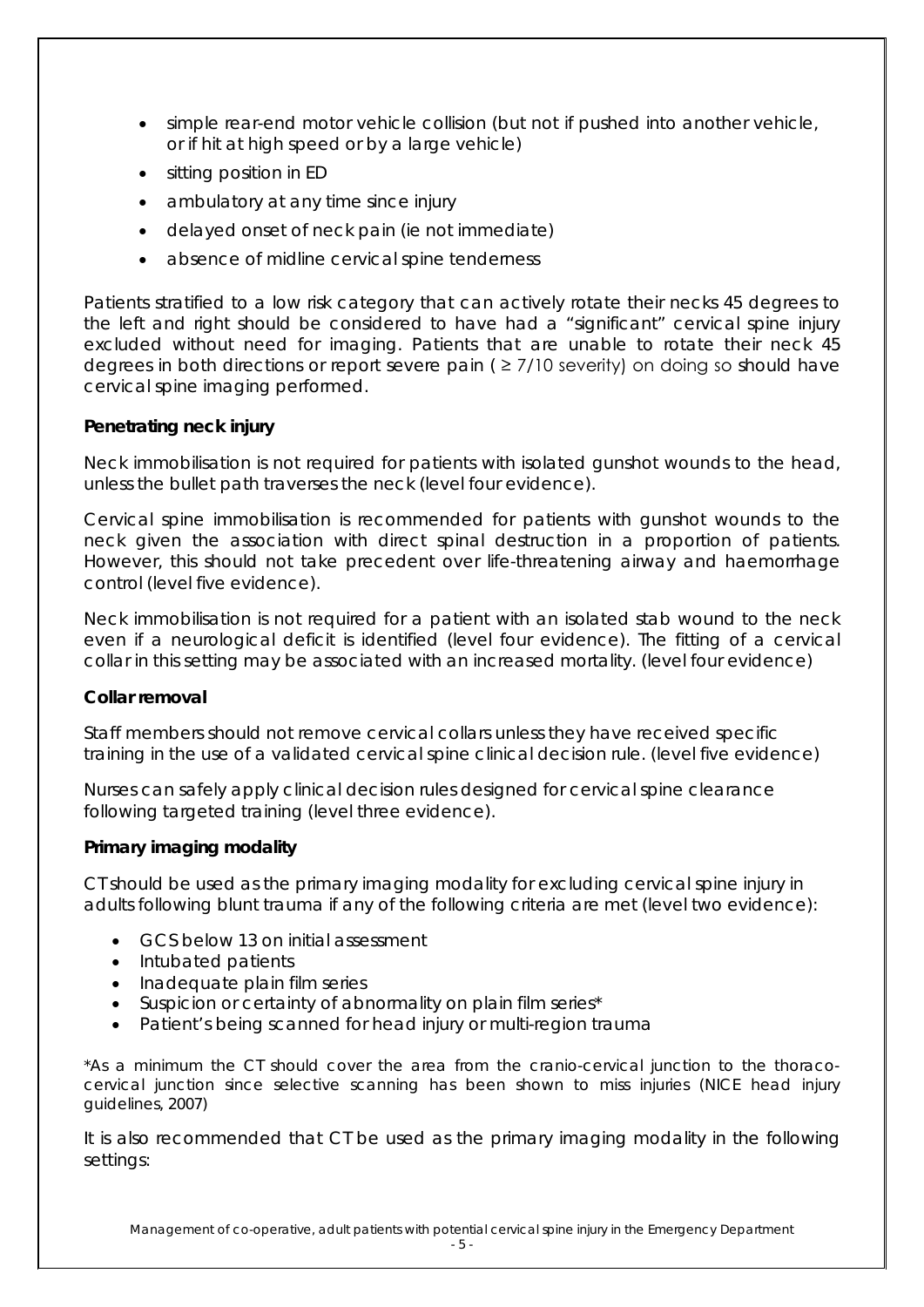- simple rear-end motor vehicle collision (but not if pushed into another vehicle, or if hit at high speed or by a large vehicle)
- sitting position in ED
- ambulatory at any time since injury
- delayed onset of neck pain (ie not immediate)
- absence of midline cervical spine tenderness

Patients stratified to a low risk category that can actively rotate their necks 45 degrees to the left and right should be considered to have had a "significant" cervical spine injury excluded without need for imaging. Patients that are unable to rotate their neck 45 degrees in both directions or report severe pain ( $\geq$ 7/10 severity) on doing so should have cervical spine imaging performed.

**Penetrating neck injury**

Neck immobilisation is not required for patients with isolated gunshot wounds to the head, unless the bullet path traverses the neck (level four evidence).

Cervical spine immobilisation is recommended for patients with gunshot wounds to the neck given the association with direct spinal destruction in a proportion of patients. However, this should not take precedent over life-threatening airway and haemorrhage control (level five evidence).

Neck immobilisation is not required for a patient with an isolated stab wound to the neck even if a neurological deficit is identified (level four evidence). The fitting of a cervical collar in this setting may be associated with an increased mortality. (level four evidence)

**Collar removal**

Staff members should not remove cervical collars unless they have received specific training in the use of a validated cervical spine clinical decision rule. (level five evidence)

Nurses can safely apply clinical decision rules designed for cervical spine clearance following targeted training (level three evidence).

**Primary imaging modality**

CT should be used as the primary imaging modality for excluding cervical spine injury in adults following blunt trauma if any of the following criteria are met (level two evidence):

- GCS below 13 on initial assessment
- Intubated patients
- Inadequate plain film series
- Suspicion or certainty of abnormality on plain film series*
- Patient's being scanned for head injury or multi-region trauma

*As a minimum the CT should cover the area from the cranio-cervical junction to the thoraco-cervical junction since selective scanning has been shown to miss injuries (NICE head injury guidelines, 2007)

It is also recommended that CT be used as the primary imaging modality in the following settings: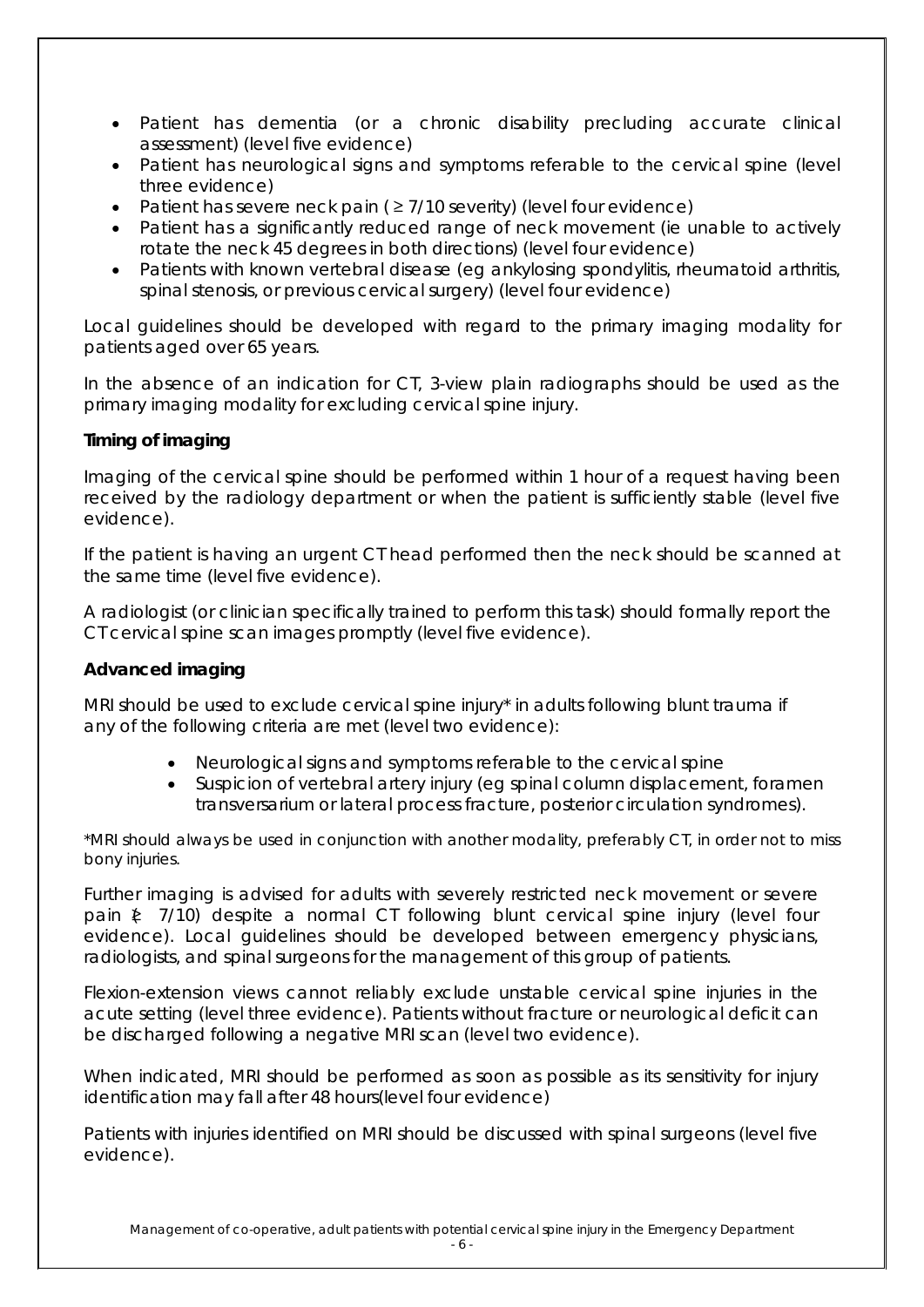- Patient has dementia (or a chronic disability precluding accurate clinical assessment) (level five evidence)
- Patient has neurological signs and symptoms referable to the cervical spine (level three evidence)
- Patient has severe neck pain ( ≥ 7/10 severity) (level four evidence)
- Patient has a significantly reduced range of neck movement (ie unable to actively rotate the neck 45 degrees in both directions) (level four evidence)
- Patients with known vertebral disease (eg ankylosing spondylitis, rheumatoid arthritis, spinal stenosis, or previous cervical surgery) (level four evidence)

Local guidelines should be developed with regard to the primary imaging modality for patients aged over 65 years.

In the absence of an indication for CT, 3-view plain radiographs should be used as the primary imaging modality for excluding cervical spine injury.

**Timing of imaging**

Imaging of the cervical spine should be performed within 1 hour of a request having been received by the radiology department or when the patient is sufficiently stable (level five evidence).

If the patient is having an urgent CT head performed then the neck should be scanned at the same time (level five evidence).

A radiologist (or clinician specifically trained to perform this task) should formally report the CT cervical spine scan images promptly (level five evidence).

**Advanced imaging**

MRI should be used to exclude cervical spine injury* in adults following blunt trauma if any of the following criteria are met (level two evidence):

- Neurological signs and symptoms referable to the cervical spine
- Suspicion of vertebral artery injury (eg spinal column displacement, foramen transversarium or lateral process fracture, posterior circulation syndromes).

*MRI should always be used in conjunction with another modality, preferably CT, in order not to miss bony injuries.

Further imaging is advised for adults with severely restricted neck movement or severe pain (≥ 7/10) despite a normal CT following blunt cervical spine injury (level four evidence). Local guidelines should be developed between emergency physicians, radiologists, and spinal surgeons for the management of this group of patients.

Flexion-extension views cannot reliably exclude unstable cervical spine injuries in the acute setting (level three evidence). Patients without fracture or neurological deficit can be discharged following a negative MRI scan (level two evidence).

When indicated, MRI should be performed as soon as possible as its sensitivity for injury identification may fall after 48 hours(level four evidence)

Patients with injuries identified on MRI should be discussed with spinal surgeons (level five evidence).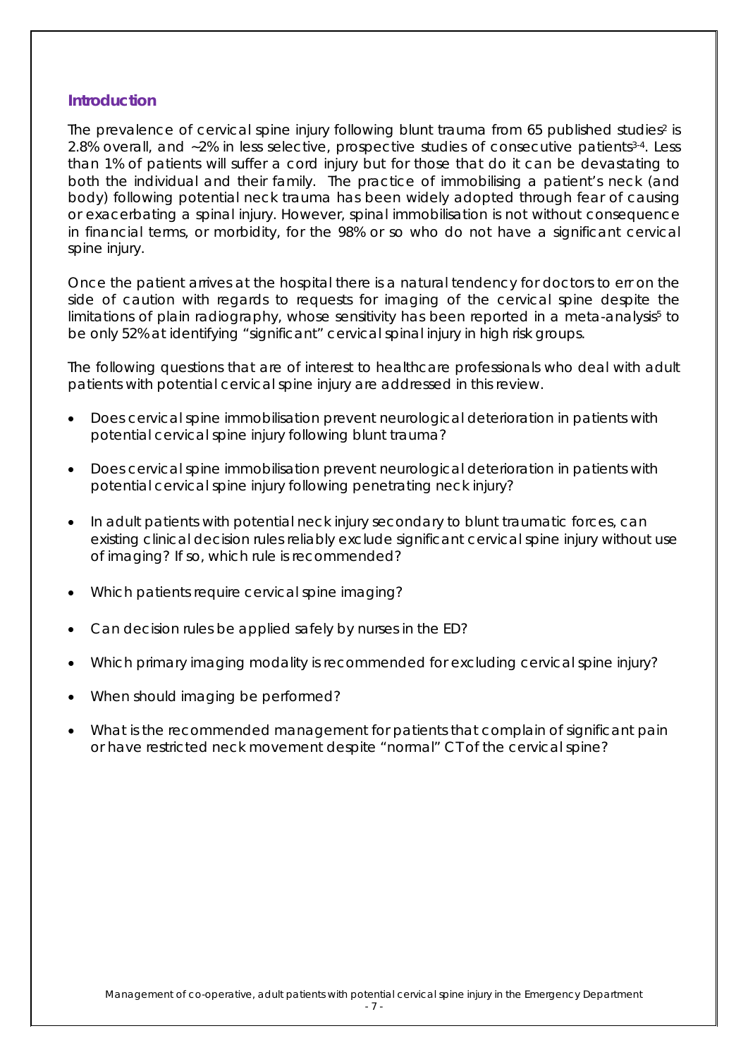## Introduction

The prevalence of cervical spine injury following blunt trauma from 65 published studies[2] is 2.8% overall, and ~2% in less selective, prospective studies of consecutive patients[3-4]. Less than 1% of patients will suffer a cord injury but for those that do it can be devastating to both the individual and their family. The practice of immobilising a patient's neck (and body) following potential neck trauma has been widely adopted through fear of causing or exacerbating a spinal injury. However, spinal immobilisation is not without consequence in financial terms, or morbidity, for the 98% or so who do not have a significant cervical spine injury.

Once the patient arrives at the hospital there is a natural tendency for doctors to err on the side of caution with regards to requests for imaging of the cervical spine despite the limitations of plain radiography, whose sensitivity has been reported in a meta-analysis[5] to be only 52% at identifying "significant" cervical spinal injury in high risk groups.

The following questions that are of interest to healthcare professionals who deal with adult patients with potential cervical spine injury are addressed in this review.

- Does cervical spine immobilisation prevent neurological deterioration in patients with potential cervical spine injury following blunt trauma?
- Does cervical spine immobilisation prevent neurological deterioration in patients with potential cervical spine injury following penetrating neck injury?
- In adult patients with potential neck injury secondary to blunt traumatic forces, can existing clinical decision rules reliably exclude significant cervical spine injury without use of imaging? If so, which rule is recommended?
- Which patients require cervical spine imaging?
- Can decision rules be applied safely by nurses in the ED?
- Which primary imaging modality is recommended for excluding cervical spine injury?
- When should imaging be performed?
- What is the recommended management for patients that complain of significant pain or have restricted neck movement despite "normal" CT of the cervical spine?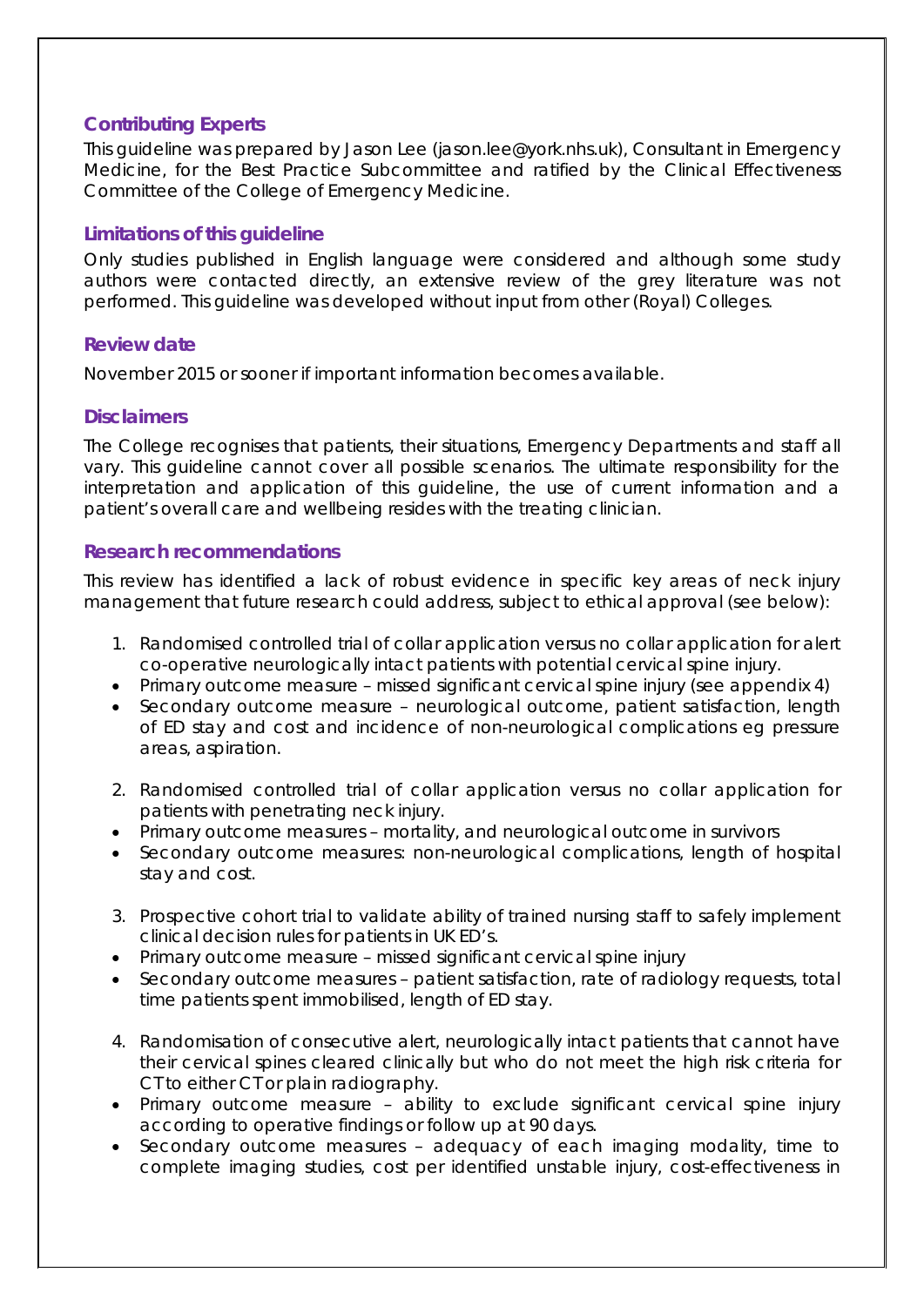### Contributing Experts

This guideline was prepared by Jason Lee (jason.lee@york.nhs.uk), Consultant in Emergency Medicine, for the Best Practice Subcommittee and ratified by the Clinical Effectiveness Committee of the College of Emergency Medicine.

### Limitations of this guideline

Only studies published in English language were considered and although some study authors were contacted directly, an extensive review of the grey literature was not performed. This guideline was developed without input from other (Royal) Colleges.

### Review date

November 2015 or sooner if important information becomes available.

### Disclaimers

The College recognises that patients, their situations, Emergency Departments and staff all vary. This guideline cannot cover all possible scenarios. The ultimate responsibility for the interpretation and application of this guideline, the use of current information and a patient's overall care and wellbeing resides with the treating clinician.

### Research recommendations

This review has identified a lack of robust evidence in specific key areas of neck injury management that future research could address, subject to ethical approval (see below):

1. Randomised controlled trial of collar application versus no collar application for alert co-operative neurologically intact patients with potential cervical spine injury.
   - Primary outcome measure – missed significant cervical spine injury (see appendix 4)
   - Secondary outcome measure – neurological outcome, patient satisfaction, length of ED stay and cost and incidence of non-neurological complications eg pressure areas, aspiration.

2. Randomised controlled trial of collar application versus no collar application for patients with penetrating neck injury.
   - Primary outcome measures – mortality, and neurological outcome in survivors
   - Secondary outcome measures: non-neurological complications, length of hospital stay and cost.

3. Prospective cohort trial to validate ability of trained nursing staff to safely implement clinical decision rules for patients in UK ED's.
   - Primary outcome measure – missed significant cervical spine injury
   - Secondary outcome measures – patient satisfaction, rate of radiology requests, total time patients spent immobilised, length of ED stay.

4. Randomisation of consecutive alert, neurologically intact patients that cannot have their cervical spines cleared clinically but who do not meet the high risk criteria for CT to either CT or plain radiography.
   - Primary outcome measure – ability to exclude significant cervical spine injury according to operative findings or follow up at 90 days.
   - Secondary outcome measures – adequacy of each imaging modality, time to complete imaging studies, cost per identified unstable injury, cost-effectiveness in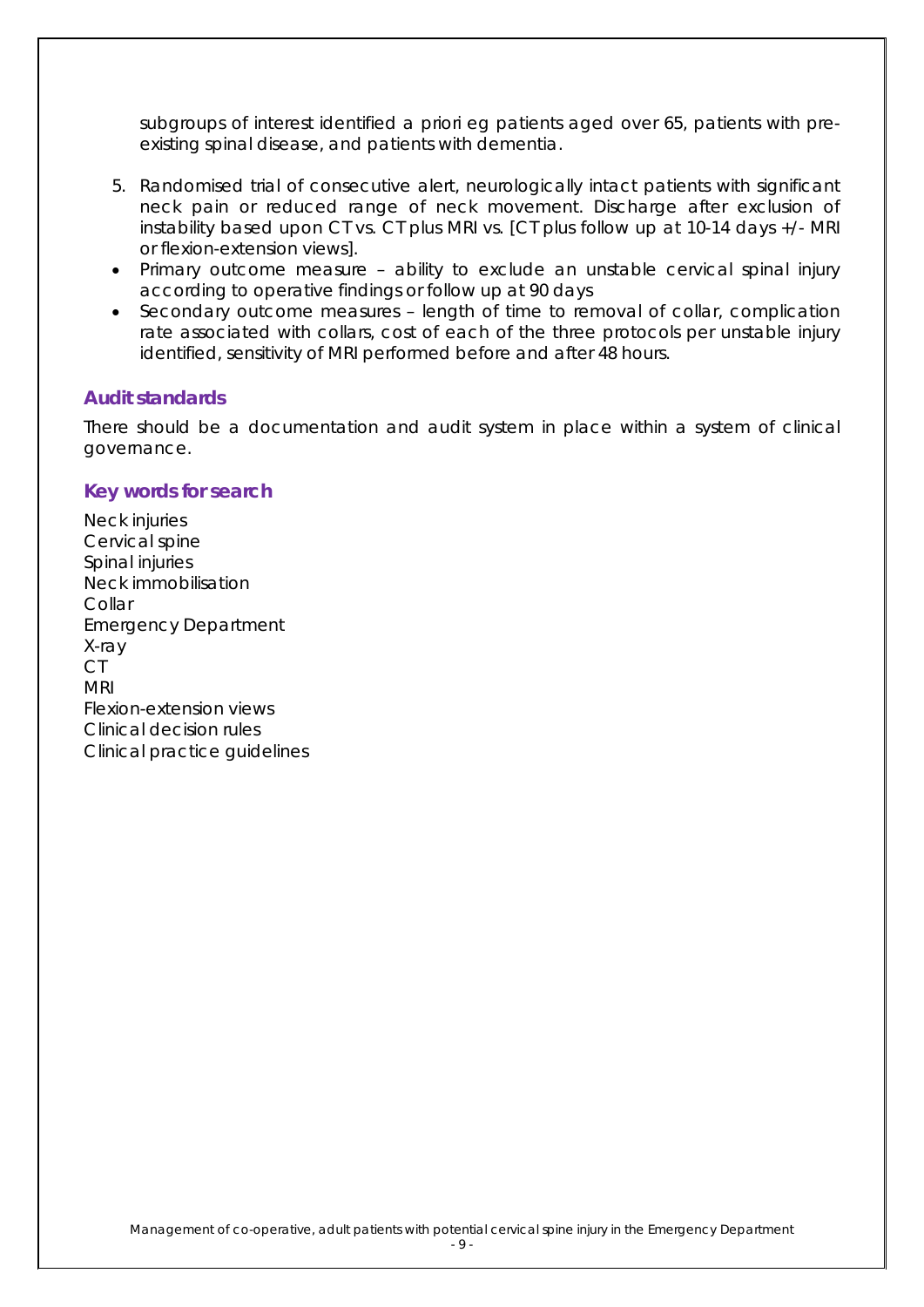subgroups of interest identified a priori eg patients aged over 65, patients with pre-existing spinal disease, and patients with dementia.

5. Randomised trial of consecutive alert, neurologically intact patients with significant neck pain or reduced range of neck movement. Discharge after exclusion of instability based upon CT vs. CT plus MRI vs. [CT plus follow up at 10-14 days +/- MRI or flexion-extension views].

- Primary outcome measure – ability to exclude an unstable cervical spinal injury according to operative findings or follow up at 90 days
- Secondary outcome measures – length of time to removal of collar, complication rate associated with collars, cost of each of the three protocols per unstable injury identified, sensitivity of MRI performed before and after 48 hours.

## Audit standards

There should be a documentation and audit system in place within a system of clinical governance.

## Key words for search

Neck injuries
Cervical spine
Spinal injuries
Neck immobilisation
Collar
Emergency Department
X-ray
CT
MRI
Flexion-extension views
Clinical decision rules
Clinical practice guidelines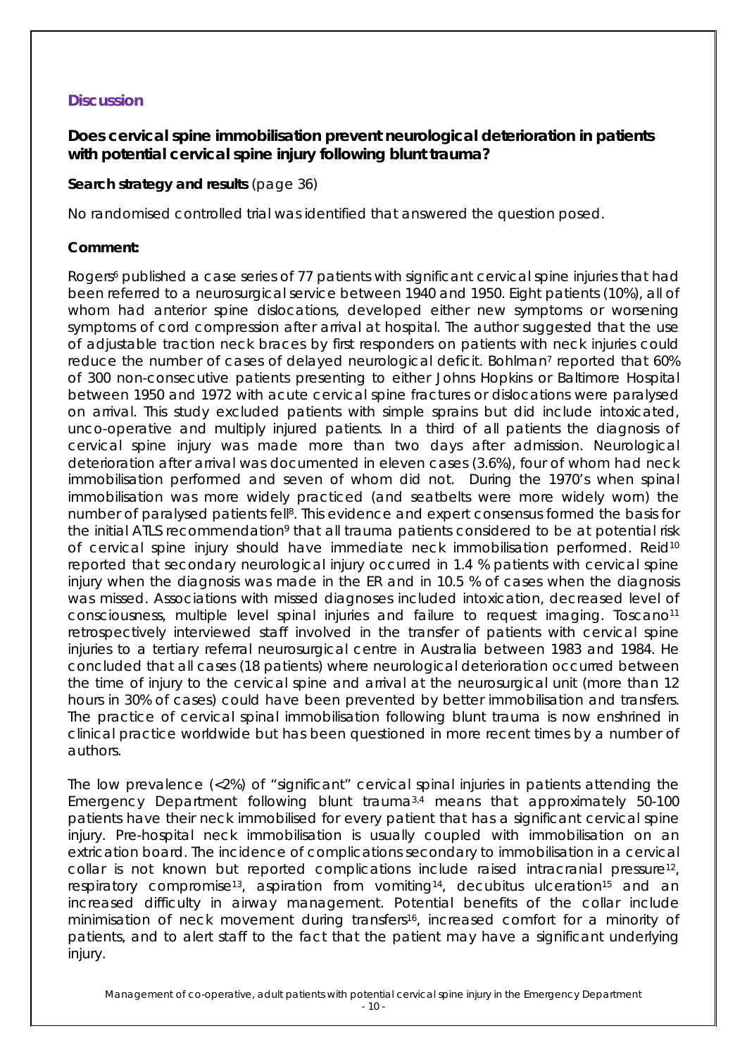## Discussion

### Does cervical spine immobilisation prevent neurological deterioration in patients with potential cervical spine injury following blunt trauma?

**Search strategy and results** (page 36)

No randomised controlled trial was identified that answered the question posed.

**Comment:**

Rogers[6] published a case series of 77 patients with significant cervical spine injuries that had been referred to a neurosurgical service between 1940 and 1950. Eight patients (10%), all of whom had anterior spine dislocations, developed either new symptoms or worsening symptoms of cord compression after arrival at hospital. The author suggested that the use of adjustable traction neck braces by first responders on patients with neck injuries could reduce the number of cases of delayed neurological deficit. Bohlman[7] reported that 60% of 300 non-consecutive patients presenting to either Johns Hopkins or Baltimore Hospital between 1950 and 1972 with acute cervical spine fractures or dislocations were paralysed on arrival. This study excluded patients with simple sprains but did include intoxicated, unco-operative and multiply injured patients. In a third of all patients the diagnosis of cervical spine injury was made more than two days after admission. Neurological deterioration after arrival was documented in eleven cases (3.6%), four of whom had neck immobilisation performed and seven of whom did not. During the 1970's when spinal immobilisation was more widely practiced (and seatbelts were more widely worn) the number of paralysed patients fell[8]. This evidence and expert consensus formed the basis for the initial ATLS recommendation[9] that all trauma patients considered to be at potential risk of cervical spine injury should have immediate neck immobilisation performed. Reid[10] reported that secondary neurological injury occurred in 1.4 % patients with cervical spine injury when the diagnosis was made in the ER and in 10.5 % of cases when the diagnosis was missed. Associations with missed diagnoses included intoxication, decreased level of consciousness, multiple level spinal injuries and failure to request imaging. Toscano[11] retrospectively interviewed staff involved in the transfer of patients with cervical spine injuries to a tertiary referral neurosurgical centre in Australia between 1983 and 1984. He concluded that all cases (18 patients) where neurological deterioration occurred between the time of injury to the cervical spine and arrival at the neurosurgical unit (more than 12 hours in 30% of cases) could have been prevented by better immobilisation and transfers. The practice of cervical spinal immobilisation following blunt trauma is now enshrined in clinical practice worldwide but has been questioned in more recent times by a number of authors.

The low prevalence (<2%) of "significant" cervical spinal injuries in patients attending the Emergency Department following blunt trauma[3,4] means that approximately 50-100 patients have their neck immobilised for every patient that has a significant cervical spine injury. Pre-hospital neck immobilisation is usually coupled with immobilisation on an extrication board. The incidence of complications secondary to immobilisation in a cervical collar is not known but reported complications include raised intracranial pressure[12], respiratory compromise[13], aspiration from vomiting[14], decubitus ulceration[15] and an increased difficulty in airway management. Potential benefits of the collar include minimisation of neck movement during transfers[16], increased comfort for a minority of patients, and to alert staff to the fact that the patient may have a significant underlying injury.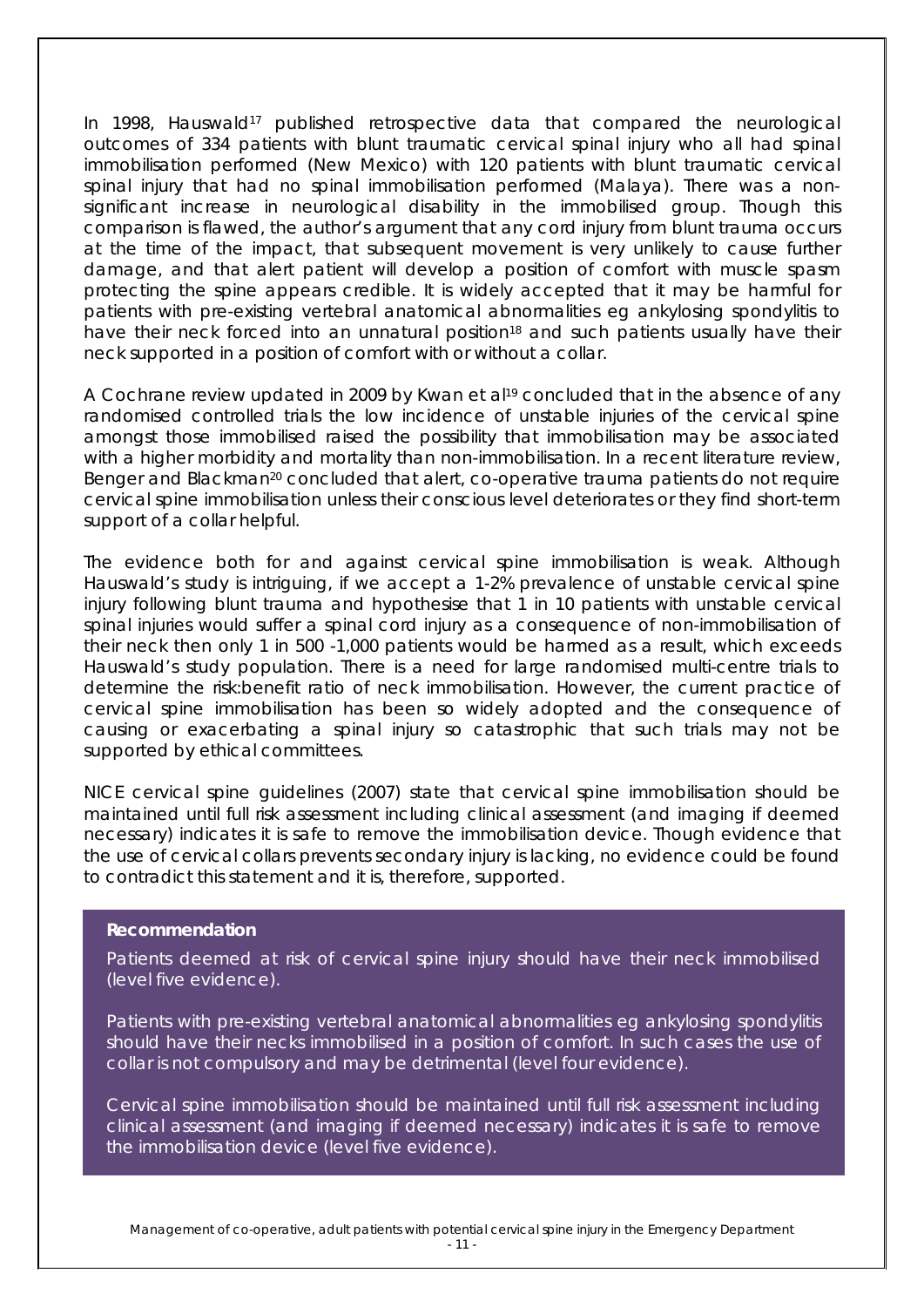In 1998, Hauswald[17] published retrospective data that compared the neurological outcomes of 334 patients with blunt traumatic cervical spinal injury who all had spinal immobilisation performed (New Mexico) with 120 patients with blunt traumatic cervical spinal injury that had no spinal immobilisation performed (Malaya). There was a non-significant increase in neurological disability in the immobilised group. Though this comparison is flawed, the author's argument that any cord injury from blunt trauma occurs at the time of the impact, that subsequent movement is very unlikely to cause further damage, and that alert patient will develop a position of comfort with muscle spasm protecting the spine appears credible. It is widely accepted that it may be harmful for patients with pre-existing vertebral anatomical abnormalities eg ankylosing spondylitis to have their neck forced into an unnatural position[18] and such patients usually have their neck supported in a position of comfort with or without a collar.

A Cochrane review updated in 2009 by Kwan et al[19] concluded that in the absence of any randomised controlled trials the low incidence of unstable injuries of the cervical spine amongst those immobilised raised the possibility that immobilisation may be associated with a higher morbidity and mortality than non-immobilisation. In a recent literature review, Benger and Blackman[20] concluded that alert, co-operative trauma patients do not require cervical spine immobilisation unless their conscious level deteriorates or they find short-term support of a collar helpful.

The evidence both for and against cervical spine immobilisation is weak. Although Hauswald's study is intriguing, if we accept a 1-2% prevalence of unstable cervical spine injury following blunt trauma and hypothesise that 1 in 10 patients with unstable cervical spinal injuries would suffer a spinal cord injury as a consequence of non-immobilisation of their neck then only 1 in 500 -1,000 patients would be harmed as a result, which exceeds Hauswald's study population. There is a need for large randomised multi-centre trials to determine the risk:benefit ratio of neck immobilisation. However, the current practice of cervical spine immobilisation has been so widely adopted and the consequence of causing or exacerbating a spinal injury so catastrophic that such trials may not be supported by ethical committees.

NICE cervical spine guidelines (2007) state that cervical spine immobilisation should be maintained until full risk assessment including clinical assessment (and imaging if deemed necessary) indicates it is safe to remove the immobilisation device. Though evidence that the use of cervical collars prevents secondary injury is lacking, no evidence could be found to contradict this statement and it is, therefore, supported.

**Recommendation**

Patients deemed at risk of cervical spine injury should have their neck immobilised (level five evidence).

Patients with pre-existing vertebral anatomical abnormalities eg ankylosing spondylitis should have their necks immobilised in a position of comfort. In such cases the use of collar is not compulsory and may be detrimental (level four evidence).

Cervical spine immobilisation should be maintained until full risk assessment including clinical assessment (and imaging if deemed necessary) indicates it is safe to remove the immobilisation device (level five evidence).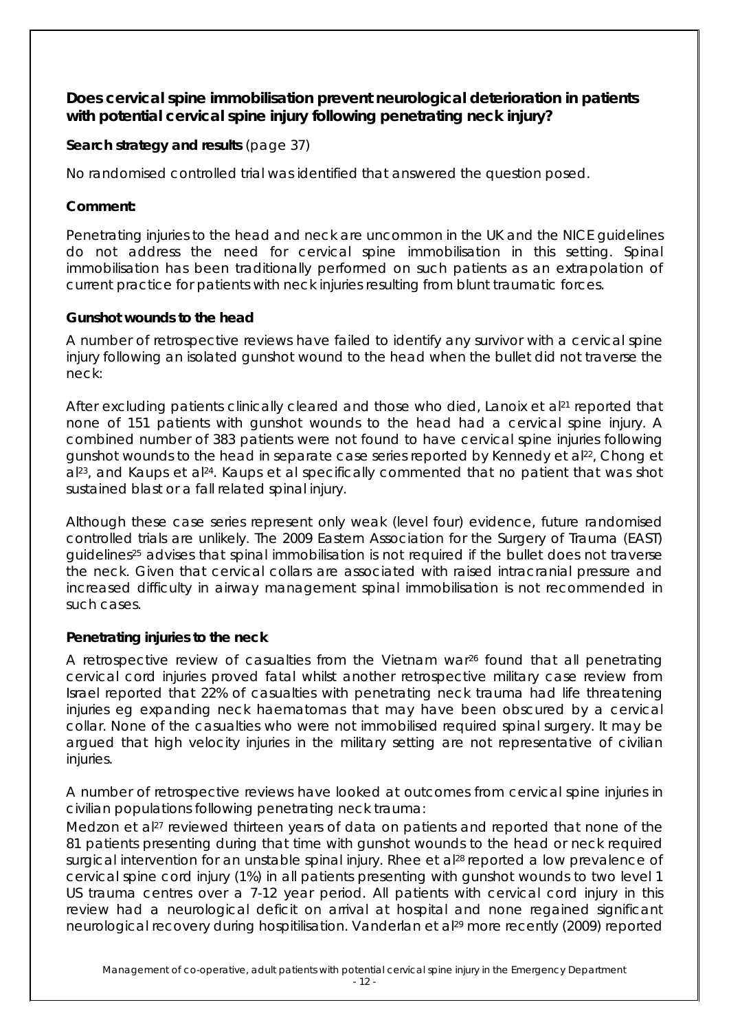**Does cervical spine immobilisation prevent neurological deterioration in patients with potential cervical spine injury following penetrating neck injury?**

**Search strategy and results** (page 37)

No randomised controlled trial was identified that answered the question posed.

**Comment:**

Penetrating injuries to the head and neck are uncommon in the UK and the NICE guidelines do not address the need for cervical spine immobilisation in this setting. Spinal immobilisation has been traditionally performed on such patients as an extrapolation of current practice for patients with neck injuries resulting from blunt traumatic forces.

**Gunshot wounds to the head**

A number of retrospective reviews have failed to identify any survivor with a cervical spine injury following an isolated gunshot wound to the head when the bullet did not traverse the neck:

After excluding patients clinically cleared and those who died, Lanoix et al[21] reported that none of 151 patients with gunshot wounds to the head had a cervical spine injury. A combined number of 383 patients were not found to have cervical spine injuries following gunshot wounds to the head in separate case series reported by Kennedy et al[22], Chong et al[23], and Kaups et al[24]. Kaups et al specifically commented that no patient that was shot sustained blast or a fall related spinal injury.

Although these case series represent only weak (level four) evidence, future randomised controlled trials are unlikely. The 2009 Eastern Association for the Surgery of Trauma (EAST) guidelines[25] advises that spinal immobilisation is not required if the bullet does not traverse the neck. Given that cervical collars are associated with raised intracranial pressure and increased difficulty in airway management spinal immobilisation is not recommended in such cases.

**Penetrating injuries to the neck**

A retrospective review of casualties from the Vietnam war[26] found that all penetrating cervical cord injuries proved fatal whilst another retrospective military case review from Israel reported that 22% of casualties with penetrating neck trauma had life threatening injuries eg expanding neck haematomas that may have been obscured by a cervical collar. None of the casualties who were not immobilised required spinal surgery. It may be argued that high velocity injuries in the military setting are not representative of civilian injuries.

A number of retrospective reviews have looked at outcomes from cervical spine injuries in civilian populations following penetrating neck trauma:
Medzon et al[27] reviewed thirteen years of data on patients and reported that none of the 81 patients presenting during that time with gunshot wounds to the head or neck required surgical intervention for an unstable spinal injury. Rhee et al[28] reported a low prevalence of cervical spine cord injury (1%) in all patients presenting with gunshot wounds to two level 1 US trauma centres over a 7-12 year period. All patients with cervical cord injury in this review had a neurological deficit on arrival at hospital and none regained significant neurological recovery during hospitilisation. Vanderlan et al[29] more recently (2009) reported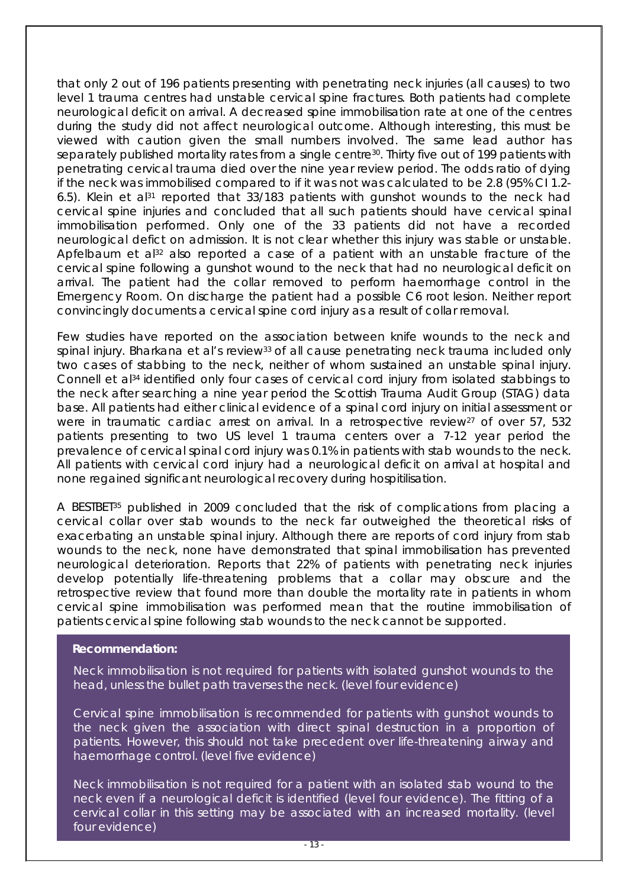that only 2 out of 196 patients presenting with penetrating neck injuries (all causes) to two level 1 trauma centres had unstable cervical spine fractures. Both patients had complete neurological deficit on arrival. A decreased spine immobilisation rate at one of the centres during the study did not affect neurological outcome. Although interesting, this must be viewed with caution given the small numbers involved. The same lead author has separately published mortality rates from a single centre[30]. Thirty five out of 199 patients with penetrating cervical trauma died over the nine year review period. The odds ratio of dying if the neck was immobilised compared to if it was not was calculated to be 2.8 (95% CI 1.2-6.5). Klein et al[31] reported that 33/183 patients with gunshot wounds to the neck had cervical spine injuries and concluded that all such patients should have cervical spinal immobilisation performed. Only one of the 33 patients did not have a recorded neurological deficit on admission. It is not clear whether this injury was stable or unstable. Apfelbaum et al[32] also reported a case of a patient with an unstable fracture of the cervical spine following a gunshot wound to the neck that had no neurological deficit on arrival. The patient had the collar removed to perform haemorrhage control in the Emergency Room. On discharge the patient had a possible C6 root lesion. Neither report convincingly documents a cervical spine cord injury as a result of collar removal.

Few studies have reported on the association between knife wounds to the neck and spinal injury. Bharkana et al's review[33] of all cause penetrating neck trauma included only two cases of stabbing to the neck, neither of whom sustained an unstable spinal injury. Connell et al[34] identified only four cases of cervical cord injury from isolated stabbings to the neck after searching a nine year period the Scottish Trauma Audit Group (STAG) data base. All patients had either clinical evidence of a spinal cord injury on initial assessment or were in traumatic cardiac arrest on arrival. In a retrospective review[27] of over 57, 532 patients presenting to two US level 1 trauma centers over a 7-12 year period the prevalence of cervical spinal cord injury was 0.1% in patients with stab wounds to the neck. All patients with cervical cord injury had a neurological deficit on arrival at hospital and none regained significant neurological recovery during hospitilisation.

A BESTBET[35] published in 2009 concluded that the risk of complications from placing a cervical collar over stab wounds to the neck far outweighed the theoretical risks of exacerbating an unstable spinal injury. Although there are reports of cord injury from stab wounds to the neck, none have demonstrated that spinal immobilisation has prevented neurological deterioration. Reports that 22% of patients with penetrating neck injuries develop potentially life-threatening problems that a collar may obscure and the retrospective review that found more than double the mortality rate in patients in whom cervical spine immobilisation was performed mean that the routine immobilisation of patients cervical spine following stab wounds to the neck cannot be supported.

**Recommendation:**

Neck immobilisation is not required for patients with isolated gunshot wounds to the head, unless the bullet path traverses the neck. (level four evidence)

Cervical spine immobilisation is recommended for patients with gunshot wounds to the neck given the association with direct spinal destruction in a proportion of patients. However, this should not take precedent over life-threatening airway and haemorrhage control. (level five evidence)

Neck immobilisation is not required for a patient with an isolated stab wound to the neck even if a neurological deficit is identified (level four evidence). The fitting of a cervical collar in this setting may be associated with an increased mortality. (level four evidence)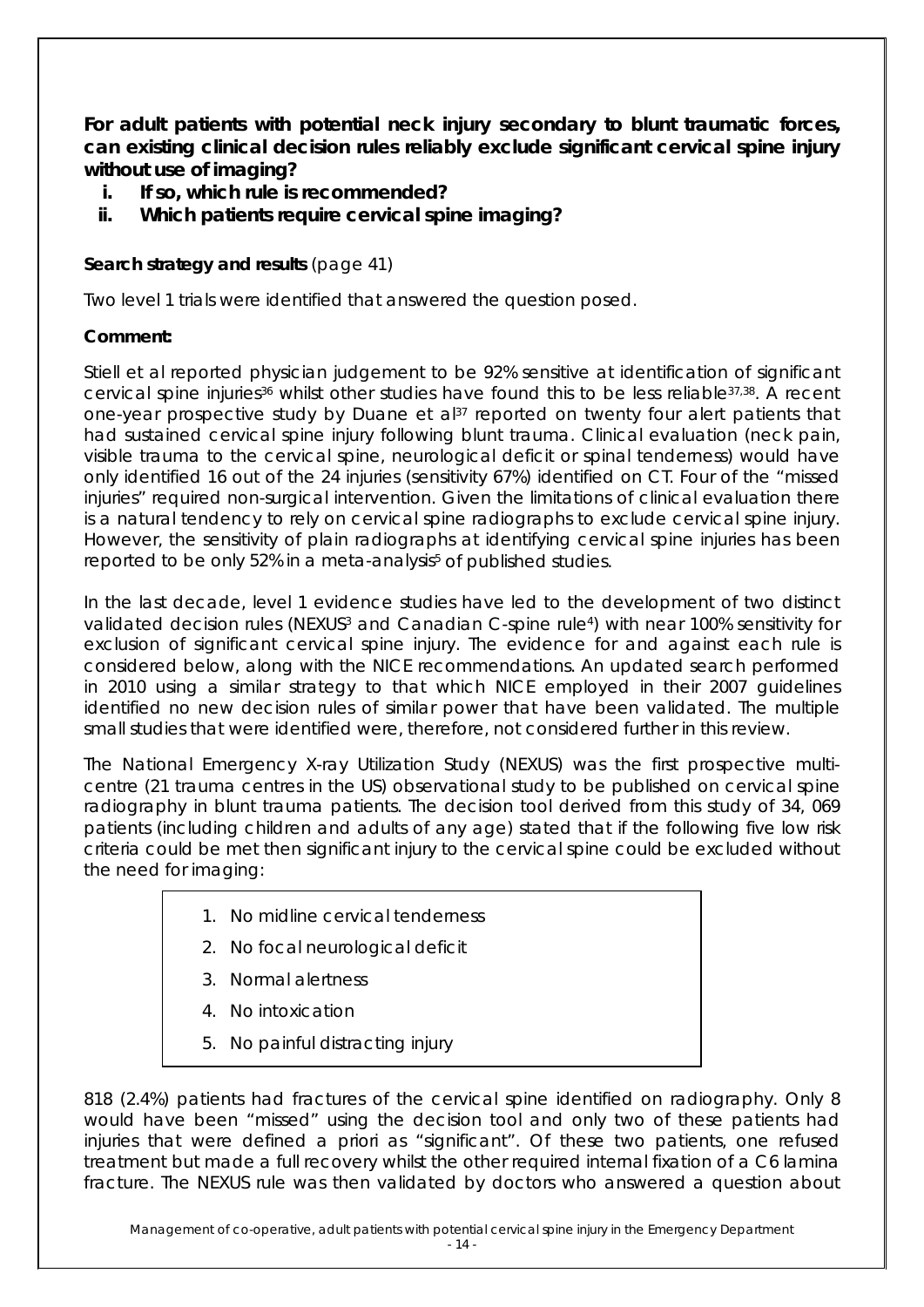**For adult patients with potential neck injury secondary to blunt traumatic forces, can existing clinical decision rules reliably exclude significant cervical spine injury without use of imaging?**

i. **If so, which rule is recommended?**
ii. **Which patients require cervical spine imaging?**

**Search strategy and results** (page 41)

*Two level 1 trials were identified that answered the question posed.*

**Comment:**

*Stiell et al reported physician judgement to be 92% sensitive at identification of significant cervical spine injuries[36] whilst other studies have found this to be less reliable[37,38]. A recent one-year prospective study by Duane et al[37] reported on twenty four alert patients that had sustained cervical spine injury following blunt trauma. Clinical evaluation (neck pain, visible trauma to the cervical spine, neurological deficit or spinal tenderness) would have only identified 16 out of the 24 injuries (sensitivity 67%) identified on CT. Four of the "missed injuries" required non-surgical intervention. Given the limitations of clinical evaluation there is a natural tendency to rely on cervical spine radiographs to exclude cervical spine injury. However, the sensitivity of plain radiographs at identifying cervical spine injuries has been reported to be only 52% in a meta-analysis[5] of published studies.*

*In the last decade, level 1 evidence studies have led to the development of two distinct validated decision rules (NEXUS[3] and Canadian C-spine rule[4]) with near 100% sensitivity for exclusion of significant cervical spine injury. The evidence for and against each rule is considered below, along with the NICE recommendations. An updated search performed in 2010 using a similar strategy to that which NICE employed in their 2007 guidelines identified no new decision rules of similar power that have been validated. The multiple small studies that were identified were, therefore, not considered further in this review.*

*The National Emergency X-ray Utilization Study (NEXUS) was the first prospective multi-centre (21 trauma centres in the US) observational study to be published on cervical spine radiography in blunt trauma patients. The decision tool derived from this study of 34, 069 patients (including children and adults of any age) stated that if the following five low risk criteria could be met then significant injury to the cervical spine could be excluded without the need for imaging:*

1. *No midline cervical tenderness*
2. *No focal neurological deficit*
3. *Normal alertness*
4. *No intoxication*
5. *No painful distracting injury*

*818 (2.4%) patients had fractures of the cervical spine identified on radiography. Only 8 would have been "missed" using the decision tool and only two of these patients had injuries that were defined a priori as "significant". Of these two patients, one refused treatment but made a full recovery whilst the other required internal fixation of a C6 lamina fracture. The NEXUS rule was then validated by doctors who answered a question about*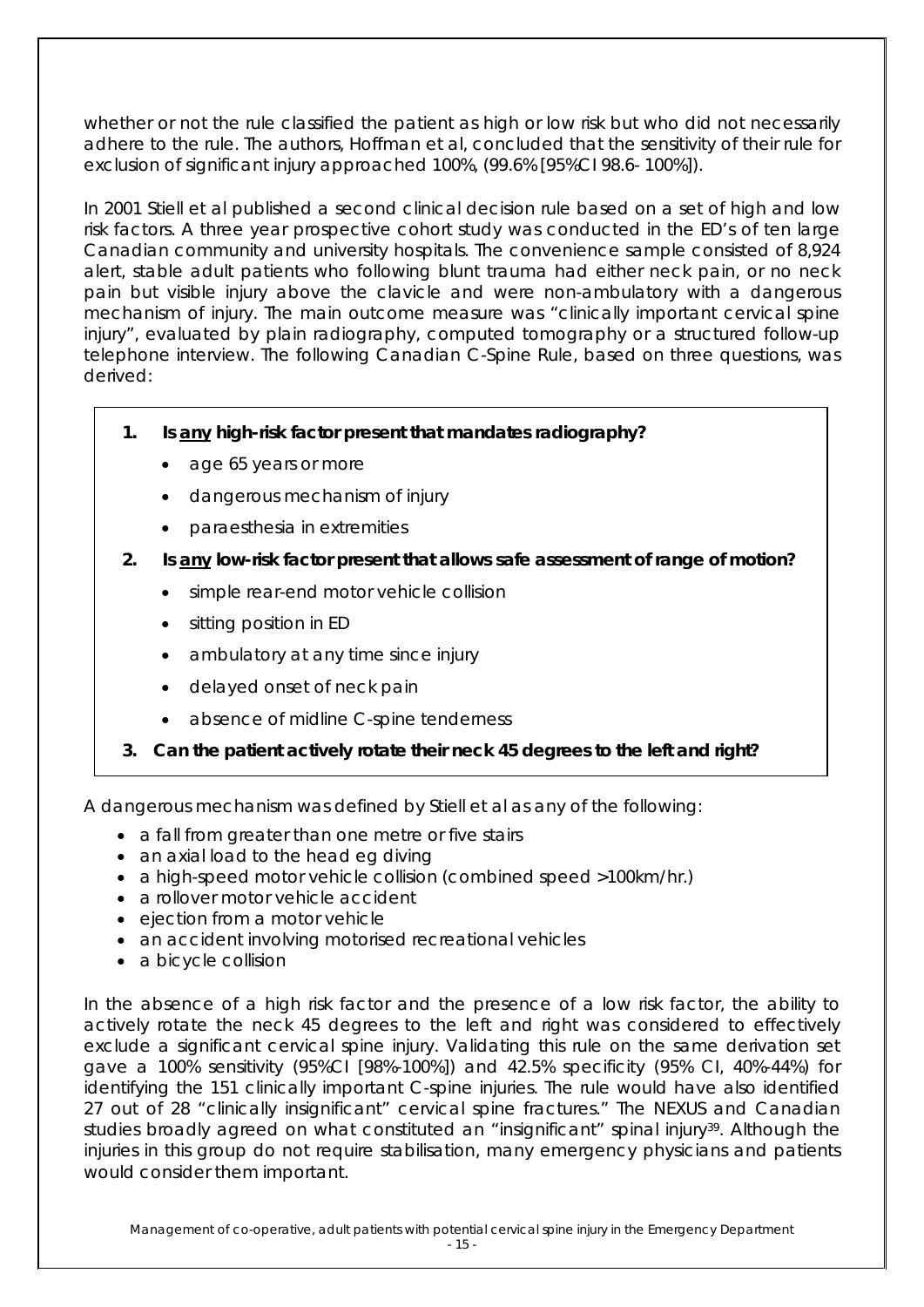whether or not the rule classified the patient as high or low risk but who did not necessarily adhere to the rule. The authors, Hoffman et al, concluded that the sensitivity of their rule for exclusion of significant injury approached 100%, (99.6% [95%CI 98.6- 100%]).

In 2001 Stiell et al published a second clinical decision rule based on a set of high and low risk factors. A three year prospective cohort study was conducted in the ED's of ten large Canadian community and university hospitals. The convenience sample consisted of 8,924 alert, stable adult patients who following blunt trauma had either neck pain, or no neck pain but visible injury above the clavicle and were non-ambulatory with a dangerous mechanism of injury. The main outcome measure was "clinically important cervical spine injury", evaluated by plain radiography, computed tomography or a structured follow-up telephone interview. The following Canadian C-Spine Rule, based on three questions, was derived:

1. **Is any high-risk factor present that mandates radiography?**
   - age 65 years or more
   - dangerous mechanism of injury
   - paraesthesia in extremities
2. **Is any low-risk factor present that allows safe assessment of range of motion?**
   - simple rear-end motor vehicle collision
   - sitting position in ED
   - ambulatory at any time since injury
   - delayed onset of neck pain
   - absence of midline C-spine tenderness
3. **Can the patient actively rotate their neck 45 degrees to the left and right?**

A dangerous mechanism was defined by Stiell et al as any of the following:

- a fall from greater than one metre or five stairs
- an axial load to the head eg diving
- a high-speed motor vehicle collision (combined speed >100km/hr.)
- a rollover motor vehicle accident
- ejection from a motor vehicle
- an accident involving motorised recreational vehicles
- a bicycle collision

In the absence of a high risk factor and the presence of a low risk factor, the ability to actively rotate the neck 45 degrees to the left and right was considered to effectively exclude a significant cervical spine injury. Validating this rule on the same derivation set gave a 100% sensitivity (95%CI [98%-100%]) and 42.5% specificity (95% CI, 40%-44%) for identifying the 151 clinically important C-spine injuries. The rule would have also identified 27 out of 28 "clinically insignificant" cervical spine fractures." The NEXUS and Canadian studies broadly agreed on what constituted an "insignificant" spinal injury[39]. Although the injuries in this group do not require stabilisation, many emergency physicians and patients would consider them important.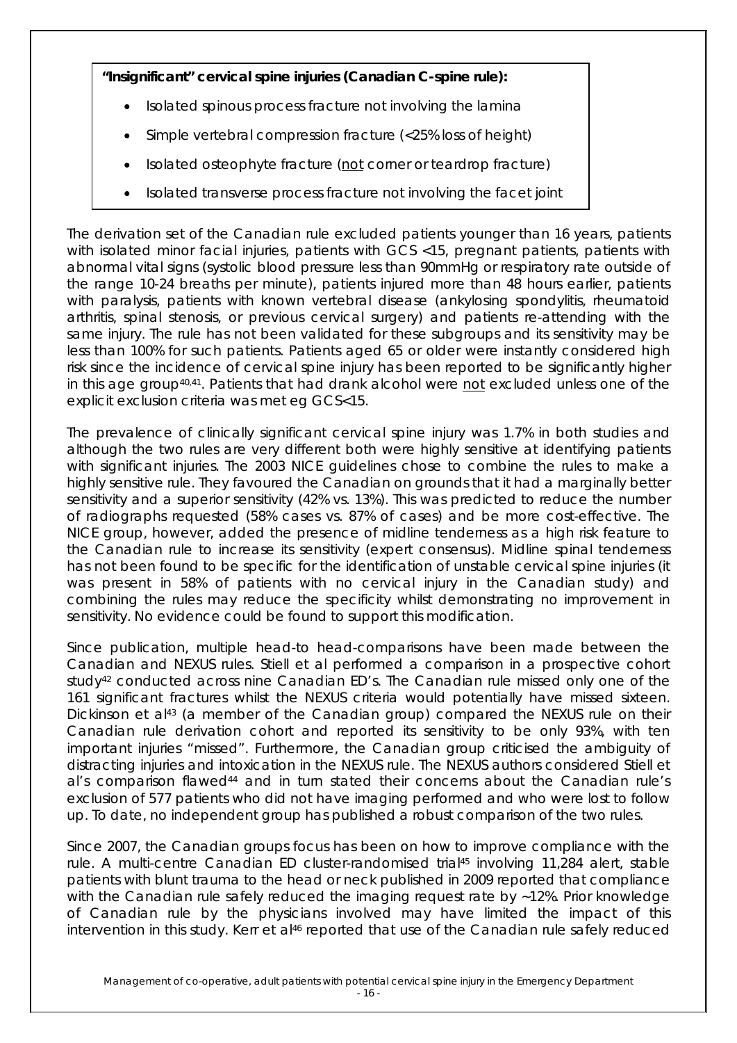**"Insignificant" cervical spine injuries (Canadian C-spine rule):**

- Isolated spinous process fracture not involving the lamina
- Simple vertebral compression fracture (<25% loss of height)
- Isolated osteophyte fracture (not corner or teardrop fracture)
- Isolated transverse process fracture not involving the facet joint

The derivation set of the Canadian rule excluded patients younger than 16 years, patients with isolated minor facial injuries, patients with GCS <15, pregnant patients, patients with abnormal vital signs (systolic blood pressure less than 90mmHg or respiratory rate outside of the range 10-24 breaths per minute), patients injured more than 48 hours earlier, patients with paralysis, patients with known vertebral disease (ankylosing spondylitis, rheumatoid arthritis, spinal stenosis, or previous cervical surgery) and patients re-attending with the same injury. The rule has not been validated for these subgroups and its sensitivity may be less than 100% for such patients. Patients aged 65 or older were instantly considered high risk since the incidence of cervical spine injury has been reported to be significantly higher in this age group[40,41]. Patients that had drank alcohol were not excluded unless one of the explicit exclusion criteria was met eg GCS<15.

The prevalence of clinically significant cervical spine injury was 1.7% in both studies and although the two rules are very different both were highly sensitive at identifying patients with significant injuries. The 2003 NICE guidelines chose to combine the rules to make a highly sensitive rule. They favoured the Canadian on grounds that it had a marginally better sensitivity and a superior sensitivity (42% vs. 13%). This was predicted to reduce the number of radiographs requested (58% cases vs. 87% of cases) and be more cost-effective. The NICE group, however, added the presence of midline tenderness as a high risk feature to the Canadian rule to increase its sensitivity (expert consensus). Midline spinal tenderness has not been found to be specific for the identification of unstable cervical spine injuries (it was present in 58% of patients with no cervical injury in the Canadian study) and combining the rules may reduce the specificity whilst demonstrating no improvement in sensitivity. No evidence could be found to support this modification.

Since publication, multiple head-to head-comparisons have been made between the Canadian and NEXUS rules. Stiell et al performed a comparison in a prospective cohort study[42] conducted across nine Canadian ED's. The Canadian rule missed only one of the 161 significant fractures whilst the NEXUS criteria would potentially have missed sixteen. Dickinson et al[43] (a member of the Canadian group) compared the NEXUS rule on their Canadian rule derivation cohort and reported its sensitivity to be only 93%, with ten important injuries "missed". Furthermore, the Canadian group criticised the ambiguity of distracting injuries and intoxication in the NEXUS rule. The NEXUS authors considered Stiell et al's comparison flawed[44] and in turn stated their concerns about the Canadian rule's exclusion of 577 patients who did not have imaging performed and who were lost to follow up. To date, no independent group has published a robust comparison of the two rules.

Since 2007, the Canadian groups focus has been on how to improve compliance with the rule. A multi-centre Canadian ED cluster-randomised trial[45] involving 11,284 alert, stable patients with blunt trauma to the head or neck published in 2009 reported that compliance with the Canadian rule safely reduced the imaging request rate by ~12%. Prior knowledge of Canadian rule by the physicians involved may have limited the impact of this intervention in this study. Kerr et al[46] reported that use of the Canadian rule safely reduced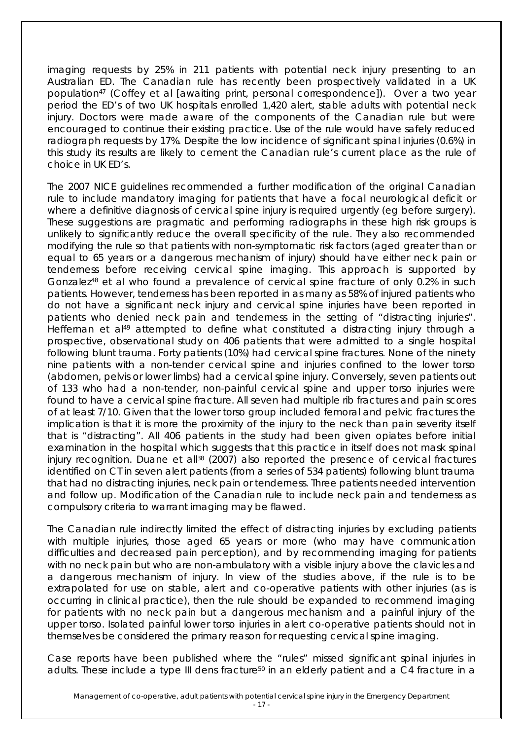imaging requests by 25% in 211 patients with potential neck injury presenting to an Australian ED. The Canadian rule has recently been prospectively validated in a UK population[47] (Coffey et al [awaiting print, personal correspondence]). Over a two year period the ED's of two UK hospitals enrolled 1,420 alert, stable adults with potential neck injury. Doctors were made aware of the components of the Canadian rule but were encouraged to continue their existing practice. Use of the rule would have safely reduced radiograph requests by 17%. Despite the low incidence of significant spinal injuries (0.6%) in this study its results are likely to cement the Canadian rule's current place as the rule of choice in UK ED's.

The 2007 NICE guidelines recommended a further modification of the original Canadian rule to include mandatory imaging for patients that have a focal neurological deficit or where a definitive diagnosis of cervical spine injury is required urgently (eg before surgery). These suggestions are pragmatic and performing radiographs in these high risk groups is unlikely to significantly reduce the overall specificity of the rule. They also recommended modifying the rule so that patients with non-symptomatic risk factors (aged greater than or equal to 65 years or a dangerous mechanism of injury) should have either neck pain or tenderness before receiving cervical spine imaging. This approach is supported by Gonzalez[48] et al who found a prevalence of cervical spine fracture of only 0.2% in such patients. However, tenderness has been reported in as many as 58% of injured patients who do not have a significant neck injury and cervical spine injuries have been reported in patients who denied neck pain and tenderness in the setting of "distracting injuries". Heffernan et al[49] attempted to define what constituted a distracting injury through a prospective, observational study on 406 patients that were admitted to a single hospital following blunt trauma. Forty patients (10%) had cervical spine fractures. None of the ninety nine patients with a non-tender cervical spine and injuries confined to the lower torso (abdomen, pelvis or lower limbs) had a cervical spine injury. Conversely, seven patients out of 133 who had a non-tender, non-painful cervical spine and upper torso injuries were found to have a cervical spine fracture. All seven had multiple rib fractures and pain scores of at least 7/10. Given that the lower torso group included femoral and pelvic fractures the implication is that it is more the proximity of the injury to the neck than pain severity itself that is "distracting". All 406 patients in the study had been given opiates before initial examination in the hospital which suggests that this practice in itself does not mask spinal injury recognition. Duane et all[38] (2007) also reported the presence of cervical fractures identified on CT in seven alert patients (from a series of 534 patients) following blunt trauma that had no distracting injuries, neck pain or tenderness. Three patients needed intervention and follow up. Modification of the Canadian rule to include neck pain and tenderness as compulsory criteria to warrant imaging may be flawed.

The Canadian rule indirectly limited the effect of distracting injuries by excluding patients with multiple injuries, those aged 65 years or more (who may have communication difficulties and decreased pain perception), and by recommending imaging for patients with no neck pain but who are non-ambulatory with a visible injury above the clavicles and a dangerous mechanism of injury. In view of the studies above, if the rule is to be extrapolated for use on stable, alert and co-operative patients with other injuries (as is occurring in clinical practice), then the rule should be expanded to recommend imaging for patients with no neck pain but a dangerous mechanism and a painful injury of the upper torso. Isolated painful lower torso injuries in alert co-operative patients should not in themselves be considered the primary reason for requesting cervical spine imaging.

Case reports have been published where the "rules" missed significant spinal injuries in adults. These include a type III dens fracture[50] in an elderly patient and a C4 fracture in a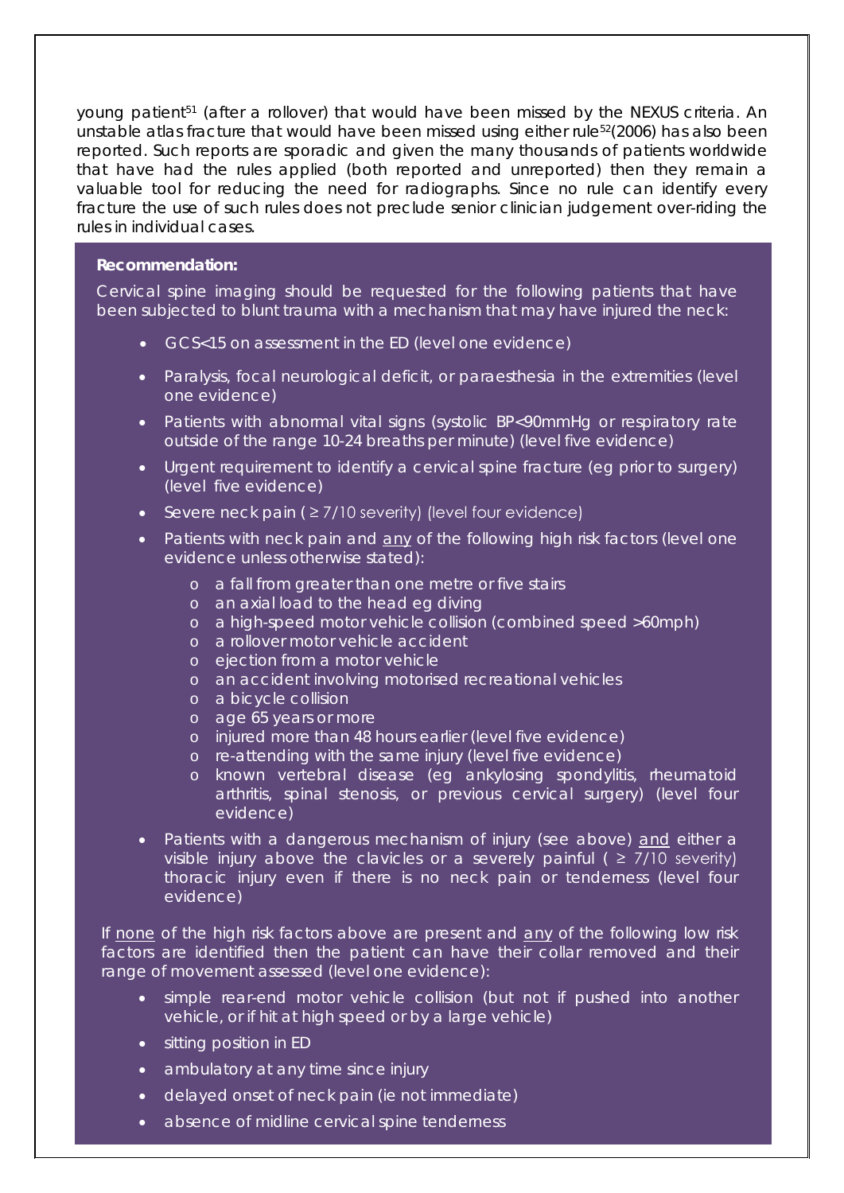young patient[51] (after a rollover) that would have been missed by the NEXUS criteria. An unstable atlas fracture that would have been missed using either rule[52](2006) has also been reported. Such reports are sporadic and given the many thousands of patients worldwide that have had the rules applied (both reported and unreported) then they remain a valuable tool for reducing the need for radiographs. Since no rule can identify every fracture the use of such rules does not preclude senior clinician judgement over-riding the rules in individual cases.

**Recommendation:**

Cervical spine imaging should be requested for the following patients that have been subjected to blunt trauma with a mechanism that may have injured the neck:

- GCS<15 on assessment in the ED (level one evidence)
- Paralysis, focal neurological deficit, or paraesthesia in the extremities (level one evidence)
- Patients with abnormal vital signs (systolic BP<90mmHg or respiratory rate outside of the range 10-24 breaths per minute) (level five evidence)
- Urgent requirement to identify a cervical spine fracture (eg prior to surgery) (level five evidence)
- Severe neck pain ( ≥ 7/10 severity) (level four evidence)
- Patients with neck pain and <u>any</u> of the following high risk factors (level one evidence unless otherwise stated):
    - a fall from greater than one metre or five stairs
    - an axial load to the head eg diving
    - a high-speed motor vehicle collision (combined speed >60mph)
    - a rollover motor vehicle accident
    - ejection from a motor vehicle
    - an accident involving motorised recreational vehicles
    - a bicycle collision
    - age 65 years or more
    - injured more than 48 hours earlier (level five evidence)
    - re-attending with the same injury (level five evidence)
    - known vertebral disease (eg ankylosing spondylitis, rheumatoid arthritis, spinal stenosis, or previous cervical surgery) (level four evidence)
- Patients with a dangerous mechanism of injury (see above) <u>and</u> either a visible injury above the clavicles or a severely painful ( ≥ 7/10 severity) thoracic injury even if there is no neck pain or tenderness (level four evidence)

If <u>none</u> of the high risk factors above are present and <u>any</u> of the following low risk factors are identified then the patient can have their collar removed and their range of movement assessed (level one evidence):

- simple rear-end motor vehicle collision (but not if pushed into another vehicle, or if hit at high speed or by a large vehicle)
- sitting position in ED
- ambulatory at any time since injury
- delayed onset of neck pain (ie not immediate)
- absence of midline cervical spine tenderness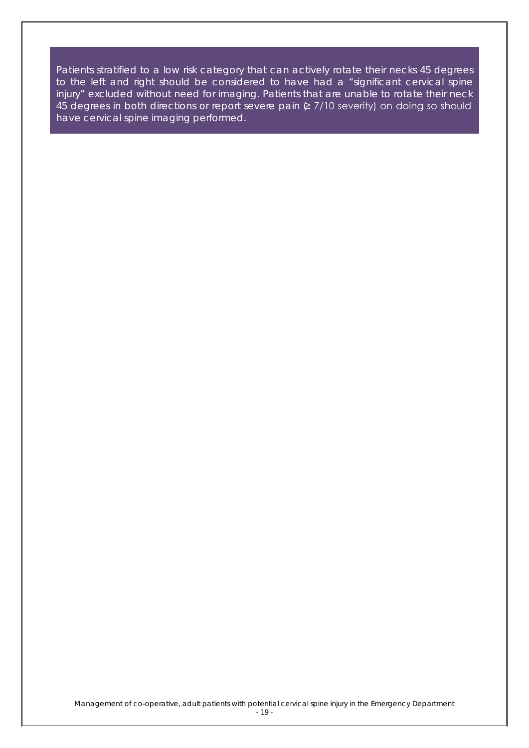Patients stratified to a low risk category that can actively rotate their necks 45 degrees to the left and right should be considered to have had a "significant cervical spine injury" excluded without need for imaging. Patients that are unable to rotate their neck 45 degrees in both directions or report severe pain (≥ 7/10 severity) on doing so should have cervical spine imaging performed.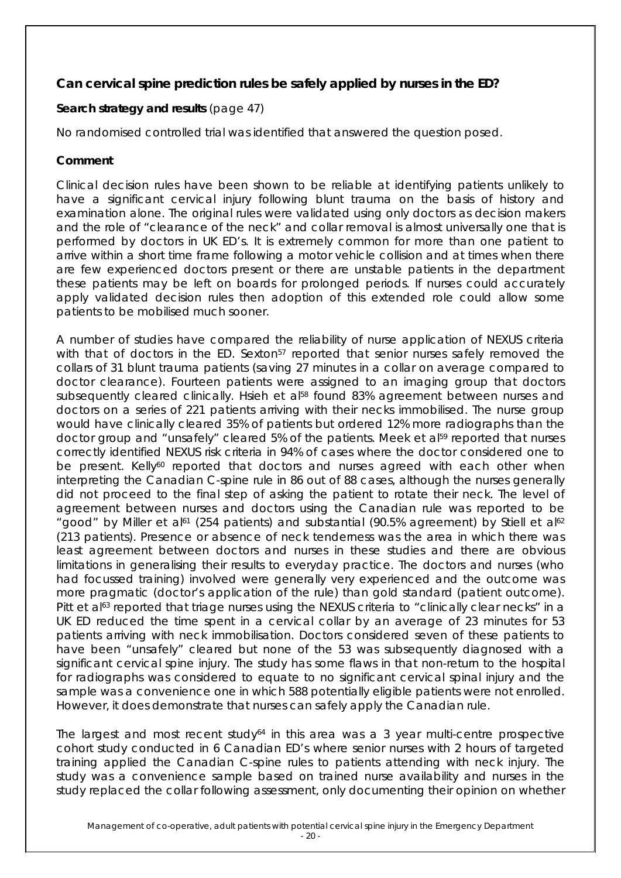### Can cervical spine prediction rules be safely applied by nurses in the ED?

**Search strategy and results** (page 47)

No randomised controlled trial was identified that answered the question posed.

**Comment**

Clinical decision rules have been shown to be reliable at identifying patients unlikely to have a significant cervical injury following blunt trauma on the basis of history and examination alone. The original rules were validated using only doctors as decision makers and the role of "clearance of the neck" and collar removal is almost universally one that is performed by doctors in UK ED's. It is extremely common for more than one patient to arrive within a short time frame following a motor vehicle collision and at times when there are few experienced doctors present or there are unstable patients in the department these patients may be left on boards for prolonged periods. If nurses could accurately apply validated decision rules then adoption of this extended role could allow some patients to be mobilised much sooner.

A number of studies have compared the reliability of nurse application of NEXUS criteria with that of doctors in the ED. Sexton[57] reported that senior nurses safely removed the collars of 31 blunt trauma patients (saving 27 minutes in a collar on average compared to doctor clearance). Fourteen patients were assigned to an imaging group that doctors subsequently cleared clinically. Hsieh et al[58] found 83% agreement between nurses and doctors on a series of 221 patients arriving with their necks immobilised. The nurse group would have clinically cleared 35% of patients but ordered 12% more radiographs than the doctor group and "unsafely" cleared 5% of the patients. Meek et al[59] reported that nurses correctly identified NEXUS risk criteria in 94% of cases where the doctor considered one to be present. Kelly[60] reported that doctors and nurses agreed with each other when interpreting the Canadian C-spine rule in 86 out of 88 cases, although the nurses generally did not proceed to the final step of asking the patient to rotate their neck. The level of agreement between nurses and doctors using the Canadian rule was reported to be "good" by Miller et al[61] (254 patients) and substantial (90.5% agreement) by Stiell et al[62] (213 patients). Presence or absence of neck tenderness was the area in which there was least agreement between doctors and nurses in these studies and there are obvious limitations in generalising their results to everyday practice. The doctors and nurses (who had focussed training) involved were generally very experienced and the outcome was more pragmatic (doctor's application of the rule) than gold standard (patient outcome). Pitt et al[63] reported that triage nurses using the NEXUS criteria to "clinically clear necks" in a UK ED reduced the time spent in a cervical collar by an average of 23 minutes for 53 patients arriving with neck immobilisation. Doctors considered seven of these patients to have been "unsafely" cleared but none of the 53 was subsequently diagnosed with a significant cervical spine injury. The study has some flaws in that non-return to the hospital for radiographs was considered to equate to no significant cervical spinal injury and the sample was a convenience one in which 588 potentially eligible patients were not enrolled. However, it does demonstrate that nurses can safely apply the Canadian rule.

The largest and most recent study[64] in this area was a 3 year multi-centre prospective cohort study conducted in 6 Canadian ED's where senior nurses with 2 hours of targeted training applied the Canadian C-spine rules to patients attending with neck injury. The study was a convenience sample based on trained nurse availability and nurses in the study replaced the collar following assessment, only documenting their opinion on whether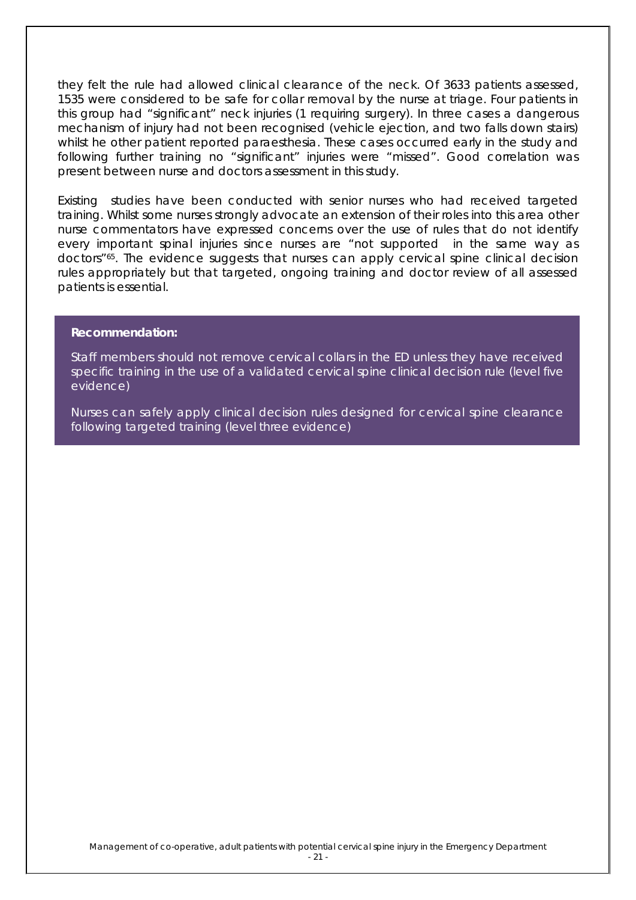they felt the rule had allowed clinical clearance of the neck. Of 3633 patients assessed, 1535 were considered to be safe for collar removal by the nurse at triage. Four patients in this group had "significant" neck injuries (1 requiring surgery). In three cases a dangerous mechanism of injury had not been recognised (vehicle ejection, and two falls down stairs) whilst he other patient reported paraesthesia. These cases occurred early in the study and following further training no "significant" injuries were "missed". Good correlation was present between nurse and doctors assessment in this study.

Existing studies have been conducted with senior nurses who had received targeted training. Whilst some nurses strongly advocate an extension of their roles into this area other nurse commentators have expressed concerns over the use of rules that do not identify every important spinal injuries since nurses are "not supported in the same way as doctors"[65]. The evidence suggests that nurses can apply cervical spine clinical decision rules appropriately but that targeted, ongoing training and doctor review of all assessed patients is essential.

**Recommendation:**

Staff members should not remove cervical collars in the ED unless they have received specific training in the use of a validated cervical spine clinical decision rule (level five evidence)

Nurses can safely apply clinical decision rules designed for cervical spine clearance following targeted training (level three evidence)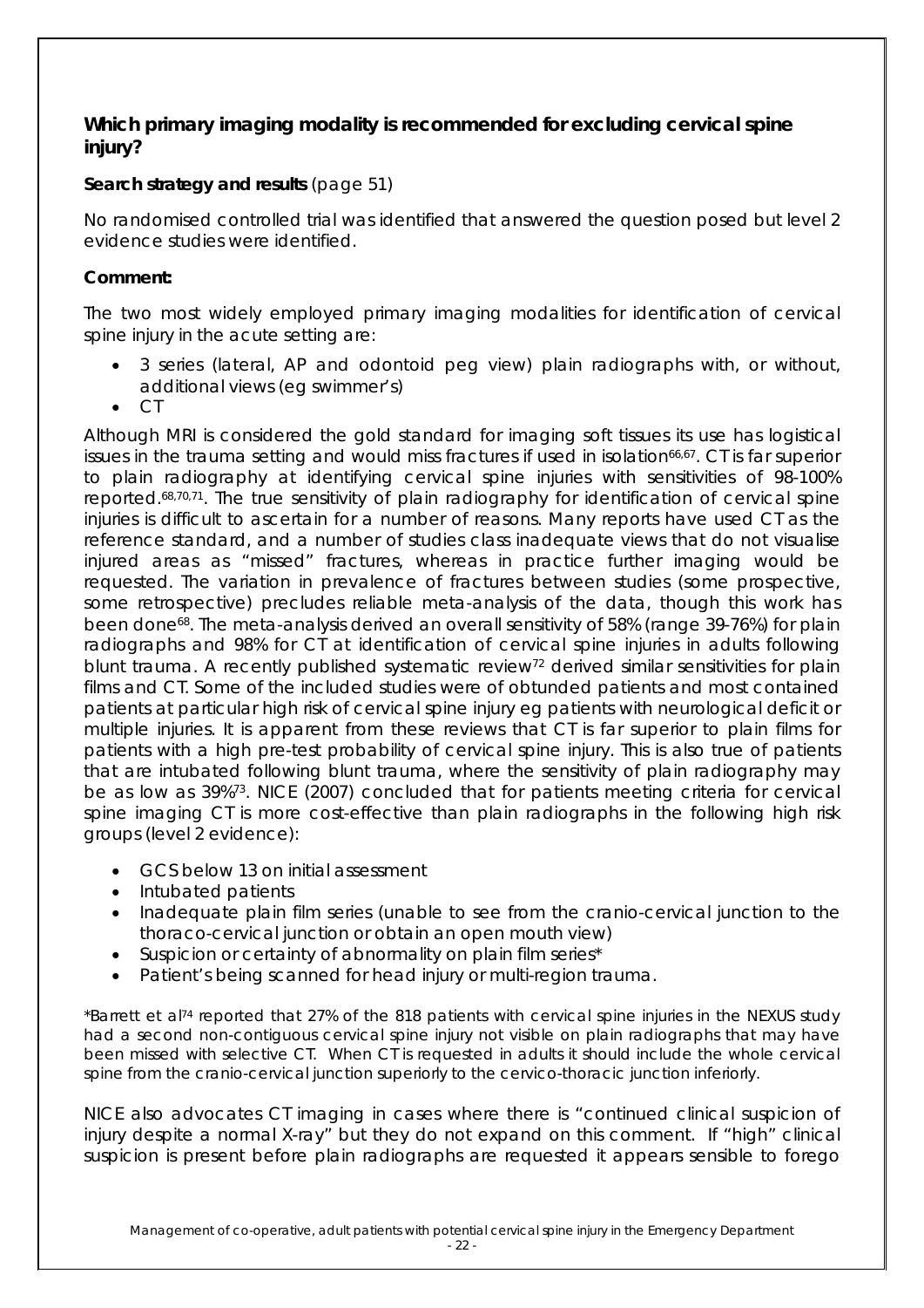**Which primary imaging modality is recommended for excluding cervical spine injury?**

**Search strategy and results** (page 51)

No randomised controlled trial was identified that answered the question posed but level 2 evidence studies were identified.

**Comment:**

The two most widely employed primary imaging modalities for identification of cervical spine injury in the acute setting are:

- 3 series (lateral, AP and odontoid peg view) plain radiographs with, or without, additional views (eg swimmer's)
- CT

Although MRI is considered the gold standard for imaging soft tissues its use has logistical issues in the trauma setting and would miss fractures if used in isolation[66,67]. CT is far superior to plain radiography at identifying cervical spine injuries with sensitivities of 98-100% reported.[68,70,71]. The true sensitivity of plain radiography for identification of cervical spine injuries is difficult to ascertain for a number of reasons. Many reports have used CT as the reference standard, and a number of studies class inadequate views that do not visualise injured areas as "missed" fractures, whereas in practice further imaging would be requested. The variation in prevalence of fractures between studies (some prospective, some retrospective) precludes reliable meta-analysis of the data, though this work has been done[68]. The meta-analysis derived an overall sensitivity of 58% (range 39-76%) for plain radiographs and 98% for CT at identification of cervical spine injuries in adults following blunt trauma. A recently published systematic review[72] derived similar sensitivities for plain films and CT. Some of the included studies were of obtunded patients and most contained patients at particular high risk of cervical spine injury eg patients with neurological deficit or multiple injuries. It is apparent from these reviews that CT is far superior to plain films for patients with a high pre-test probability of cervical spine injury. This is also true of patients that are intubated following blunt trauma, where the sensitivity of plain radiography may be as low as 39%[73]. NICE (2007) concluded that for patients meeting criteria for cervical spine imaging CT is more cost-effective than plain radiographs in the following high risk groups (level 2 evidence):

- GCS below 13 on initial assessment
- Intubated patients
- Inadequate plain film series (unable to see from the cranio-cervical junction to the thoraco-cervical junction or obtain an open mouth view)
- Suspicion or certainty of abnormality on plain film series*
- Patient's being scanned for head injury or multi-region trauma.

*Barrett et al[74] reported that 27% of the 818 patients with cervical spine injuries in the NEXUS study had a second non-contiguous cervical spine injury not visible on plain radiographs that may have been missed with selective CT. When CT is requested in adults it should include the whole cervical spine from the cranio-cervical junction superiorly to the cervico-thoracic junction inferiorly.

NICE also advocates CT imaging in cases where there is "continued clinical suspicion of injury despite a normal X-ray" but they do not expand on this comment. If "high" clinical suspicion is present before plain radiographs are requested it appears sensible to forego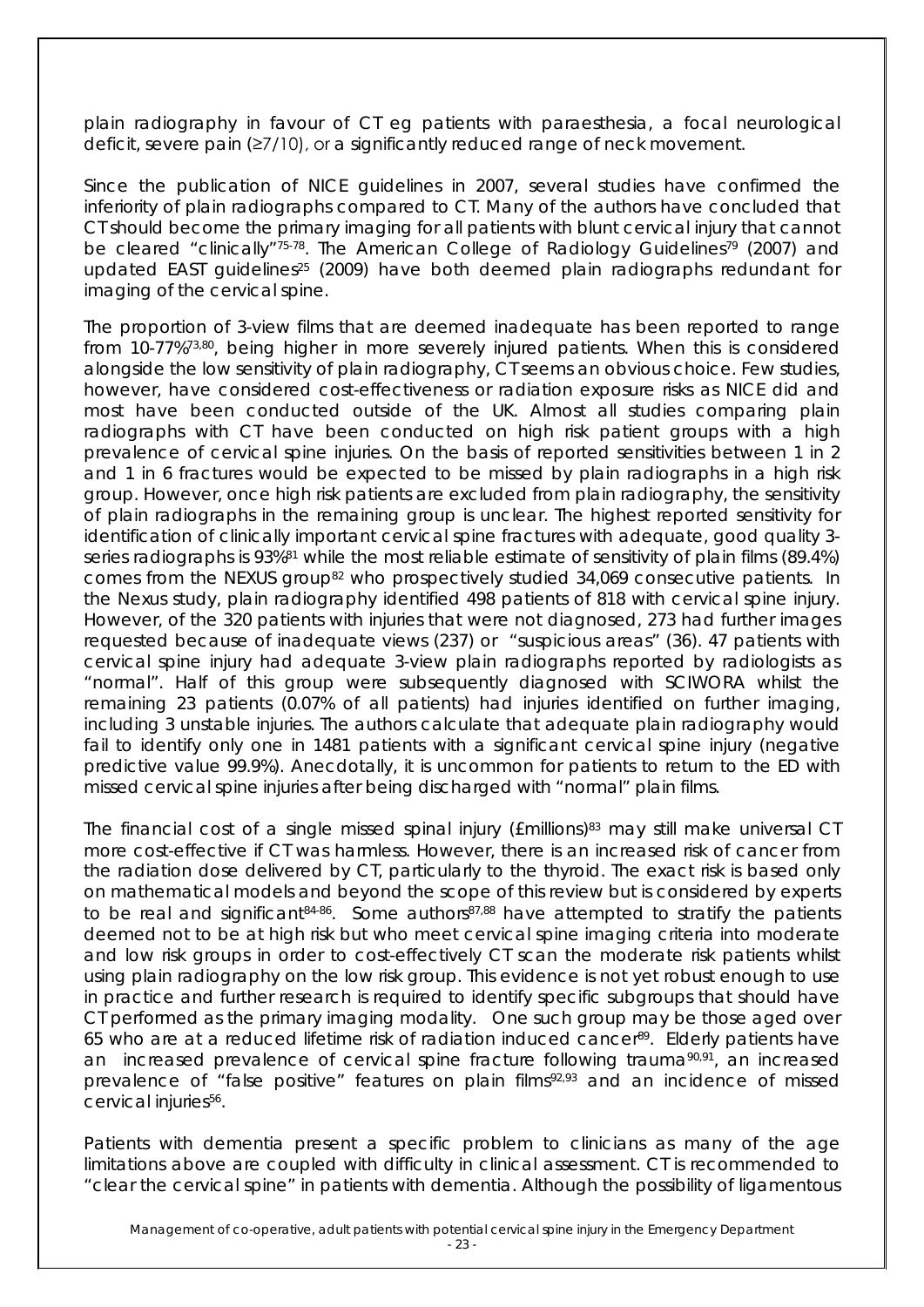plain radiography in favour of CT eg patients with paraesthesia, a focal neurological deficit, severe pain (≥7/10), or a significantly reduced range of neck movement.

Since the publication of NICE guidelines in 2007, several studies have confirmed the inferiority of plain radiographs compared to CT. Many of the authors have concluded that CT should become the primary imaging for all patients with blunt cervical injury that cannot be cleared "clinically"[75-78]. The American College of Radiology Guidelines[79] (2007) and updated EAST guidelines[25] (2009) have both deemed plain radiographs redundant for imaging of the cervical spine.

The proportion of 3-view films that are deemed inadequate has been reported to range from 10-77%[73,80], being higher in more severely injured patients. When this is considered alongside the low sensitivity of plain radiography, CT seems an obvious choice. Few studies, however, have considered cost-effectiveness or radiation exposure risks as NICE did and most have been conducted outside of the UK. Almost all studies comparing plain radiographs with CT have been conducted on high risk patient groups with a high prevalence of cervical spine injuries. On the basis of reported sensitivities between 1 in 2 and 1 in 6 fractures would be expected to be missed by plain radiographs in a high risk group. However, once high risk patients are excluded from plain radiography, the sensitivity of plain radiographs in the remaining group is unclear. The highest reported sensitivity for identification of clinically important cervical spine fractures with adequate, good quality 3-series radiographs is 93%[81] while the most reliable estimate of sensitivity of plain films (89.4%) comes from the NEXUS group[82] who prospectively studied 34,069 consecutive patients. In the Nexus study, plain radiography identified 498 patients of 818 with cervical spine injury. However, of the 320 patients with injuries that were not diagnosed, 273 had further images requested because of inadequate views (237) or "suspicious areas" (36). 47 patients with cervical spine injury had adequate 3-view plain radiographs reported by radiologists as "normal". Half of this group were subsequently diagnosed with SCIWORA whilst the remaining 23 patients (0.07% of all patients) had injuries identified on further imaging, including 3 unstable injuries. The authors calculate that adequate plain radiography would fail to identify only one in 1481 patients with a significant cervical spine injury (negative predictive value 99.9%). Anecdotally, it is uncommon for patients to return to the ED with missed cervical spine injuries after being discharged with "normal" plain films.

The financial cost of a single missed spinal injury (£millions)[83] may still make universal CT more cost-effective if CT was harmless. However, there is an increased risk of cancer from the radiation dose delivered by CT, particularly to the thyroid. The exact risk is based only on mathematical models and beyond the scope of this review but is considered by experts to be real and significant[84-86]. Some authors[87,88] have attempted to stratify the patients deemed not to be at high risk but who meet cervical spine imaging criteria into moderate and low risk groups in order to cost-effectively CT scan the moderate risk patients whilst using plain radiography on the low risk group. This evidence is not yet robust enough to use in practice and further research is required to identify specific subgroups that should have CT performed as the primary imaging modality. One such group may be those aged over 65 who are at a reduced lifetime risk of radiation induced cancer[89]. Elderly patients have an increased prevalence of cervical spine fracture following trauma[90,91], an increased prevalence of "false positive" features on plain films[92,93] and an incidence of missed cervical injuries[56].

Patients with dementia present a specific problem to clinicians as many of the age limitations above are coupled with difficulty in clinical assessment. CT is recommended to "clear the cervical spine" in patients with dementia. Although the possibility of ligamentous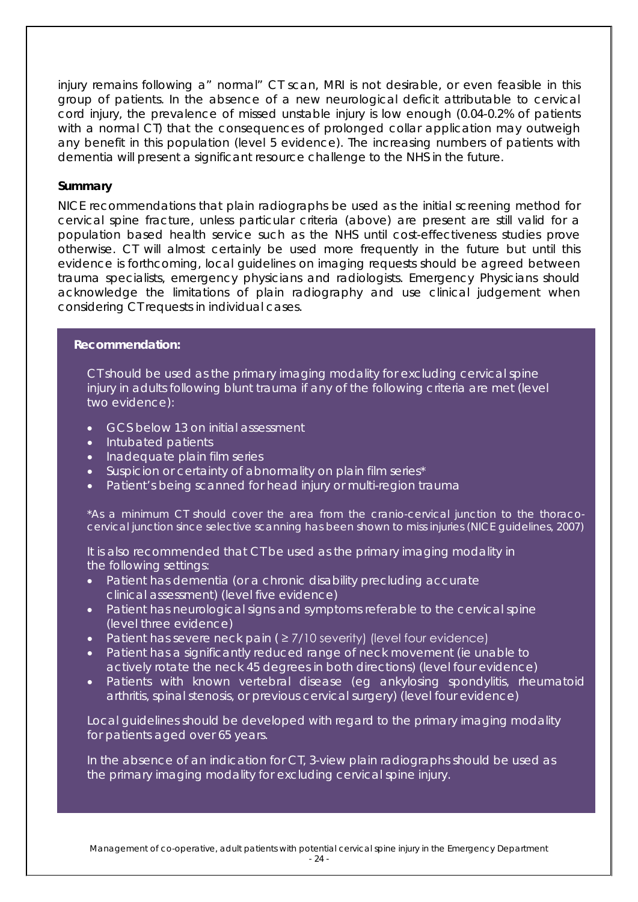injury remains following a" normal" CT scan, MRI is not desirable, or even feasible in this group of patients. In the absence of a new neurological deficit attributable to cervical cord injury, the prevalence of missed unstable injury is low enough (0.04-0.2% of patients with a normal CT) that the consequences of prolonged collar application may outweigh any benefit in this population (level 5 evidence). The increasing numbers of patients with dementia will present a significant resource challenge to the NHS in the future.

**Summary**

NICE recommendations that plain radiographs be used as the initial screening method for cervical spine fracture, unless particular criteria (above) are present are still valid for a population based health service such as the NHS until cost-effectiveness studies prove otherwise. CT will almost certainly be used more frequently in the future but until this evidence is forthcoming, local guidelines on imaging requests should be agreed between trauma specialists, emergency physicians and radiologists. Emergency Physicians should acknowledge the limitations of plain radiography and use clinical judgement when considering CT requests in individual cases.

**Recommendation:**

CT should be used as the primary imaging modality for excluding cervical spine injury in adults following blunt trauma if any of the following criteria are met (level two evidence):

- GCS below 13 on initial assessment
- Intubated patients
- Inadequate plain film series
- Suspicion or certainty of abnormality on plain film series*
- Patient's being scanned for head injury or multi-region trauma

*As a minimum CT should cover the area from the cranio-cervical junction to the thoraco-cervical junction since selective scanning has been shown to miss injuries (NICE guidelines, 2007)

It is also recommended that CT be used as the primary imaging modality in the following settings:

- Patient has dementia (or a chronic disability precluding accurate clinical assessment) (level five evidence)
- Patient has neurological signs and symptoms referable to the cervical spine (level three evidence)
- Patient has severe neck pain ( ≥ 7/10 severity) (level four evidence)
- Patient has a significantly reduced range of neck movement (ie unable to actively rotate the neck 45 degrees in both directions) (level four evidence)
- Patients with known vertebral disease (eg ankylosing spondylitis, rheumatoid arthritis, spinal stenosis, or previous cervical surgery) (level four evidence)

Local guidelines should be developed with regard to the primary imaging modality for patients aged over 65 years.

In the absence of an indication for CT, 3-view plain radiographs should be used as the primary imaging modality for excluding cervical spine injury.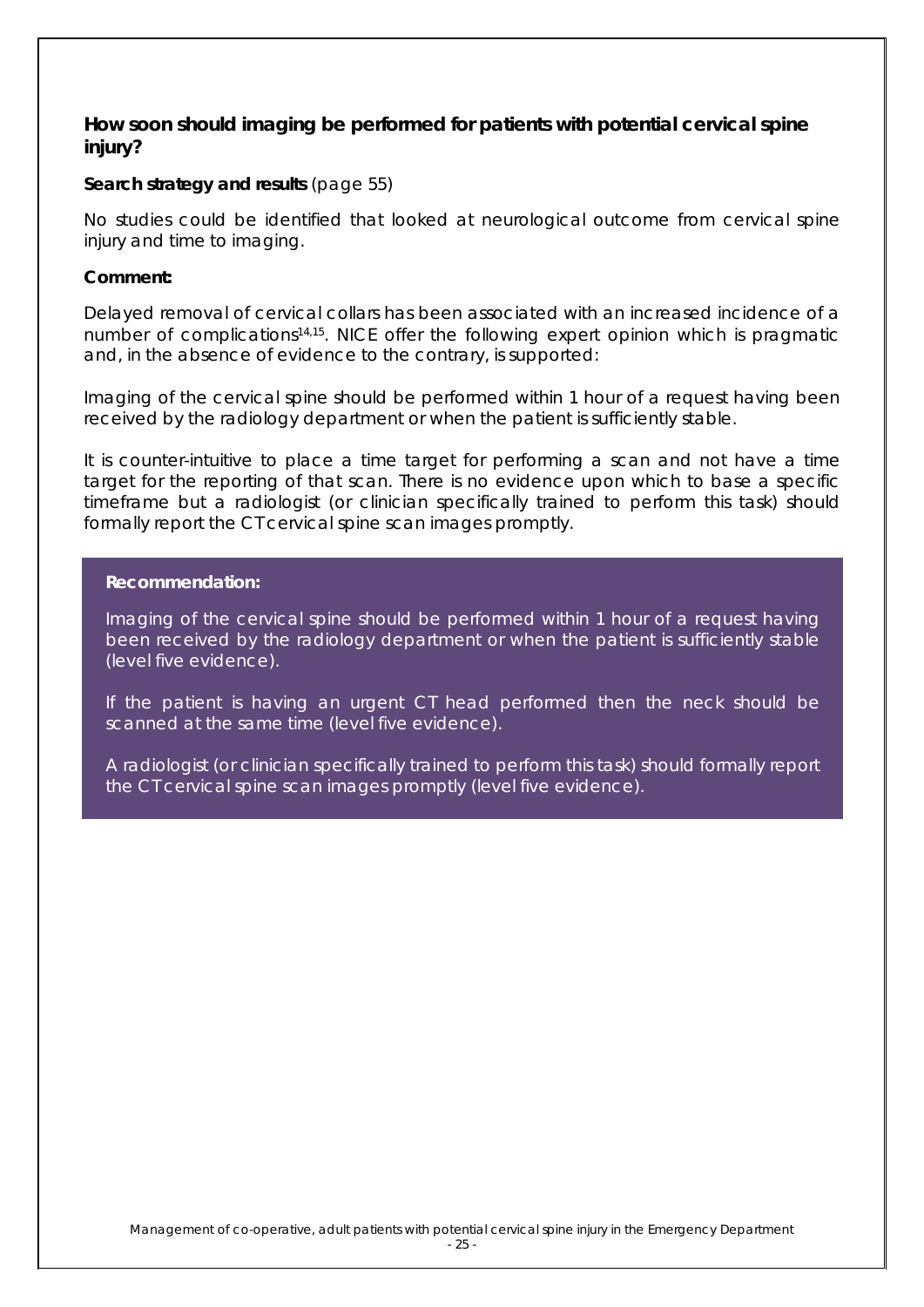### How soon should imaging be performed for patients with potential cervical spine injury?

**Search strategy and results** (page 55)

No studies could be identified that looked at neurological outcome from cervical spine injury and time to imaging.

**Comment:**

Delayed removal of cervical collars has been associated with an increased incidence of a number of complications[14,15]. NICE offer the following expert opinion which is pragmatic and, in the absence of evidence to the contrary, is supported:

Imaging of the cervical spine should be performed within 1 hour of a request having been received by the radiology department or when the patient is sufficiently stable.

It is counter-intuitive to place a time target for performing a scan and not have a time target for the reporting of that scan. There is no evidence upon which to base a specific timeframe but a radiologist (or clinician specifically trained to perform this task) should formally report the CT cervical spine scan images promptly.

**Recommendation:**

Imaging of the cervical spine should be performed within 1 hour of a request having been received by the radiology department or when the patient is sufficiently stable (level five evidence).

If the patient is having an urgent CT head performed then the neck should be scanned at the same time (level five evidence).

A radiologist (or clinician specifically trained to perform this task) should formally report the CT cervical spine scan images promptly (level five evidence).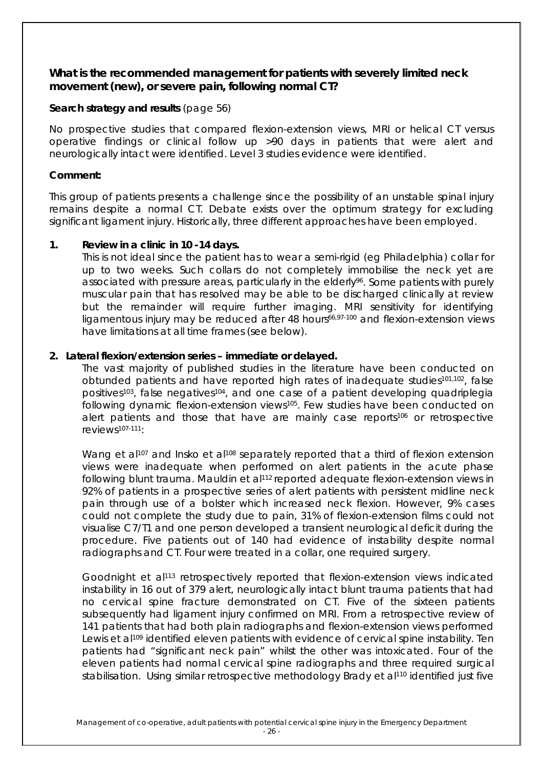**What is the recommended management for patients with severely limited neck movement (new), or severe pain, following normal CT?**

**Search strategy and results** (page 56)

No prospective studies that compared flexion-extension views, MRI or helical CT versus operative findings or clinical follow up >90 days in patients that were alert and neurologically intact were identified. Level 3 studies evidence were identified.

**Comment:**

This group of patients presents a challenge since the possibility of an unstable spinal injury remains despite a normal CT. Debate exists over the optimum strategy for excluding significant ligament injury. Historically, three different approaches have been employed.

1. **Review in a clinic in 10 -14 days.**
   This is not ideal since the patient has to wear a semi-rigid (eg Philadelphia) collar for up to two weeks. Such collars do not completely immobilise the neck yet are associated with pressure areas, particularly in the elderly[96]. Some patients with purely muscular pain that has resolved may be able to be discharged clinically at review but the remainder will require further imaging. MRI sensitivity for identifying ligamentous injury may be reduced after 48 hours[66,97-100] and flexion-extension views have limitations at all time frames (see below).

2. **Lateral flexion/extension series – immediate or delayed.**
   The vast majority of published studies in the literature have been conducted on obtunded patients and have reported high rates of inadequate studies[101,102], false positives[103], false negatives[104], and one case of a patient developing quadriplegia following dynamic flexion-extension views[105]. Few studies have been conducted on alert patients and those that have are mainly case reports[106] or retrospective reviews[107-111]:

   Wang et al[107] and Insko et al[108] separately reported that a third of flexion extension views were inadequate when performed on alert patients in the acute phase following blunt trauma. Mauldin et al[112] reported adequate flexion-extension views in 92% of patients in a prospective series of alert patients with persistent midline neck pain through use of a bolster which increased neck flexion. However, 9% cases could not complete the study due to pain, 31% of flexion-extension films could not visualise C7/T1 and one person developed a transient neurological deficit during the procedure. Five patients out of 140 had evidence of instability despite normal radiographs and CT. Four were treated in a collar, one required surgery.

   Goodnight et al[113] retrospectively reported that flexion-extension views indicated instability in 16 out of 379 alert, neurologically intact blunt trauma patients that had no cervical spine fracture demonstrated on CT. Five of the sixteen patients subsequently had ligament injury confirmed on MRI. From a retrospective review of 141 patients that had both plain radiographs and flexion-extension views performed Lewis et al[109] identified eleven patients with evidence of cervical spine instability. Ten patients had "significant neck pain" whilst the other was intoxicated. Four of the eleven patients had normal cervical spine radiographs and three required surgical stabilisation. Using similar retrospective methodology Brady et al[110] identified just five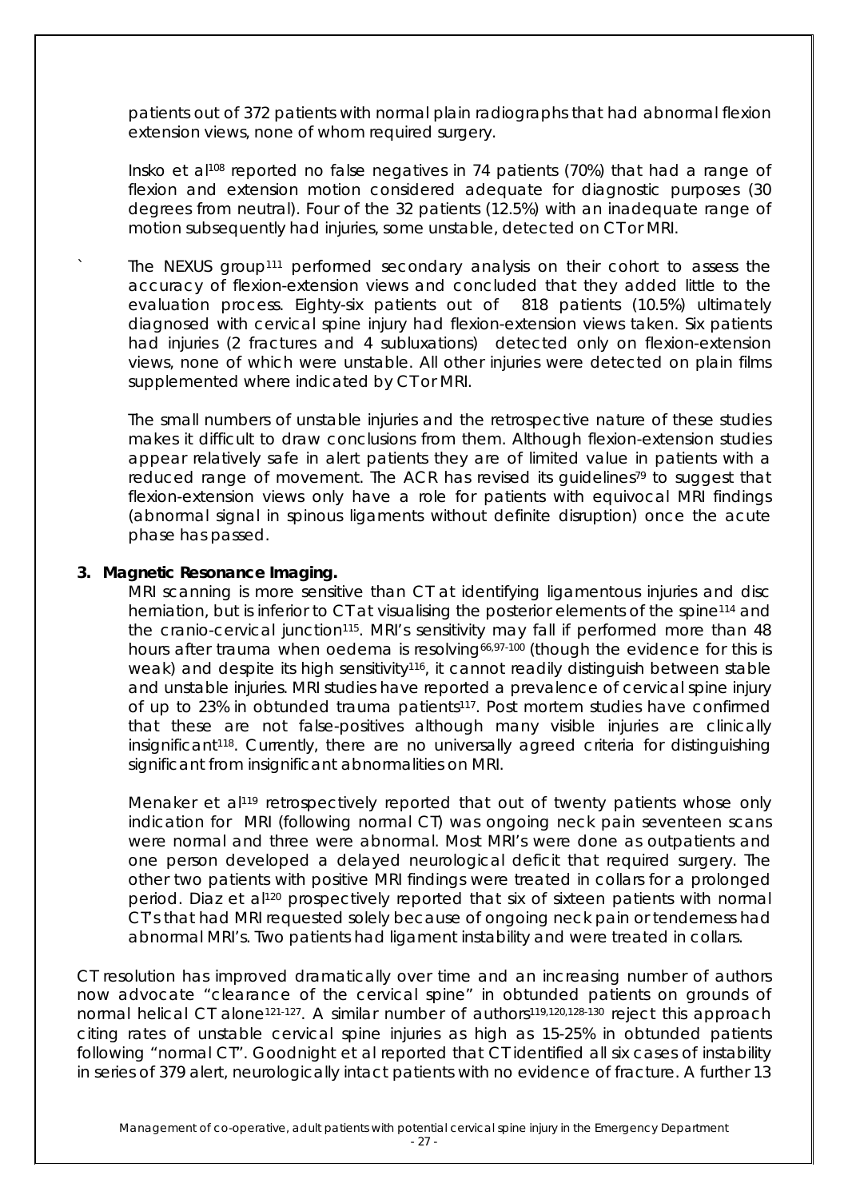patients out of 372 patients with normal plain radiographs that had abnormal flexion extension views, none of whom required surgery.

Insko et al[108] reported no false negatives in 74 patients (70%) that had a range of flexion and extension motion considered adequate for diagnostic purposes (30 degrees from neutral). Four of the 32 patients (12.5%) with an inadequate range of motion subsequently had injuries, some unstable, detected on CT or MRI.

The NEXUS group[111] performed secondary analysis on their cohort to assess the accuracy of flexion-extension views and concluded that they added little to the evaluation process. Eighty-six patients out of 818 patients (10.5%) ultimately diagnosed with cervical spine injury had flexion-extension views taken. Six patients had injuries (2 fractures and 4 subluxations) detected only on flexion-extension views, none of which were unstable. All other injuries were detected on plain films supplemented where indicated by CT or MRI.

The small numbers of unstable injuries and the retrospective nature of these studies makes it difficult to draw conclusions from them. Although flexion-extension studies appear relatively safe in alert patients they are of limited value in patients with a reduced range of movement. The ACR has revised its guidelines[79] to suggest that flexion-extension views only have a role for patients with equivocal MRI findings (abnormal signal in spinous ligaments without definite disruption) once the acute phase has passed.

**3. Magnetic Resonance Imaging.**

MRI scanning is more sensitive than CT at identifying ligamentous injuries and disc herniation, but is inferior to CT at visualising the posterior elements of the spine[114] and the cranio-cervical junction[115]. MRI's sensitivity may fall if performed more than 48 hours after trauma when oedema is resolving[66,97-100] (though the evidence for this is weak) and despite its high sensitivity[116], it cannot readily distinguish between stable and unstable injuries. MRI studies have reported a prevalence of cervical spine injury of up to 23% in obtunded trauma patients[117]. Post mortem studies have confirmed that these are not false-positives although many visible injuries are clinically insignificant[118]. Currently, there are no universally agreed criteria for distinguishing significant from insignificant abnormalities on MRI.

Menaker et al[119] retrospectively reported that out of twenty patients whose only indication for MRI (following normal CT) was ongoing neck pain seventeen scans were normal and three were abnormal. Most MRI's were done as outpatients and one person developed a delayed neurological deficit that required surgery. The other two patients with positive MRI findings were treated in collars for a prolonged period. Diaz et al[120] prospectively reported that six of sixteen patients with normal CT's that had MRI requested solely because of ongoing neck pain or tenderness had abnormal MRI's. Two patients had ligament instability and were treated in collars.

CT resolution has improved dramatically over time and an increasing number of authors now advocate "clearance of the cervical spine" in obtunded patients on grounds of normal helical CT alone[121-127]. A similar number of authors[119,120,128-130] reject this approach citing rates of unstable cervical spine injuries as high as 15-25% in obtunded patients following "normal CT". Goodnight et al reported that CT identified all six cases of instability in series of 379 alert, neurologically intact patients with no evidence of fracture. A further 13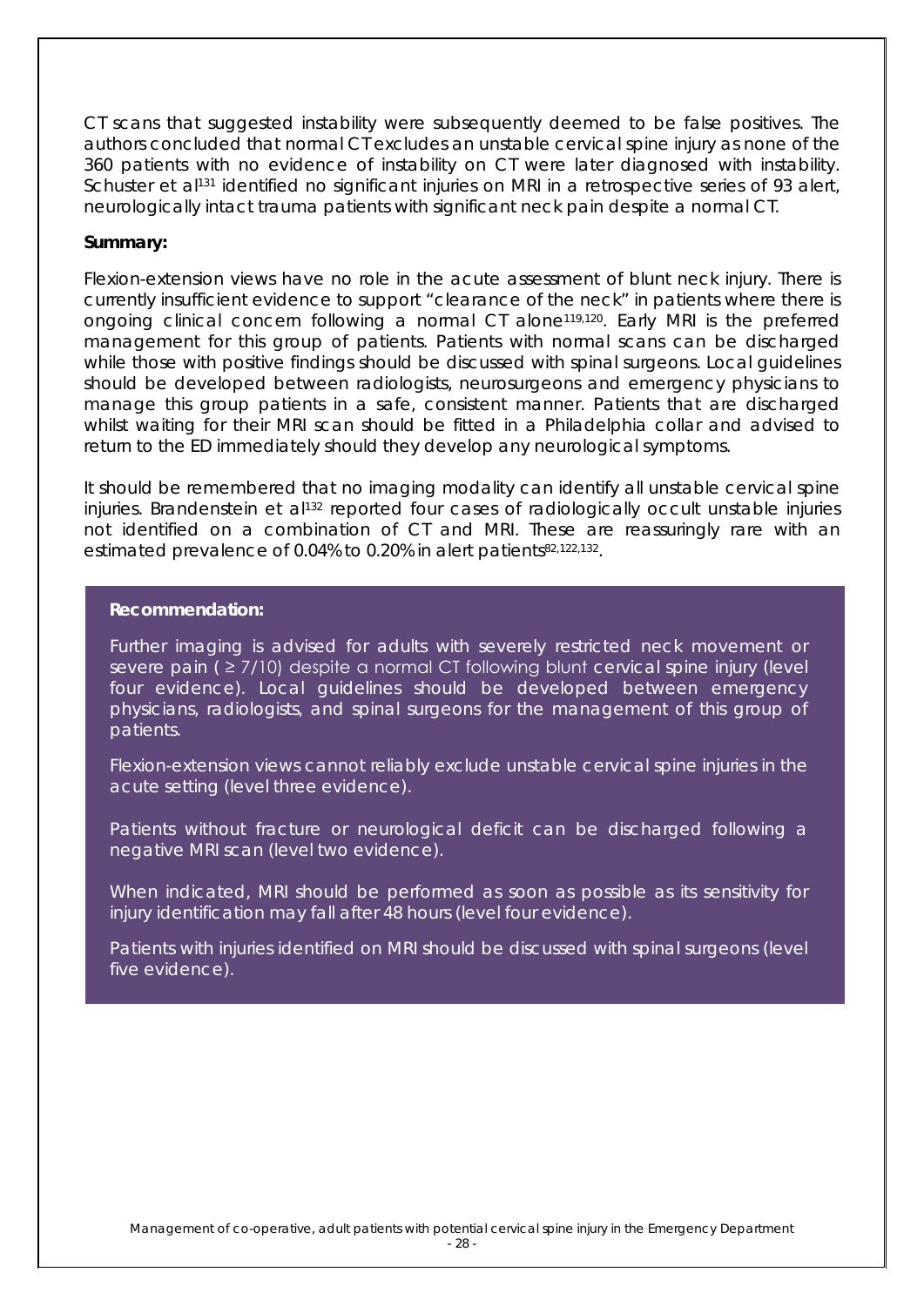CT scans that suggested instability were subsequently deemed to be false positives. The authors concluded that normal CT excludes an unstable cervical spine injury as none of the 360 patients with no evidence of instability on CT were later diagnosed with instability. Schuster et al[131] identified no significant injuries on MRI in a retrospective series of 93 alert, neurologically intact trauma patients with significant neck pain despite a normal CT.

**Summary:**

Flexion-extension views have no role in the acute assessment of blunt neck injury. There is currently insufficient evidence to support "clearance of the neck" in patients where there is ongoing clinical concern following a normal CT alone[119,120]. Early MRI is the preferred management for this group of patients. Patients with normal scans can be discharged while those with positive findings should be discussed with spinal surgeons. Local guidelines should be developed between radiologists, neurosurgeons and emergency physicians to manage this group patients in a safe, consistent manner. Patients that are discharged whilst waiting for their MRI scan should be fitted in a Philadelphia collar and advised to return to the ED immediately should they develop any neurological symptoms.

It should be remembered that no imaging modality can identify all unstable cervical spine injuries. Brandenstein et al[132] reported four cases of radiologically occult unstable injuries not identified on a combination of CT and MRI. These are reassuringly rare with an estimated prevalence of 0.04% to 0.20% in alert patients[82,122,132].

**Recommendation:**

Further imaging is advised for adults with severely restricted neck movement or severe pain ( ≥ 7/10) despite a normal CT following blunt cervical spine injury (level four evidence). Local guidelines should be developed between emergency physicians, radiologists, and spinal surgeons for the management of this group of patients.

Flexion-extension views cannot reliably exclude unstable cervical spine injuries in the acute setting (level three evidence).

Patients without fracture or neurological deficit can be discharged following a negative MRI scan (level two evidence).

When indicated, MRI should be performed as soon as possible as its sensitivity for injury identification may fall after 48 hours (level four evidence).

Patients with injuries identified on MRI should be discussed with spinal surgeons (level five evidence).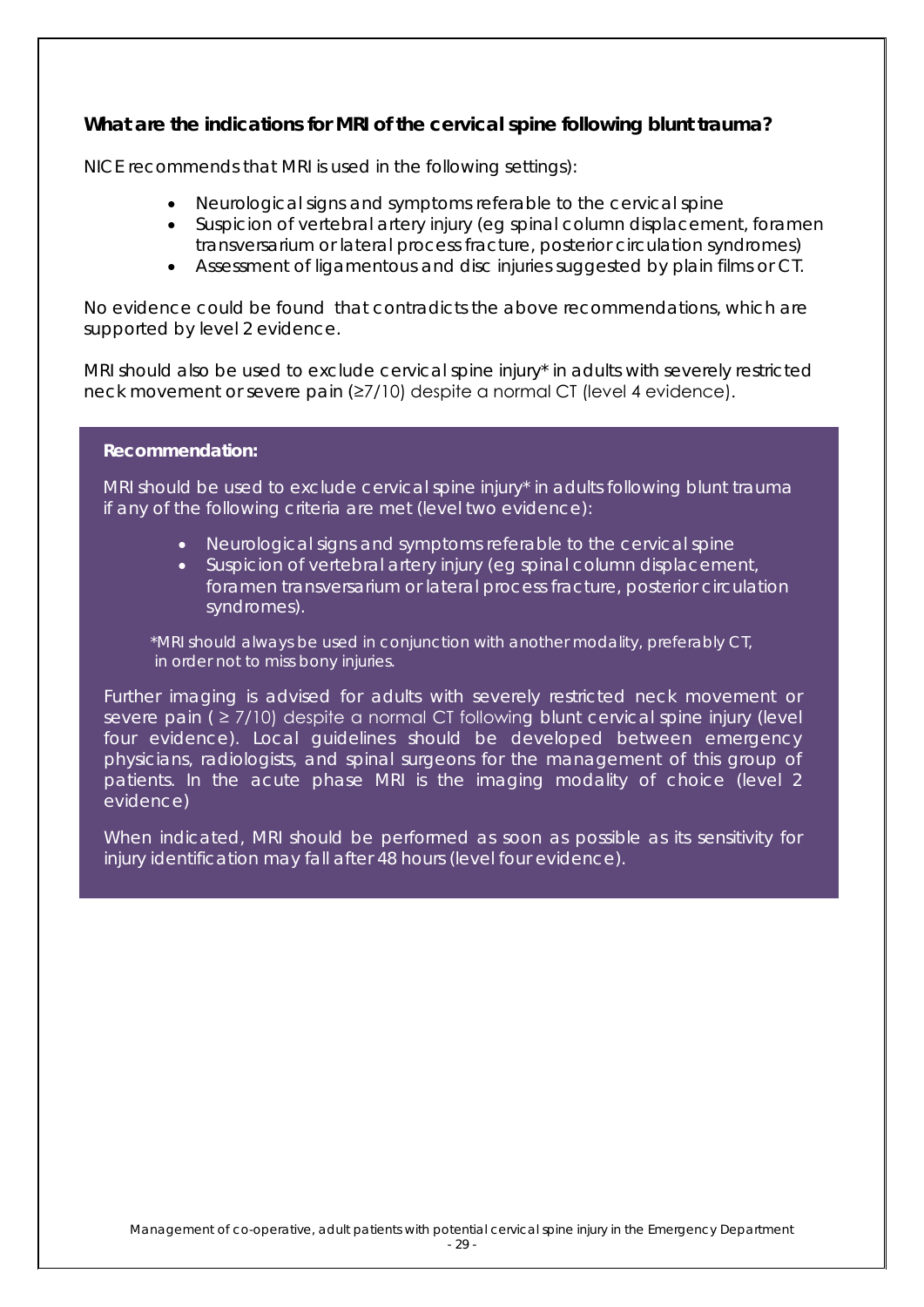### What are the indications for MRI of the cervical spine following blunt trauma?

NICE recommends that MRI is used in the following settings):

- Neurological signs and symptoms referable to the cervical spine
- Suspicion of vertebral artery injury (eg spinal column displacement, foramen transversarium or lateral process fracture, posterior circulation syndromes)
- Assessment of ligamentous and disc injuries suggested by plain films or CT.

No evidence could be found that contradicts the above recommendations, which are supported by level 2 evidence.

MRI should also be used to exclude cervical spine injury* in adults with severely restricted neck movement or severe pain (≥7/10) despite a normal CT (level 4 evidence).

**Recommendation:**

MRI should be used to exclude cervical spine injury* in adults following blunt trauma if any of the following criteria are met (level two evidence):

- Neurological signs and symptoms referable to the cervical spine
- Suspicion of vertebral artery injury (eg spinal column displacement, foramen transversarium or lateral process fracture, posterior circulation syndromes).

*MRI should always be used in conjunction with another modality, preferably CT, in order not to miss bony injuries.

Further imaging is advised for adults with severely restricted neck movement or severe pain ( ≥ 7/10) despite a normal CT following blunt cervical spine injury (level four evidence). Local guidelines should be developed between emergency physicians, radiologists, and spinal surgeons for the management of this group of patients. In the acute phase MRI is the imaging modality of choice (level 2 evidence)

When indicated, MRI should be performed as soon as possible as its sensitivity for injury identification may fall after 48 hours (level four evidence).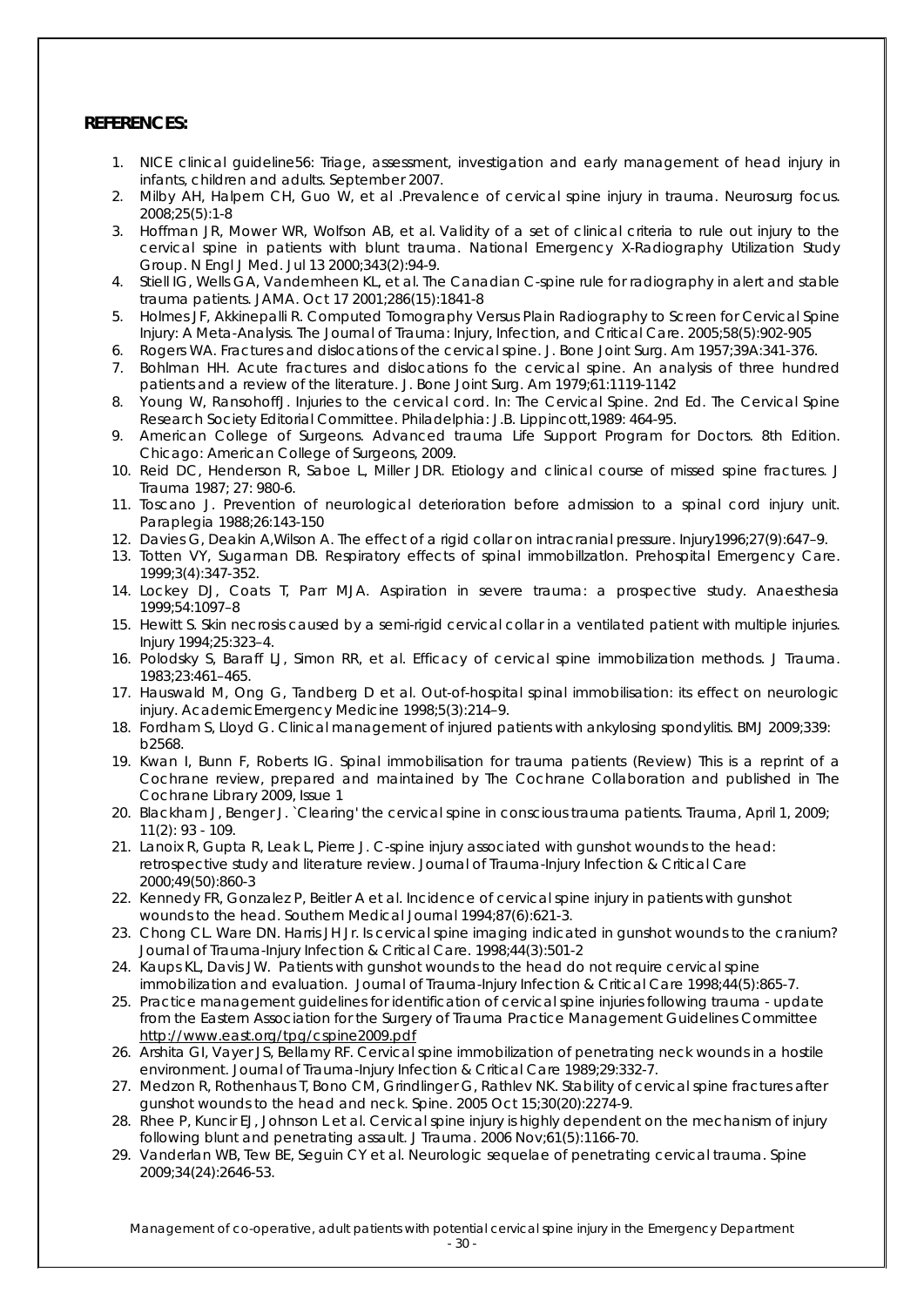**REFERENCES:**

1. NICE clinical guideline56: Triage, assessment, investigation and early management of head injury in infants, children and adults. September 2007.
2. Milby AH, Halpern CH, Guo W, et al .Prevalence of cervical spine injury in trauma. Neurosurg focus. 2008;25(5):1-8
3. Hoffman JR, Mower WR, Wolfson AB, et al. Validity of a set of clinical criteria to rule out injury to the cervical spine in patients with blunt trauma. National Emergency X-Radiography Utilization Study Group. N Engl J Med. Jul 13 2000;343(2):94-9.
4. Stiell IG, Wells GA, Vandemheen KL, et al. The Canadian C-spine rule for radiography in alert and stable trauma patients. JAMA. Oct 17 2001;286(15):1841-8
5. Holmes JF, Akkinepalli R. Computed Tomography Versus Plain Radiography to Screen for Cervical Spine Injury: A Meta-Analysis. The Journal of Trauma: Injury, Infection, and Critical Care. 2005;58(5):902-905
6. Rogers WA. Fractures and dislocations of the cervical spine. J. Bone Joint Surg. Am 1957;39A:341-376.
7. Bohlman HH. Acute fractures and dislocations fo the cervical spine. An analysis of three hundred patients and a review of the literature. J. Bone Joint Surg. Am 1979;61:1119-1142
8. Young W, RansohoffJ. Injuries to the cervical cord. In: The Cervical Spine. 2nd Ed. The Cervical Spine Research Society Editorial Committee. Philadelphia: J.B. Lippincott,1989: 464-95.
9. American College of Surgeons. Advanced trauma Life Support Program for Doctors. 8th Edition. Chicago: American College of Surgeons, 2009.
10. Reid DC, Henderson R, Saboe L, Miller JDR. Etiology and clinical course of missed spine fractures. J Trauma 1987; 27: 980-6.
11. Toscano J. Prevention of neurological deterioration before admission to a spinal cord injury unit. Paraplegia 1988;26:143-150
12. Davies G, Deakin A,Wilson A. The effect of a rigid collar on intracranial pressure. Injury1996;27(9):647–9.
13. Totten VY, Sugarman DB. Respiratory effects of spinal immobillzatlon. Prehospital Emergency Care. 1999;3(4):347-352.
14. Lockey DJ, Coats T, Parr MJA. Aspiration in severe trauma: a prospective study. Anaesthesia 1999;54:1097–8
15. Hewitt S. Skin necrosis caused by a semi-rigid cervical collar in a ventilated patient with multiple injuries. Injury 1994;25:323–4.
16. Polodsky S, Baraff LJ, Simon RR, et al. Efficacy of cervical spine immobilization methods. J Trauma. 1983;23:461–465.
17. Hauswald M, Ong G, Tandberg D et al. Out-of-hospital spinal immobilisation: its effect on neurologic injury. AcademicEmergency Medicine 1998;5(3):214–9.
18. Fordham S, Lloyd G. Clinical management of injured patients with ankylosing spondylitis. BMJ 2009;339: b2568.
19. Kwan I, Bunn F, Roberts IG. Spinal immobilisation for trauma patients (Review) This is a reprint of a Cochrane review, prepared and maintained by The Cochrane Collaboration and published in The Cochrane Library 2009, Issue 1
20. Blackham J, Benger J. `Clearing' the cervical spine in conscious trauma patients. Trauma, April 1, 2009; 11(2): 93 - 109.
21. Lanoix R, Gupta R, Leak L, Pierre J. C-spine injury associated with gunshot wounds to the head: retrospective study and literature review. Journal of Trauma-Injury Infection & Critical Care 2000;49(50):860-3
22. Kennedy FR, Gonzalez P, Beitler A et al. Incidence of cervical spine injury in patients with gunshot wounds to the head. Southern Medical Journal 1994;87(6):621-3.
23. Chong CL. Ware DN. Harris JH Jr. Is cervical spine imaging indicated in gunshot wounds to the cranium? Journal of Trauma-Injury Infection & Critical Care. 1998;44(3):501-2
24. Kaups KL, Davis JW. Patients with gunshot wounds to the head do not require cervical spine immobilization and evaluation. Journal of Trauma-Injury Infection & Critical Care 1998;44(5):865-7.
25. Practice management guidelines for identification of cervical spine injuries following trauma - update from the Eastern Association for the Surgery of Trauma Practice Management Guidelines Committee http://www.east.org/tpg/cspine2009.pdf
26. Arshita GI, Vayer JS, Bellamy RF. Cervical spine immobilization of penetrating neck wounds in a hostile environment. Journal of Trauma-Injury Infection & Critical Care 1989;29:332-7.
27. Medzon R, Rothenhaus T, Bono CM, Grindlinger G, Rathlev NK. Stability of cervical spine fractures after gunshot wounds to the head and neck. Spine. 2005 Oct 15;30(20):2274-9.
28. Rhee P, Kuncir EJ, Johnson L et al. Cervical spine injury is highly dependent on the mechanism of injury following blunt and penetrating assault. J Trauma. 2006 Nov;61(5):1166-70.
29. Vanderlan WB, Tew BE, Seguin CY et al. Neurologic sequelae of penetrating cervical trauma. Spine 2009;34(24):2646-53.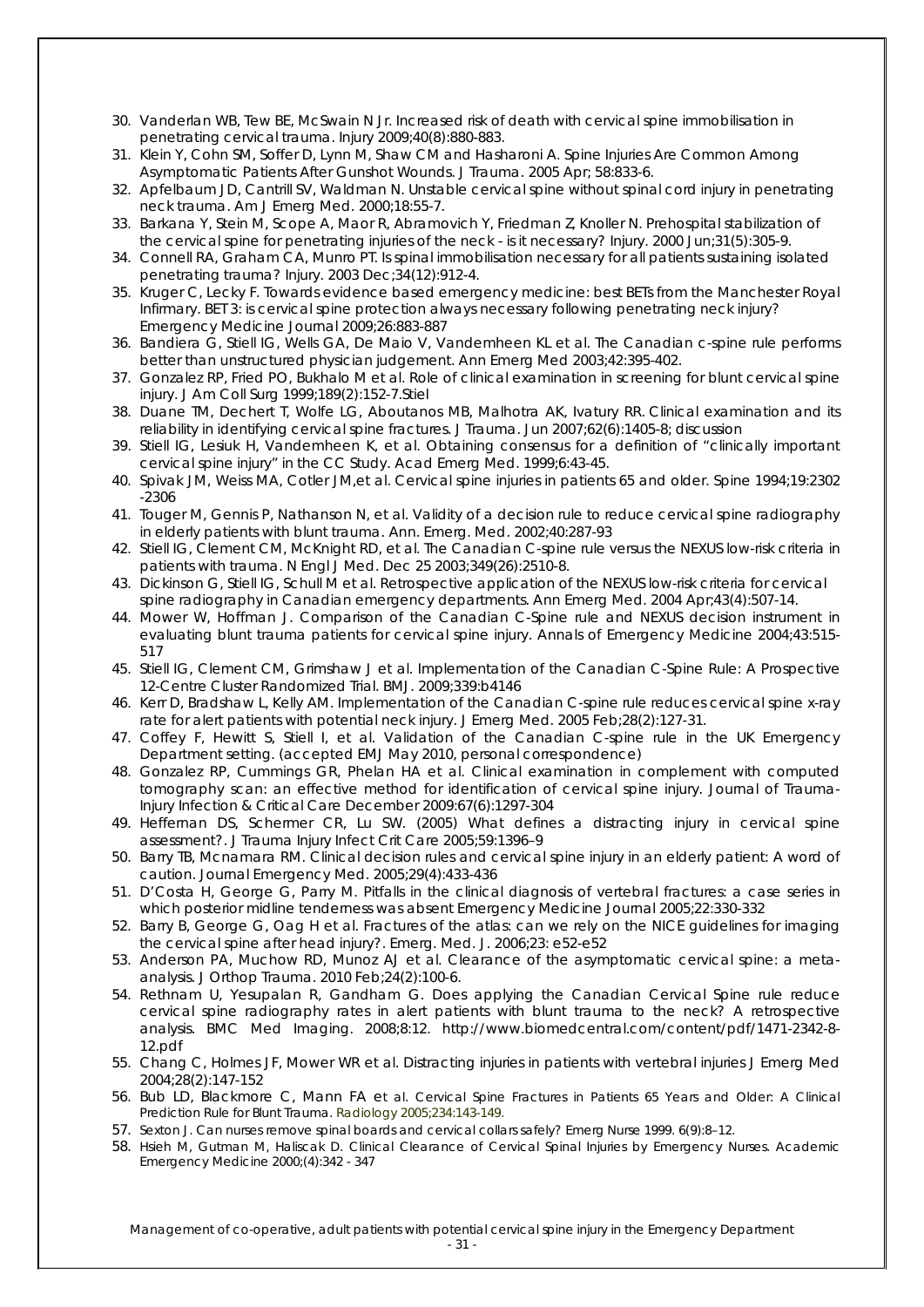30. Vanderlan WB, Tew BE, McSwain N Jr. Increased risk of death with cervical spine immobilisation in penetrating cervical trauma. Injury 2009;40(8):880-883.
31. Klein Y, Cohn SM, Soffer D, Lynn M, Shaw CM and Hasharoni A. Spine Injuries Are Common Among Asymptomatic Patients After Gunshot Wounds. J Trauma. 2005 Apr; 58:833-6.
32. Apfelbaum JD, Cantrill SV, Waldman N. Unstable cervical spine without spinal cord injury in penetrating neck trauma. Am J Emerg Med. 2000;18:55-7.
33. Barkana Y, Stein M, Scope A, Maor R, Abramovich Y, Friedman Z, Knoller N. Prehospital stabilization of the cervical spine for penetrating injuries of the neck - is it necessary? Injury. 2000 Jun;31(5):305-9.
34. Connell RA, Graham CA, Munro PT. Is spinal immobilisation necessary for all patients sustaining isolated penetrating trauma? Injury. 2003 Dec;34(12):912-4.
35. Kruger C, Lecky F. Towards evidence based emergency medicine: best BETs from the Manchester Royal Infirmary. BET 3: is cervical spine protection always necessary following penetrating neck injury? Emergency Medicine Journal 2009;26:883-887
36. Bandiera G, Stiell IG, Wells GA, De Maio V, Vandemheen KL et al. The Canadian c-spine rule performs better than unstructured physician judgement. Ann Emerg Med 2003;42:395-402.
37. Gonzalez RP, Fried PO, Bukhalo M et al. Role of clinical examination in screening for blunt cervical spine injury. J Am Coll Surg 1999;189(2):152-7.Stiel
38. Duane TM, Dechert T, Wolfe LG, Aboutanos MB, Malhotra AK, Ivatury RR. Clinical examination and its reliability in identifying cervical spine fractures. J Trauma. Jun 2007;62(6):1405-8; discussion
39. Stiell IG, Lesiuk H, Vandemheen K, et al. Obtaining consensus for a definition of "clinically important cervical spine injury" in the CC Study. Acad Emerg Med. 1999;6:43-45.
40. Spivak JM, Weiss MA, Cotler JM,et al. Cervical spine injuries in patients 65 and older. Spine 1994;19:2302 -2306
41. Touger M, Gennis P, Nathanson N, et al. Validity of a decision rule to reduce cervical spine radiography in elderly patients with blunt trauma. Ann. Emerg. Med. 2002;40:287-93
42. Stiell IG, Clement CM, McKnight RD, et al. The Canadian C-spine rule versus the NEXUS low-risk criteria in patients with trauma. N Engl J Med. Dec 25 2003;349(26):2510-8.
43. Dickinson G, Stiell IG, Schull M et al. Retrospective application of the NEXUS low-risk criteria for cervical spine radiography in Canadian emergency departments. Ann Emerg Med. 2004 Apr;43(4):507-14.
44. Mower W, Hoffman J. Comparison of the Canadian C-Spine rule and NEXUS decision instrument in evaluating blunt trauma patients for cervical spine injury. Annals of Emergency Medicine 2004;43:515-517
45. Stiell IG, Clement CM, Grimshaw J et al. Implementation of the Canadian C-Spine Rule: A Prospective 12-Centre Cluster Randomized Trial. BMJ. 2009;339:b4146
46. Kerr D, Bradshaw L, Kelly AM. Implementation of the Canadian C-spine rule reduces cervical spine x-ray rate for alert patients with potential neck injury. J Emerg Med. 2005 Feb;28(2):127-31.
47. Coffey F, Hewitt S, Stiell I, et al. Validation of the Canadian C-spine rule in the UK Emergency Department setting. (accepted EMJ May 2010, personal correspondence)
48. Gonzalez RP, Cummings GR, Phelan HA et al. Clinical examination in complement with computed tomography scan: an effective method for identification of cervical spine injury. Journal of Trauma-Injury Infection & Critical Care December 2009:67(6):1297-304
49. Heffernan DS, Schermer CR, Lu SW. (2005) What defines a distracting injury in cervical spine assessment?. J Trauma Injury Infect Crit Care 2005;59:1396–9
50. Barry TB, Mcnamara RM. Clinical decision rules and cervical spine injury in an elderly patient: A word of caution. Journal Emergency Med. 2005;29(4):433-436
51. D'Costa H, George G, Parry M. Pitfalls in the clinical diagnosis of vertebral fractures: a case series in which posterior midline tenderness was absent Emergency Medicine Journal 2005;22:330-332
52. Barry B, George G, Oag H et al. Fractures of the atlas: can we rely on the NICE guidelines for imaging the cervical spine after head injury?. Emerg. Med. J. 2006;23: e52-e52
53. Anderson PA, Muchow RD, Munoz AJ et al. Clearance of the asymptomatic cervical spine: a meta-analysis. J Orthop Trauma. 2010 Feb;24(2):100-6.
54. Rethnam U, Yesupalan R, Gandham G. Does applying the Canadian Cervical Spine rule reduce cervical spine radiography rates in alert patients with blunt trauma to the neck? A retrospective analysis. BMC Med Imaging. 2008;8:12. http://www.biomedcentral.com/content/pdf/1471-2342-8-12.pdf
55. Chang C, Holmes JF, Mower WR et al. Distracting injuries in patients with vertebral injuries J Emerg Med 2004;28(2):147-152
56. Bub LD, Blackmore C, Mann FA et al. Cervical Spine Fractures in Patients 65 Years and Older: A Clinical Prediction Rule for Blunt Trauma. Radiology 2005;234:143-149.
57. Sexton J. Can nurses remove spinal boards and cervical collars safely? Emerg Nurse 1999. 6(9):8–12.
58. Hsieh M, Gutman M, Haliscak D. Clinical Clearance of Cervical Spinal Injuries by Emergency Nurses. Academic Emergency Medicine 2000;(4):342 - 347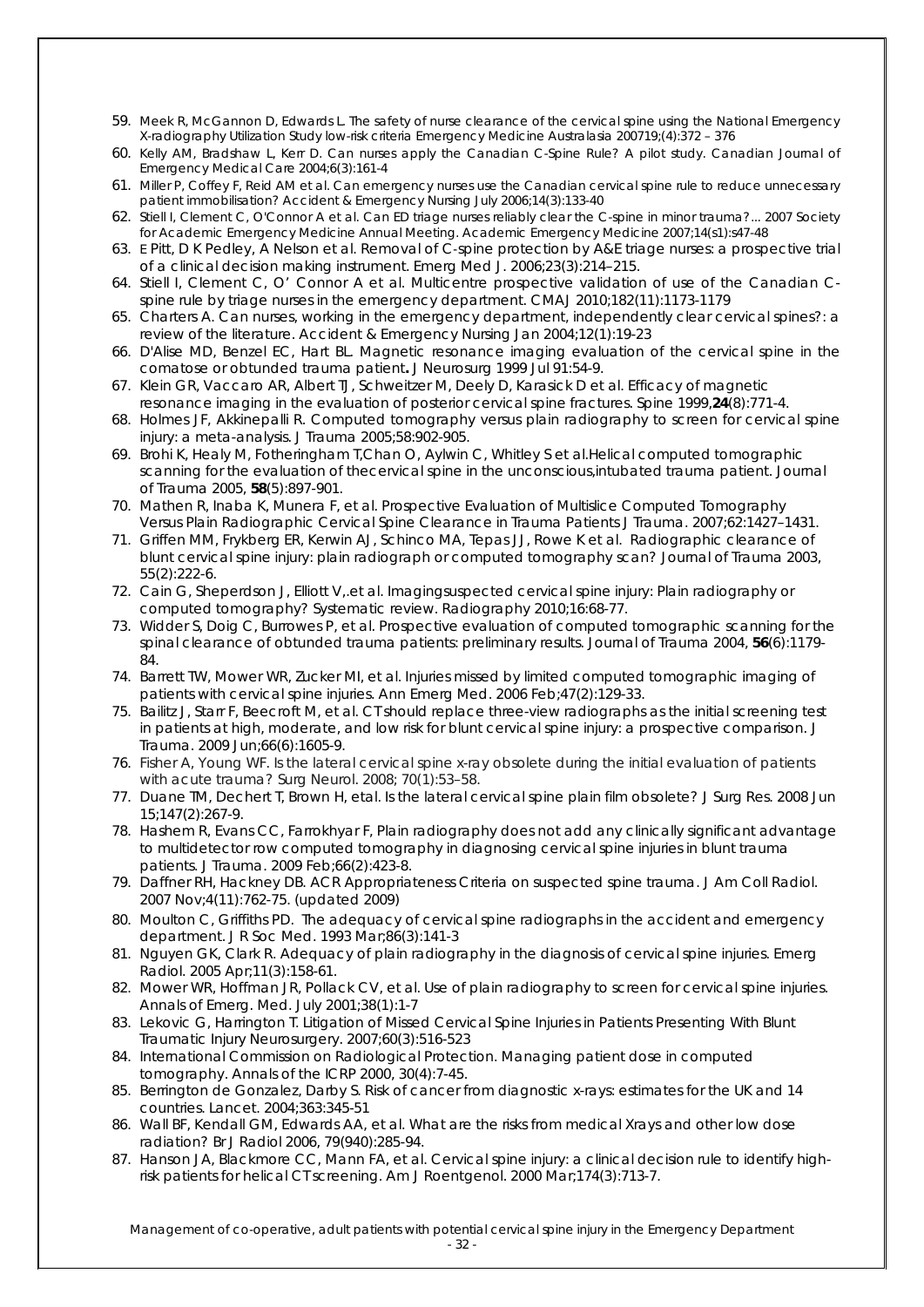59. Meek R, McGannon D, Edwards L. The safety of nurse clearance of the cervical spine using the National Emergency X-radiography Utilization Study low-risk criteria Emergency Medicine Australasia 200719;(4):372 – 376
60. Kelly AM, Bradshaw L, Kerr D. Can nurses apply the Canadian C-Spine Rule? A pilot study. Canadian Journal of Emergency Medical Care 2004;6(3):161-4
61. Miller P, Coffey F, Reid AM et al. Can emergency nurses use the Canadian cervical spine rule to reduce unnecessary patient immobilisation? Accident & Emergency Nursing July 2006;14(3):133-40
62. Stiell I, Clement C, O'Connor A et al. Can ED triage nurses reliably clear the C-spine in minor trauma?... 2007 Society for Academic Emergency Medicine Annual Meeting. Academic Emergency Medicine 2007;14(s1):s47-48
63. E Pitt, D K Pedley, A Nelson et al. Removal of C-spine protection by A&E triage nurses: a prospective trial of a clinical decision making instrument. Emerg Med J. 2006;23(3):214–215.
64. Stiell I, Clement C, O' Connor A et al. Multicentre prospective validation of use of the Canadian C-spine rule by triage nurses in the emergency department. CMAJ 2010;182(11):1173-1179
65. Charters A. Can nurses, working in the emergency department, independently clear cervical spines?: a review of the literature. Accident & Emergency Nursing Jan 2004;12(1):19-23
66. D'Alise MD, Benzel EC, Hart BL. Magnetic resonance imaging evaluation of the cervical spine in the comatose or obtunded trauma patient**.** J Neurosurg 1999 Jul 91:54-9.
67. Klein GR, Vaccaro AR, Albert TJ, Schweitzer M, Deely D, Karasick D et al. Efficacy of magnetic resonance imaging in the evaluation of posterior cervical spine fractures. Spine 1999,**24**(8):771-4.
68. Holmes JF, Akkinepalli R. Computed tomography versus plain radiography to screen for cervical spine injury: a meta-analysis. J Trauma 2005;58:902-905.
69. Brohi K, Healy M, Fotheringham T,Chan O, Aylwin C, Whitley S et al.Helical computed tomographic scanning for the evaluation of thecervical spine in the unconscious,intubated trauma patient. Journal of Trauma 2005, **58**(5):897-901.
70. Mathen R, Inaba K, Munera F, et al. Prospective Evaluation of Multislice Computed Tomography Versus Plain Radiographic Cervical Spine Clearance in Trauma Patients J Trauma. 2007;62:1427–1431.
71. Griffen MM, Frykberg ER, Kerwin AJ, Schinco MA, Tepas JJ, Rowe K et al. Radiographic clearance of blunt cervical spine injury: plain radiograph or computed tomography scan? Journal of Trauma 2003, 55(2):222-6.
72. Cain G, Sheperdson J, Elliott V,.et al. Imagingsuspected cervical spine injury: Plain radiography or computed tomography? Systematic review. Radiography 2010;16:68-77.
73. Widder S, Doig C, Burrowes P, et al. Prospective evaluation of computed tomographic scanning for the spinal clearance of obtunded trauma patients: preliminary results. Journal of Trauma 2004, **56**(6):1179-84.
74. Barrett TW, Mower WR, Zucker MI, et al. Injuries missed by limited computed tomographic imaging of patients with cervical spine injuries. Ann Emerg Med. 2006 Feb;47(2):129-33.
75. Bailitz J, Starr F, Beecroft M, et al. CT should replace three-view radiographs as the initial screening test in patients at high, moderate, and low risk for blunt cervical spine injury: a prospective comparison. J Trauma. 2009 Jun;66(6):1605-9.
76. Fisher A, Young WF. Is the lateral cervical spine x-ray obsolete during the initial evaluation of patients with acute trauma? Surg Neurol. 2008; 70(1):53–58.
77. Duane TM, Dechert T, Brown H, etal. Is the lateral cervical spine plain film obsolete? J Surg Res. 2008 Jun 15;147(2):267-9.
78. Hashem R, Evans CC, Farrokhyar F, Plain radiography does not add any clinically significant advantage to multidetector row computed tomography in diagnosing cervical spine injuries in blunt trauma patients. J Trauma. 2009 Feb;66(2):423-8.
79. Daffner RH, Hackney DB. ACR Appropriateness Criteria on suspected spine trauma. J Am Coll Radiol. 2007 Nov;4(11):762-75. (updated 2009)
80. Moulton C, Griffiths PD. The adequacy of cervical spine radiographs in the accident and emergency department. J R Soc Med. 1993 Mar;86(3):141-3
81. Nguyen GK, Clark R. Adequacy of plain radiography in the diagnosis of cervical spine injuries. Emerg Radiol. 2005 Apr;11(3):158-61.
82. Mower WR, Hoffman JR, Pollack CV, et al. Use of plain radiography to screen for cervical spine injuries. Annals of Emerg. Med. July 2001;38(1):1-7
83. Lekovic G, Harrington T. Litigation of Missed Cervical Spine Injuries in Patients Presenting With Blunt Traumatic Injury Neurosurgery. 2007;60(3):516-523
84. International Commission on Radiological Protection. Managing patient dose in computed tomography. Annals of the ICRP 2000, 30(4):7-45.
85. Berrington de Gonzalez, Darby S. Risk of cancer from diagnostic x-rays: estimates for the UK and 14 countries. Lancet. 2004;363:345-51
86. Wall BF, Kendall GM, Edwards AA, et al. What are the risks from medical Xrays and other low dose radiation? Br J Radiol 2006, 79(940):285-94.
87. Hanson JA, Blackmore CC, Mann FA, et al. Cervical spine injury: a clinical decision rule to identify high-risk patients for helical CT screening. Am J Roentgenol. 2000 Mar;174(3):713-7.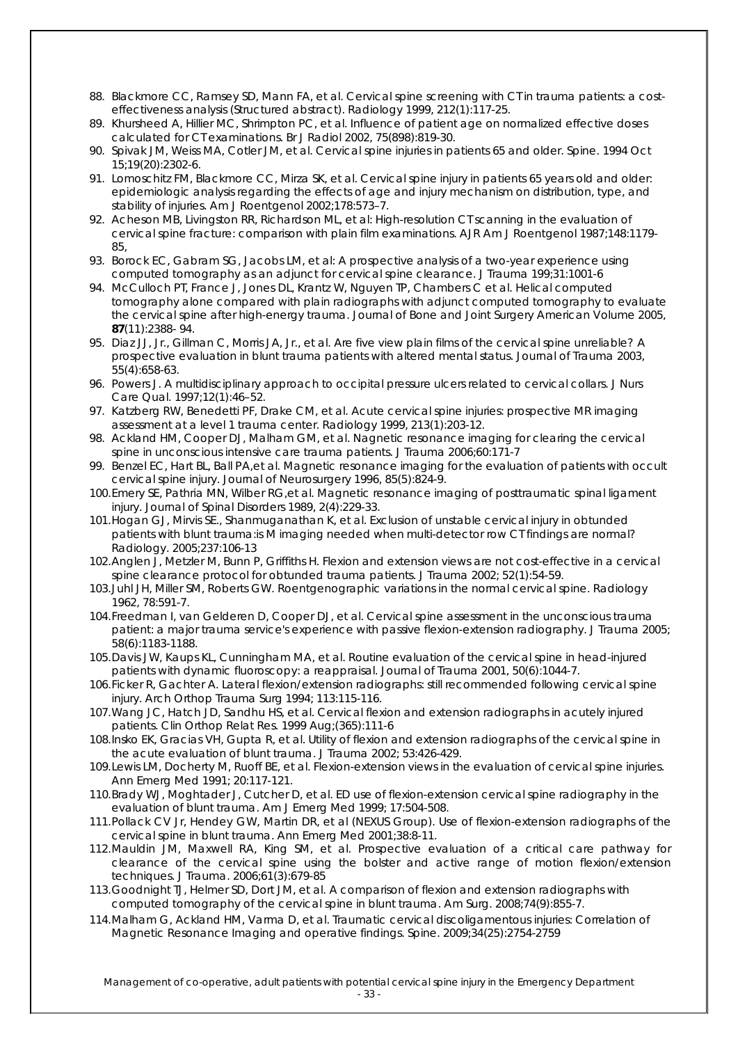88. Blackmore CC, Ramsey SD, Mann FA, et al. Cervical spine screening with CT in trauma patients: a cost-effectiveness analysis (Structured abstract). Radiology 1999, 212(1):117-25.
89. Khursheed A, Hillier MC, Shrimpton PC, et al. Influence of patient age on normalized effective doses calculated for CT examinations. Br J Radiol 2002, 75(898):819-30.
90. Spivak JM, Weiss MA, Cotler JM, et al. Cervical spine injuries in patients 65 and older. Spine. 1994 Oct 15;19(20):2302-6.
91. Lomoschitz FM, Blackmore CC, Mirza SK, et al. Cervical spine injury in patients 65 years old and older: epidemiologic analysis regarding the effects of age and injury mechanism on distribution, type, and stability of injuries. Am J Roentgenol 2002;178:573–7.
92. Acheson MB, Livingston RR, Richardson ML, et al: High-resolution CT scanning in the evaluation of cervical spine fracture: comparison with plain film examinations. AJR Am J Roentgenol 1987;148:1179-85,
93. Borock EC, Gabram SG, Jacobs LM, et al: A prospective analysis of a two-year experience using computed tomography as an adjunct for cervical spine clearance. J Trauma 199;31:1001-6
94. McCulloch PT, France J, Jones DL, Krantz W, Nguyen TP, Chambers C et al. Helical computed tomography alone compared with plain radiographs with adjunct computed tomography to evaluate the cervical spine after high-energy trauma. Journal of Bone and Joint Surgery American Volume 2005, **87**(11):2388- 94.
95. Diaz JJ, Jr., Gillman C, Morris JA, Jr., et al. Are five view plain films of the cervical spine unreliable? A prospective evaluation in blunt trauma patients with altered mental status. Journal of Trauma 2003, 55(4):658-63.
96. Powers J. A multidisciplinary approach to occipital pressure ulcers related to cervical collars. J Nurs Care Qual. 1997;12(1):46–52.
97. Katzberg RW, Benedetti PF, Drake CM, et al. Acute cervical spine injuries: prospective MR imaging assessment at a level 1 trauma center. Radiology 1999, 213(1):203-12.
98. Ackland HM, Cooper DJ, Malham GM, et al. Nagnetic resonance imaging for clearing the cervical spine in unconscious intensive care trauma patients. J Trauma 2006;60:171-7
99. Benzel EC, Hart BL, Ball PA,et al. Magnetic resonance imaging for the evaluation of patients with occult cervical spine injury. Journal of Neurosurgery 1996, 85(5):824-9.
100. Emery SE, Pathria MN, Wilber RG,et al. Magnetic resonance imaging of posttraumatic spinal ligament injury. Journal of Spinal Disorders 1989, 2(4):229-33.
101. Hogan GJ, Mirvis SE., Shanmuganathan K, et al. Exclusion of unstable cervical injury in obtunded patients with blunt trauma:is M imaging needed when multi-detector row CT findings are normal? Radiology. 2005;237:106-13
102. Anglen J, Metzler M, Bunn P, Griffiths H. Flexion and extension views are not cost-effective in a cervical spine clearance protocol for obtunded trauma patients. J Trauma 2002; 52(1):54-59.
103. Juhl JH, Miller SM, Roberts GW. Roentgenographic variations in the normal cervical spine. Radiology 1962, 78:591-7.
104. Freedman I, van Gelderen D, Cooper DJ, et al. Cervical spine assessment in the unconscious trauma patient: a major trauma service's experience with passive flexion-extension radiography. J Trauma 2005; 58(6):1183-1188.
105. Davis JW, Kaups KL, Cunningham MA, et al. Routine evaluation of the cervical spine in head-injured patients with dynamic fluoroscopy: a reappraisal. Journal of Trauma 2001, 50(6):1044-7.
106. Ficker R, Gachter A. Lateral flexion/extension radiographs: still recommended following cervical spine injury. Arch Orthop Trauma Surg 1994; 113:115-116.
107. Wang JC, Hatch JD, Sandhu HS, et al. Cervical flexion and extension radiographs in acutely injured patients. Clin Orthop Relat Res. 1999 Aug;(365):111-6
108. Insko EK, Gracias VH, Gupta R, et al. Utility of flexion and extension radiographs of the cervical spine in the acute evaluation of blunt trauma. J Trauma 2002; 53:426-429.
109. Lewis LM, Docherty M, Ruoff BE, et al. Flexion-extension views in the evaluation of cervical spine injuries. Ann Emerg Med 1991; 20:117-121.
110. Brady WJ, Moghtader J, Cutcher D, et al. ED use of flexion-extension cervical spine radiography in the evaluation of blunt trauma. Am J Emerg Med 1999; 17:504-508.
111. Pollack CV Jr, Hendey GW, Martin DR, et al (NEXUS Group). Use of flexion-extension radiographs of the cervical spine in blunt trauma. Ann Emerg Med 2001;38:8-11.
112. Mauldin JM, Maxwell RA, King SM, et al. Prospective evaluation of a critical care pathway for clearance of the cervical spine using the bolster and active range of motion flexion/extension techniques. J Trauma. 2006;61(3):679-85
113. Goodnight TJ, Helmer SD, Dort JM, et al. A comparison of flexion and extension radiographs with computed tomography of the cervical spine in blunt trauma. Am Surg. 2008;74(9):855-7.
114. Malham G, Ackland HM, Varma D, et al. Traumatic cervical discoligamentous injuries: Correlation of Magnetic Resonance Imaging and operative findings. Spine. 2009;34(25):2754-2759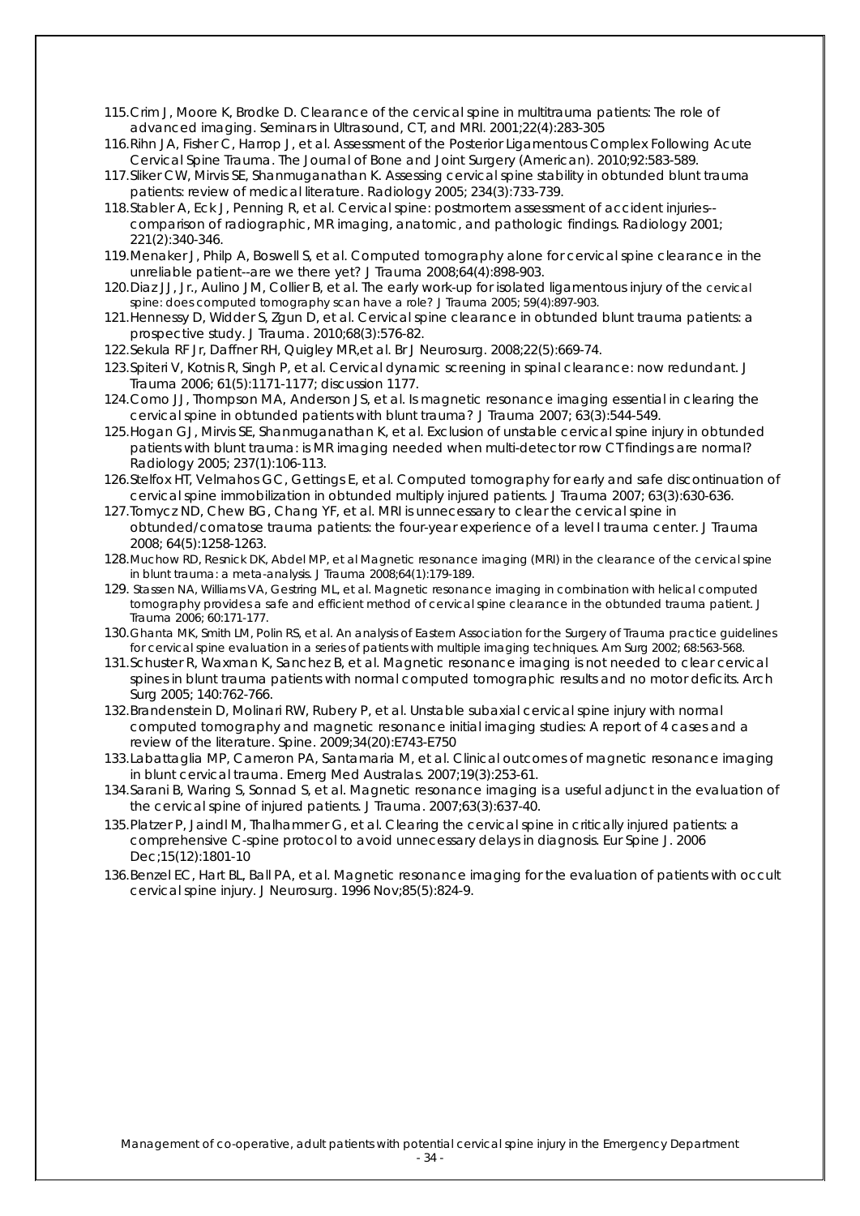115. Crim J, Moore K, Brodke D. Clearance of the cervical spine in multitrauma patients: The role of advanced imaging. Seminars in Ultrasound, CT, and MRI. 2001;22(4):283-305
116. Rihn JA, Fisher C, Harrop J, et al. Assessment of the Posterior Ligamentous Complex Following Acute Cervical Spine Trauma. The Journal of Bone and Joint Surgery (American). 2010;92:583-589.
117. Sliker CW, Mirvis SE, Shanmuganathan K. Assessing cervical spine stability in obtunded blunt trauma patients: review of medical literature. Radiology 2005; 234(3):733-739.
118. Stabler A, Eck J, Penning R, et al. Cervical spine: postmortem assessment of accident injuries--comparison of radiographic, MR imaging, anatomic, and pathologic findings. Radiology 2001; 221(2):340-346.
119. Menaker J, Philp A, Boswell S, et al. Computed tomography alone for cervical spine clearance in the unreliable patient--are we there yet? J Trauma 2008;64(4):898-903.
120. Diaz JJ, Jr., Aulino JM, Collier B, et al. The early work-up for isolated ligamentous injury of the cervical spine: does computed tomography scan have a role? J Trauma 2005; 59(4):897-903.
121. Hennessy D, Widder S, Zgun D, et al. Cervical spine clearance in obtunded blunt trauma patients: a prospective study. J Trauma. 2010;68(3):576-82.
122. Sekula RF Jr, Daffner RH, Quigley MR,et al. Br J Neurosurg. 2008;22(5):669-74.
123. Spiteri V, Kotnis R, Singh P, et al. Cervical dynamic screening in spinal clearance: now redundant. J Trauma 2006; 61(5):1171-1177; discussion 1177.
124. Como JJ, Thompson MA, Anderson JS, et al. Is magnetic resonance imaging essential in clearing the cervical spine in obtunded patients with blunt trauma? J Trauma 2007; 63(3):544-549.
125. Hogan GJ, Mirvis SE, Shanmuganathan K, et al. Exclusion of unstable cervical spine injury in obtunded patients with blunt trauma: is MR imaging needed when multi-detector row CT findings are normal? Radiology 2005; 237(1):106-113.
126. Stelfox HT, Velmahos GC, Gettings E, et al. Computed tomography for early and safe discontinuation of cervical spine immobilization in obtunded multiply injured patients. J Trauma 2007; 63(3):630-636.
127. Tomycz ND, Chew BG, Chang YF, et al. MRI is unnecessary to clear the cervical spine in obtunded/comatose trauma patients: the four-year experience of a level I trauma center. J Trauma 2008; 64(5):1258-1263.
128. Muchow RD, Resnick DK, Abdel MP, et al Magnetic resonance imaging (MRI) in the clearance of the cervical spine in blunt trauma: a meta-analysis. J Trauma 2008;64(1):179-189.
129. Stassen NA, Williams VA, Gestring ML, et al. Magnetic resonance imaging in combination with helical computed tomography provides a safe and efficient method of cervical spine clearance in the obtunded trauma patient. J Trauma 2006; 60:171-177.
130. Ghanta MK, Smith LM, Polin RS, et al. An analysis of Eastern Association for the Surgery of Trauma practice guidelines for cervical spine evaluation in a series of patients with multiple imaging techniques. Am Surg 2002; 68:563-568.
131. Schuster R, Waxman K, Sanchez B, et al. Magnetic resonance imaging is not needed to clear cervical spines in blunt trauma patients with normal computed tomographic results and no motor deficits. Arch Surg 2005; 140:762-766.
132. Brandenstein D, Molinari RW, Rubery P, et al. Unstable subaxial cervical spine injury with normal computed tomography and magnetic resonance initial imaging studies: A report of 4 cases and a review of the literature. Spine. 2009;34(20):E743-E750
133. Labattaglia MP, Cameron PA, Santamaria M, et al. Clinical outcomes of magnetic resonance imaging in blunt cervical trauma. Emerg Med Australas. 2007;19(3):253-61.
134. Sarani B, Waring S, Sonnad S, et al. Magnetic resonance imaging is a useful adjunct in the evaluation of the cervical spine of injured patients. J Trauma. 2007;63(3):637-40.
135. Platzer P, Jaindl M, Thalhammer G, et al. Clearing the cervical spine in critically injured patients: a comprehensive C-spine protocol to avoid unnecessary delays in diagnosis. Eur Spine J. 2006 Dec;15(12):1801-10
136. Benzel EC, Hart BL, Ball PA, et al. Magnetic resonance imaging for the evaluation of patients with occult cervical spine injury. J Neurosurg. 1996 Nov;85(5):824-9.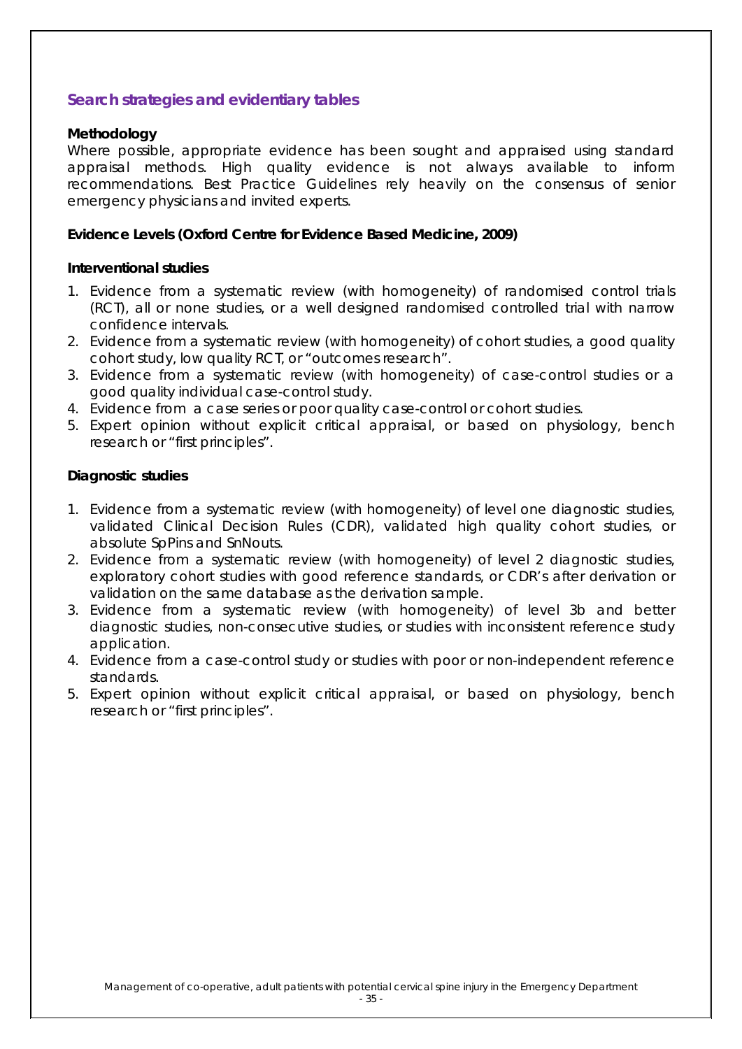## Search strategies and evidentiary tables

### Methodology

Where possible, appropriate evidence has been sought and appraised using standard appraisal methods. High quality evidence is not always available to inform recommendations. Best Practice Guidelines rely heavily on the consensus of senior emergency physicians and invited experts.

### Evidence Levels (Oxford Centre for Evidence Based Medicine, 2009)

#### Interventional studies

1. Evidence from a systematic review (with homogeneity) of randomised control trials (RCT), all or none studies, or a well designed randomised controlled trial with narrow confidence intervals.
2. Evidence from a systematic review (with homogeneity) of cohort studies, a good quality cohort study, low quality RCT, or "outcomes research".
3. Evidence from a systematic review (with homogeneity) of case-control studies or a good quality individual case-control study.
4. Evidence from a case series or poor quality case-control or cohort studies.
5. Expert opinion without explicit critical appraisal, or based on physiology, bench research or "first principles".

#### Diagnostic studies

1. Evidence from a systematic review (with homogeneity) of level one diagnostic studies, validated Clinical Decision Rules (CDR), validated high quality cohort studies, or absolute SpPins and SnNouts.
2. Evidence from a systematic review (with homogeneity) of level 2 diagnostic studies, exploratory cohort studies with good reference standards, or CDR's after derivation or validation on the same database as the derivation sample.
3. Evidence from a systematic review (with homogeneity) of level 3b and better diagnostic studies, non-consecutive studies, or studies with inconsistent reference study application.
4. Evidence from a case-control study or studies with poor or non-independent reference standards.
5. Expert opinion without explicit critical appraisal, or based on physiology, bench research or "first principles".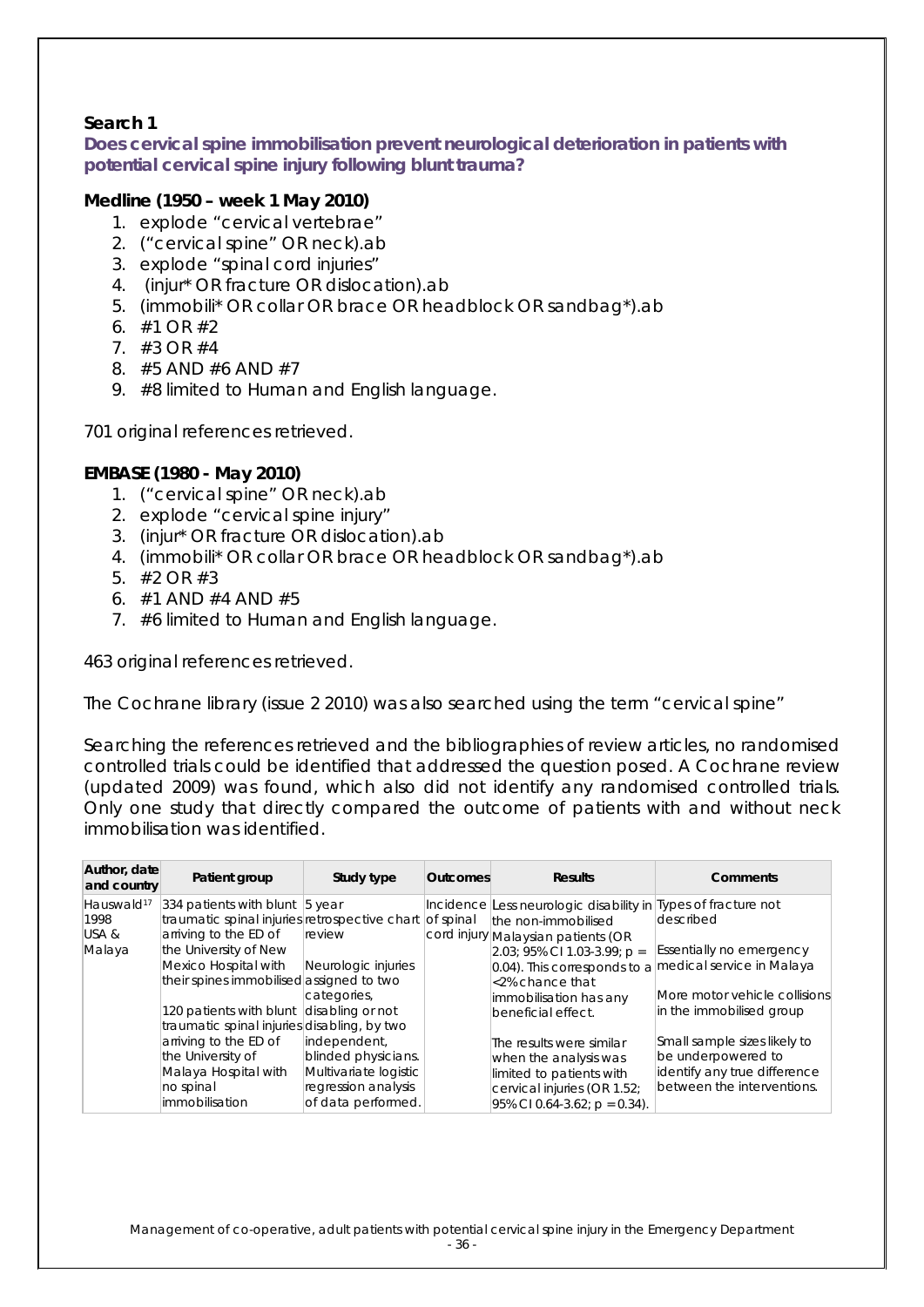**Search 1**

**Does cervical spine immobilisation prevent neurological deterioration in patients with potential cervical spine injury following blunt trauma?**

**Medline (1950 – week 1 May 2010)**

1. explode "cervical vertebrae"
2. ("cervical spine" OR neck).ab
3. explode "spinal cord injuries"
4. (injur* OR fracture OR dislocation).ab
5. (immobili* OR collar OR brace OR headblock OR sandbag*).ab
6. #1 OR #2
7. #3 OR #4
8. #5 AND #6 AND #7
9. #8 limited to Human and English language.

701 original references retrieved.

**EMBASE (1980 - May 2010)**

1. ("cervical spine" OR neck).ab
2. explode "cervical spine injury"
3. (injur* OR fracture OR dislocation).ab
4. (immobili* OR collar OR brace OR headblock OR sandbag*).ab
5. #2 OR #3
6. #1 AND #4 AND #5
7. #6 limited to Human and English language.

463 original references retrieved.

The Cochrane library (issue 2 2010) was also searched using the term "cervical spine"

Searching the references retrieved and the bibliographies of review articles, no randomised controlled trials could be identified that addressed the question posed. A Cochrane review (updated 2009) was found, which also did not identify any randomised controlled trials. Only one study that directly compared the outcome of patients with and without neck immobilisation was identified.

| Author, date and country | Patient group | Study type | Outcomes | Results | Comments |
|---|---|---|---|---|---|
| Hauswald[17] 1998 USA & Malaya | 334 patients with blunt traumatic spinal injuries arriving to the ED of the University of New Mexico Hospital with their spines immobilised<br><br>120 patients with blunt traumatic spinal injuries arriving to the ED of the University of Malaya Hospital with no spinal immobilisation | 5 year retrospective chart review<br><br>Neurologic injuries assigned to two categories, disabling or not disabling, by two independent, blinded physicians. Multivariate logistic regression analysis of data performed. | Incidence of spinal cord injury | Less neurologic disability in the non-immobilised Malaysian patients (OR 2.03; 95% CI 1.03-3.99; $p = 0.04$). This corresponds to a <2% chance that immobilisation has any beneficial effect.<br><br>The results were similar when the analysis was limited to patients with cervical injuries (OR 1.52; 95% CI 0.64-3.62; $p = 0.34$). | Types of fracture not described<br><br>Essentially no emergency medical service in Malaya<br><br>More motor vehicle collisions in the immobilised group<br><br>Small sample sizes likely to be underpowered to identify any true difference between the interventions. |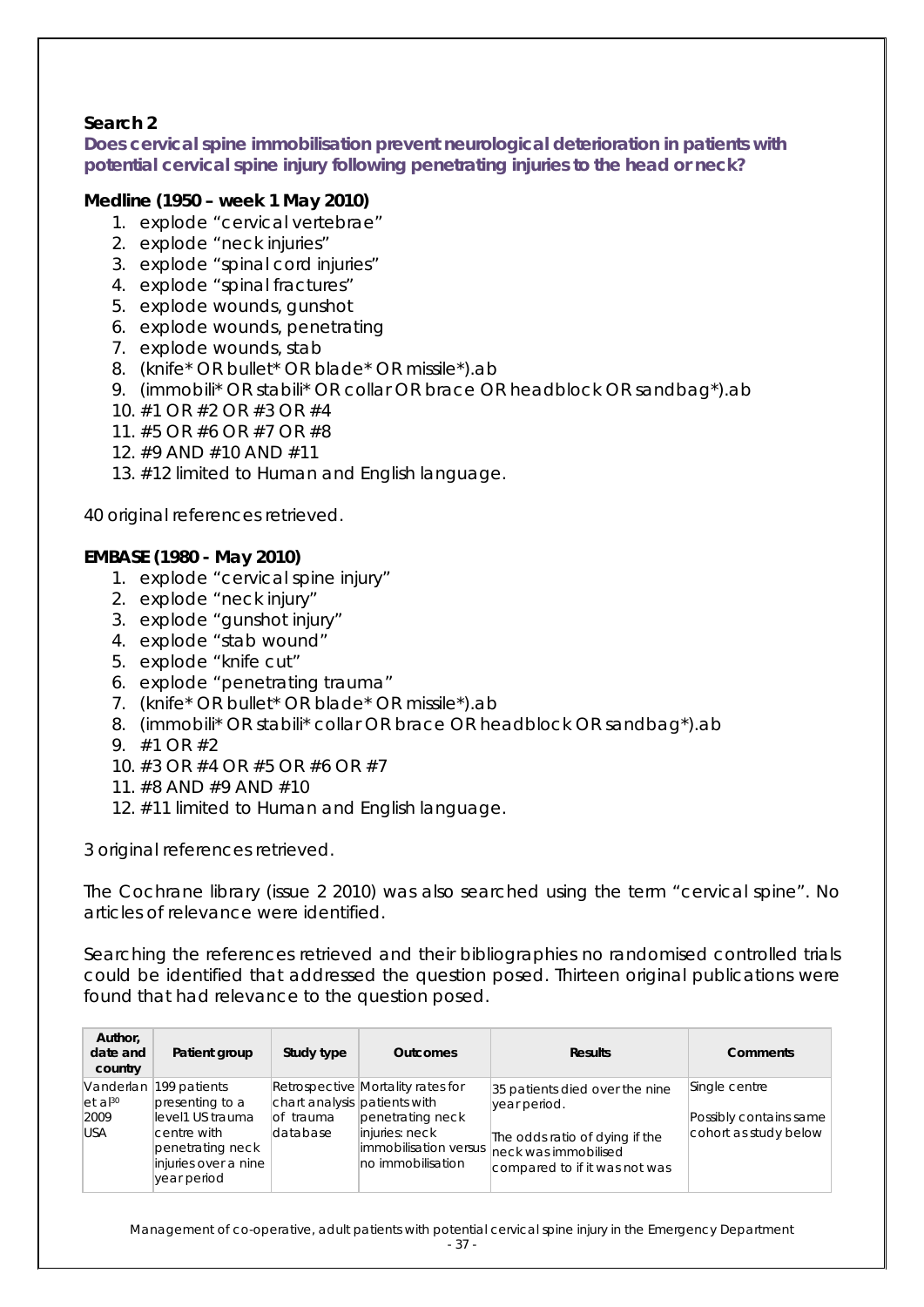**Search 2**

**Does cervical spine immobilisation prevent neurological deterioration in patients with potential cervical spine injury following penetrating injuries to the head or neck?**

**Medline (1950 – week 1 May 2010)**

1. explode "cervical vertebrae"
2. explode "neck injuries"
3. explode "spinal cord injuries"
4. explode "spinal fractures"
5. explode wounds, gunshot
6. explode wounds, penetrating
7. explode wounds, stab
8. (knife* OR bullet* OR blade* OR missile*).ab
9. (immobili* OR stabili* OR collar OR brace OR headblock OR sandbag*).ab
10. #1 OR #2 OR #3 OR #4
11. #5 OR #6 OR #7 OR #8
12. #9 AND #10 AND #11
13. #12 limited to Human and English language.

40 original references retrieved.

**EMBASE (1980 - May 2010)**

1. explode "cervical spine injury"
2. explode "neck injury"
3. explode "gunshot injury"
4. explode "stab wound"
5. explode "knife cut"
6. explode "penetrating trauma"
7. (knife* OR bullet* OR blade* OR missile*).ab
8. (immobili* OR stabili* collar OR brace OR headblock OR sandbag*).ab
9. #1 OR #2
10. #3 OR #4 OR #5 OR #6 OR #7
11. #8 AND #9 AND #10
12. #11 limited to Human and English language.

3 original references retrieved.

The Cochrane library (issue 2 2010) was also searched using the term "cervical spine". No articles of relevance were identified.

Searching the references retrieved and their bibliographies no randomised controlled trials could be identified that addressed the question posed. Thirteen original publications were found that had relevance to the question posed.

| Author, date and country | Patient group | Study type | Outcomes | Results | Comments |
|---|---|---|---|---|---|
| Vanderlan et al[30] 2009 USA | 199 patients presenting to a level1 US trauma centre with penetrating neck injuries over a nine year period | Retrospective chart analysis of trauma database | Mortality rates for patients with penetrating neck injuries: neck immobilisation versus no immobilisation | 35 patients died over the nine year period.<br><br>The odds ratio of dying if the neck was immobilised compared to if it was not was | Single centre<br><br>Possibly contains same cohort as study below |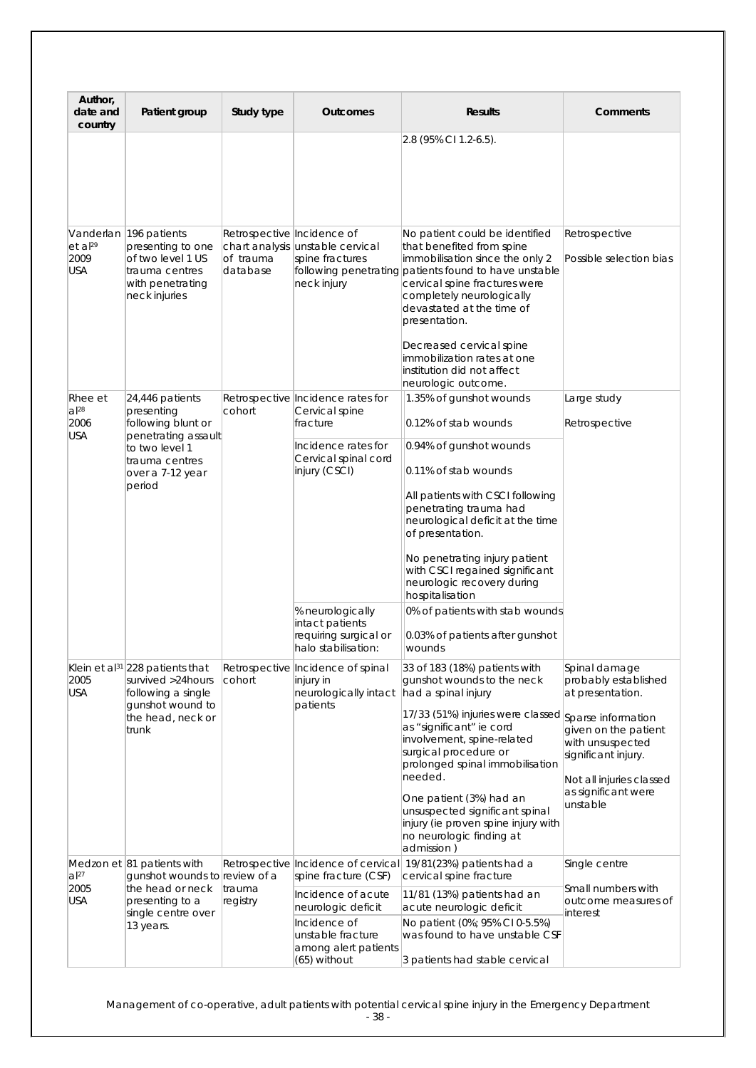| Author, date and country | Patient group | Study type | Outcomes | Results | Comments |
|---|---|---|---|---|---|
| | | | | 2.8 (95% CI 1.2-6.5). | |
| Vanderlan et al[29] 2009 USA | 196 patients presenting to one of two level 1 US trauma centres with penetrating neck injuries | Retrospective chart analysis of trauma database | Incidence of unstable cervical spine fractures following penetrating neck injury | No patient could be identified that benefited from spine immobilisation since the only 2 patients found to have unstable cervical spine fractures were completely neurologically devastated at the time of presentation.<br><br>Decreased cervical spine immobilization rates at one institution did not affect neurologic outcome. | Retrospective<br><br>Possible selection bias |
| Rhee et al[28] 2006 USA | 24,446 patients presenting following blunt or penetrating assault to two level 1 trauma centres over a 7-12 year period | Retrospective cohort | Incidence rates for Cervical spine fracture | 1.35% of gunshot wounds<br><br>0.12% of stab wounds | Large study<br><br>Retrospective |
| | | | Incidence rates for Cervical spinal cord injury (CSCI) | 0.94% of gunshot wounds<br><br>0.11% of stab wounds<br><br>All patients with CSCI following penetrating trauma had neurological deficit at the time of presentation.<br><br>No penetrating injury patient with CSCI regained significant neurologic recovery during hospitalisation | |
| | | | % neurologically intact patients requiring surgical or halo stabilisation: | 0% of patients with stab wounds<br><br>0.03% of patients after gunshot wounds | |
| Klein et al[31] 2005 USA | 228 patients that survived >24hours following a single gunshot wound to the head, neck or trunk | Retrospective cohort | Incidence of spinal injury in neurologically intact patients | 33 of 183 (18%) patients with gunshot wounds to the neck had a spinal injury<br><br>17/33 (51%) injuries were classed as "significant" ie cord involvement, spine-related surgical procedure or prolonged spinal immobilisation needed.<br><br>One patient (3%) had an unsuspected significant spinal injury (ie proven spine injury with no neurologic finding at admission ) | Spinal damage probably established at presentation.<br><br>Sparse information given on the patient with unsuspected significant injury.<br><br>Not all injuries classed as significant were unstable |
| Medzon et al[27] 2005 USA | 81 patients with gunshot wounds to the head or neck presenting to a single centre over 13 years. | Retrospective review of a trauma registry | Incidence of cervical spine fracture (CSF) | 19/81(23%) patients had a cervical spine fracture | Single centre<br><br>Small numbers with outcome measures of interest |
| | | | Incidence of acute neurologic deficit | 11/81 (13%) patients had an acute neurologic deficit | |
| | | | Incidence of unstable fracture among alert patients (65) without | No patient (0%; 95% CI 0-5.5%) was found to have unstable CSF<br><br>3 patients had stable cervical | |

Management of co-operative, adult patients with potential cervical spine injury in the Emergency Department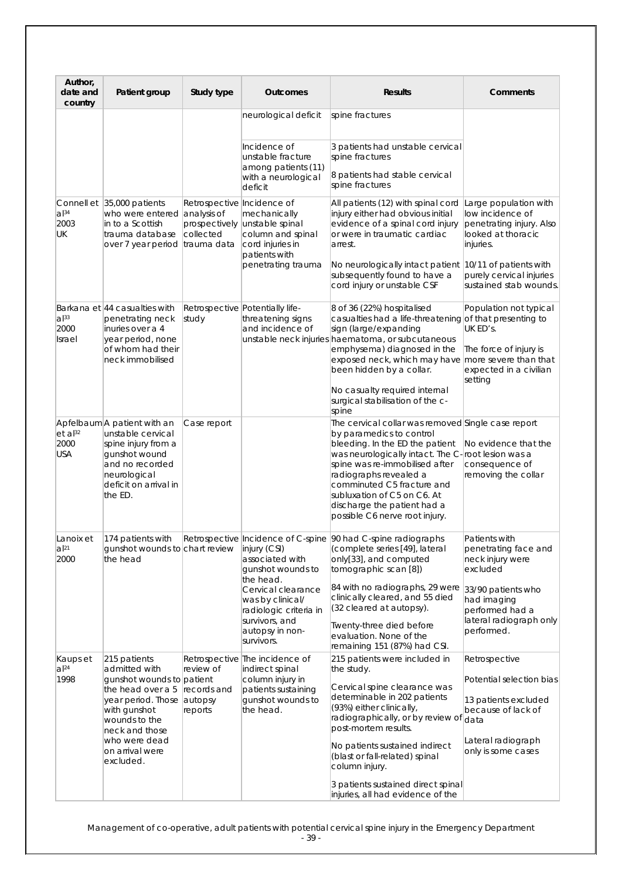| Author, date and country | Patient group | Study type | Outcomes | Results | Comments |
|---|---|---|---|---|---|
| | | | neurological deficit | spine fractures | |
| | | | Incidence of unstable fracture among patients (11) with a neurological deficit | 3 patients had unstable cervical spine fractures<br><br>8 patients had stable cervical spine fractures | |
| Connell et al[34] 2003 UK | 35,000 patients who were entered in to a Scottish trauma database over 7 year period | Retrospective analysis of prospectively collected trauma data | Incidence of mechanically unstable spinal column and spinal cord injuries in patients with penetrating trauma | All patients (12) with spinal cord injury either had obvious initial evidence of a spinal cord injury or were in traumatic cardiac arrest.<br><br>No neurologically intact patient subsequently found to have a cord injury or unstable CSF | Large population with low incidence of penetrating injury. Also looked at thoracic injuries.<br><br>10/11 of patients with purely cervical injuries sustained stab wounds. |
| Barkana et al[33] 2000 Israel | 44 casualties with penetrating neck inuries over a 4 year period, none of whom had their neck immobilised | Retrospective study | Potentially life-threatening signs and incidence of unstable neck injuries | 8 of 36 (22%) hospitalised casualties had a life-threatening sign (large/expanding haematoma, or subcutaneous emphysema) diagnosed in the exposed neck, which may have been hidden by a collar.<br><br>No casualty required internal surgical stabilisation of the c-spine | Population not typical of that presenting to UK ED's.<br><br>The force of injury is more severe than that expected in a civilian setting |
| Apfelbaum et al[32] 2000 USA | A patient with an unstable cervical spine injury from a gunshot wound and no recorded neurological deficit on arrival in the ED. | Case report | | The cervical collar was removed by paramedics to control bleeding. In the ED the patient was neurologically intact. The C-spine was re-immobilised after radiographs revealed a comminuted C5 fracture and subluxation of C5 on C6. At discharge the patient had a possible C6 nerve root injury. | Single case report<br><br>No evidence that the root lesion was a consequence of removing the collar |
| Lanoix et al[21] 2000 | 174 patients with gunshot wounds to the head | Retrospective chart review | Incidence of C-spine injury (CSI) associated with gunshot wounds to the head. Cervical clearance was by clinical/ radiologic criteria in survivors, and autopsy in non-survivors. | 90 had C-spine radiographs (complete series [49], lateral only[33], and computed tomographic scan [8])<br><br>84 with no radiographs, 29 were clinically cleared, and 55 died (32 cleared at autopsy).<br><br>Twenty-three died before evaluation. None of the remaining 151 (87%) had CSI. | Patients with penetrating face and neck injury were excluded<br><br>33/90 patients who had imaging performed had a lateral radiograph only performed. |
| Kaups et al[24] 1998 | 215 patients admitted with gunshot wounds to the head over a 5 year period. Those with gunshot wounds to the neck and those who were dead on arrival were excluded. | Retrospective review of patient records and autopsy reports | The incidence of indirect spinal column injury in patients sustaining gunshot wounds to the head. | 215 patients were included in the study.<br><br>Cervical spine clearance was determinable in 202 patients (93%) either clinically, radiographically, or by review of post-mortem results.<br><br>No patients sustained indirect (blast or fall-related) spinal column injury.<br><br>3 patients sustained direct spinal injuries, all had evidence of the | Retrospective<br><br>Potential selection bias<br><br>13 patients excluded because of lack of data<br><br>Lateral radiograph only is some cases |

Management of co-operative, adult patients with potential cervical spine injury in the Emergency Department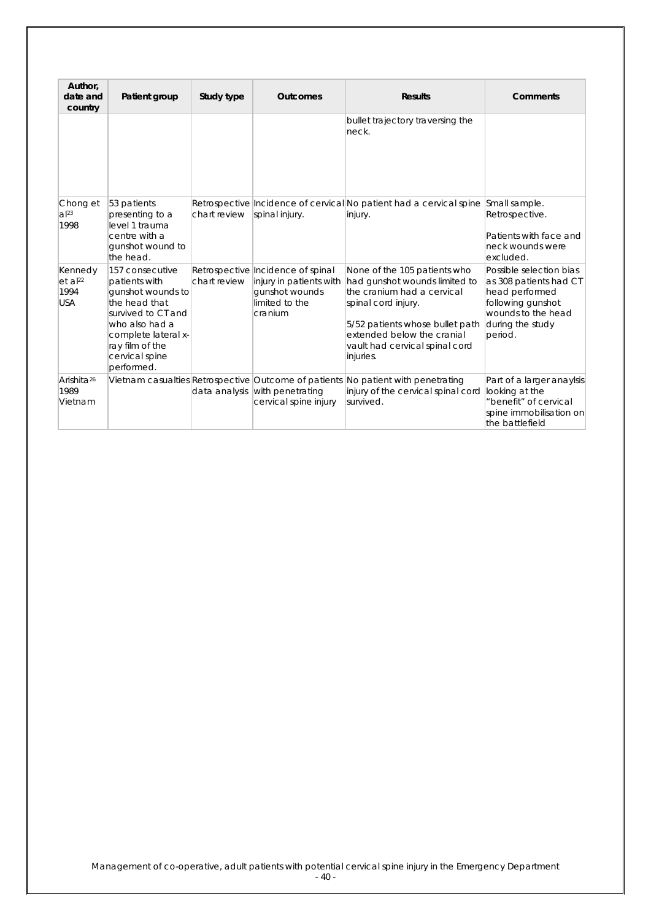| Author, date and country | Patient group | Study type | Outcomes | Results | Comments |
|---|---|---|---|---|---|
| | | | | bullet trajectory traversing the neck. | |
| Chong et al[23] 1998 | 53 patients presenting to a level 1 trauma centre with a gunshot wound to the head. | Retrospective chart review | Incidence of cervical spinal injury. | No patient had a cervical spine injury. | Small sample. Retrospective.<br><br>Patients with face and neck wounds were excluded. |
| Kennedy et al[22] 1994 USA | 157 consecutive patients with gunshot wounds to the head that survived to CT and who also had a complete lateral x-ray film of the cervical spine performed. | Retrospective chart review | Incidence of spinal injury in patients with gunshot wounds limited to the cranium | None of the 105 patients who had gunshot wounds limited to the cranium had a cervical spinal cord injury.<br><br>5/52 patients whose bullet path extended below the cranial vault had cervical spinal cord injuries. | Possible selection bias as 308 patients had CT head performed following gunshot wounds to the head during the study period. |
| Arishita[26] 1989 Vietnam | Vietnam casualties | Retrospective data analysis | Outcome of patients with penetrating cervical spine injury | No patient with penetrating injury of the cervical spinal cord survived. | Part of a larger anaylsis looking at the "benefit" of cervical spine immobilisation on the battlefield |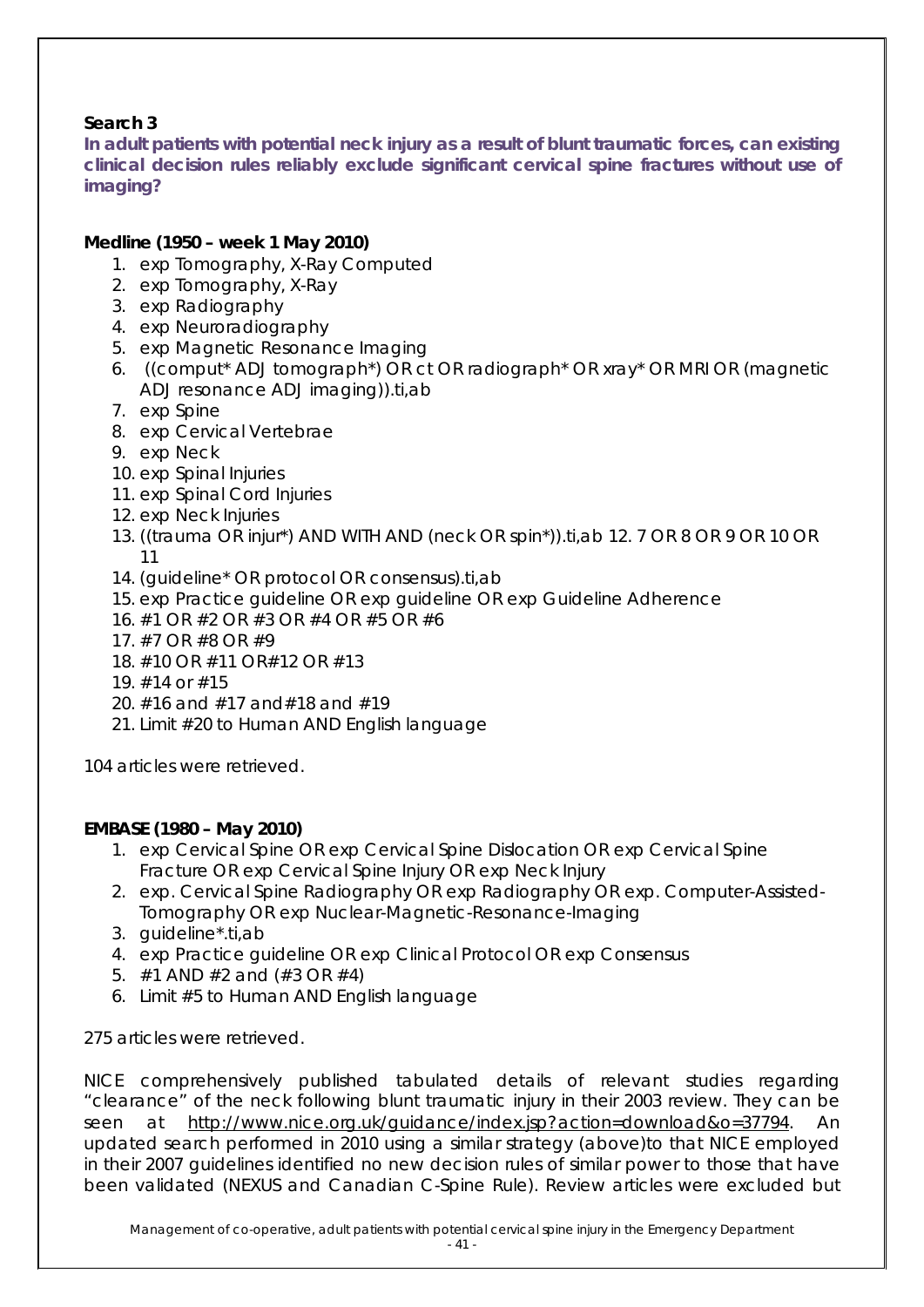**Search 3**

**In adult patients with potential neck injury as a result of blunt traumatic forces, can existing clinical decision rules reliably exclude significant cervical spine fractures without use of imaging?**

**Medline (1950 – week 1 May 2010)**

1. exp Tomography, X-Ray Computed
2. exp Tomography, X-Ray
3. exp Radiography
4. exp Neuroradiography
5. exp Magnetic Resonance Imaging
6. ((comput* ADJ tomograph*) OR ct OR radiograph* OR xray* OR MRI OR (magnetic ADJ resonance ADJ imaging)).ti,ab
7. exp Spine
8. exp Cervical Vertebrae
9. exp Neck
10. exp Spinal Injuries
11. exp Spinal Cord Injuries
12. exp Neck Injuries
13. ((trauma OR injur*) AND WITH AND (neck OR spin*)).ti,ab 12. 7 OR 8 OR 9 OR 10 OR 11
14. (guideline* OR protocol OR consensus).ti,ab
15. exp Practice guideline OR exp guideline OR exp Guideline Adherence
16. #1 OR #2 OR #3 OR #4 OR #5 OR #6
17. #7 OR #8 OR #9
18. #10 OR #11 OR#12 OR #13
19. #14 or #15
20. #16 and #17 and#18 and #19
21. Limit #20 to Human AND English language

*104 articles were retrieved.*

**EMBASE (1980 – May 2010)**

1. exp Cervical Spine OR exp Cervical Spine Dislocation OR exp Cervical Spine Fracture OR exp Cervical Spine Injury OR exp Neck Injury
2. exp. Cervical Spine Radiography OR exp Radiography OR exp. Computer-Assisted-Tomography OR exp Nuclear-Magnetic-Resonance-Imaging
3. guideline*.ti,ab
4. exp Practice guideline OR exp Clinical Protocol OR exp Consensus
5. #1 AND #2 and (#3 OR #4)
6. Limit #5 to Human AND English language

*275 articles were retrieved.*

NICE comprehensively published tabulated details of relevant studies regarding "clearance" of the neck following blunt traumatic injury in their 2003 review. They can be seen at http://www.nice.org.uk/guidance/index.jsp?action=download&o=37794. An updated search performed in 2010 using a similar strategy (above)to that NICE employed in their 2007 guidelines identified no new decision rules of similar power to those that have been validated (NEXUS and Canadian C-Spine Rule). Review articles were excluded but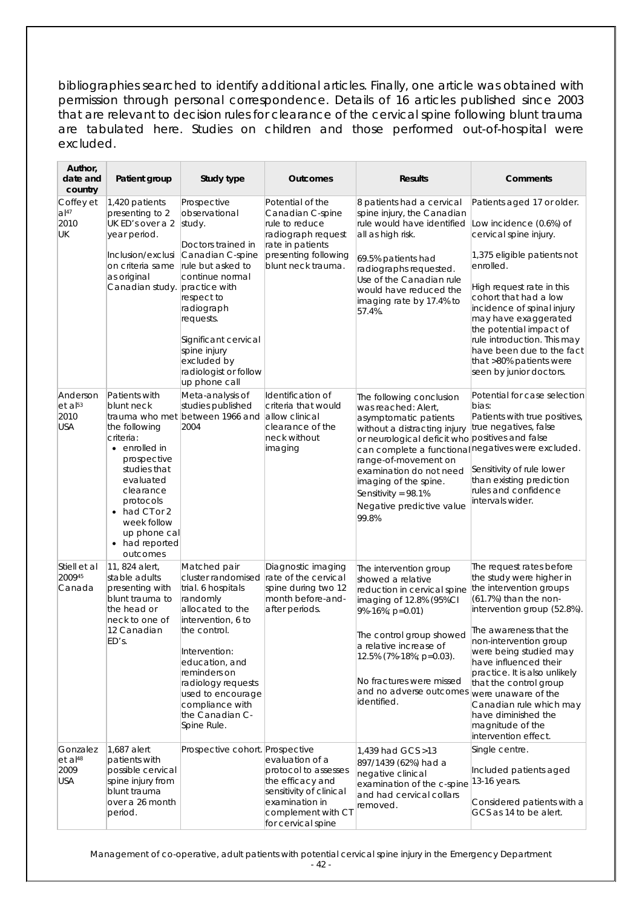bibliographies searched to identify additional articles. Finally, one article was obtained with permission through personal correspondence. Details of 16 articles published since 2003 that are relevant to decision rules for clearance of the cervical spine following blunt trauma are tabulated here. Studies on children and those performed out-of-hospital were excluded.

| Author, date and country | Patient group | Study type | Outcomes | Results | Comments |
|---|---|---|---|---|---|
| Coffey et al[47] 2010 UK | 1,420 patients presenting to 2 UK ED's over a 2 year period.<br><br>Inclusion/exclusion criteria same as original Canadian study. | Prospective observational study.<br><br>Doctors trained in Canadian C-spine rule but asked to continue normal practice with respect to radiograph requests.<br><br>Significant cervical spine injury excluded by radiologist or follow up phone call | Potential of the Canadian C-spine rule to reduce radiograph request rate in patients presenting following blunt neck trauma. | 8 patients had a cervical spine injury, the Canadian rule would have identified all as high risk.<br><br>69.5% patients had radiographs requested. Use of the Canadian rule would have reduced the imaging rate by 17.4% to 57.4%. | Patients aged 17 or older.<br><br>Low incidence (0.6%) of cervical spine injury.<br><br>1,375 eligible patients not enrolled.<br><br>High request rate in this cohort that had a low incidence of spinal injury may have exaggerated the potential impact of rule introduction. This may have been due to the fact that >80% patients were seen by junior doctors. |
| Anderson et al[53] 2010 USA | Patients with blunt neck trauma who met the following criteria:<br>• enrolled in prospective studies that evaluated clearance protocols<br>• had CT or 2 week follow up phone cal<br>• had reported outcomes | Meta-analysis of studies published between 1966 and 2004 | Identification of criteria that would allow clinical clearance of the neck without imaging | The following conclusion was reached: Alert, asymptomatic patients without a distracting injury or neurological deficit who can complete a functional range-of-movement on examination do not need imaging of the spine.<br>Sensitivity = 98.1%<br>Negative predictive value 99.8% | Potential for case selection bias:<br>Patients with true positives, true negatives, false positives and false negatives were excluded.<br><br>Sensitivity of rule lower than existing prediction rules and confidence intervals wider. |
| Stiell et al 2009[45] Canada | 11, 824 alert, stable adults presenting with blunt trauma to the head or neck to one of 12 Canadian ED's. | Matched pair cluster randomised trial. 6 hospitals randomly allocated to the intervention, 6 to the control.<br><br>Intervention: education, and reminders on radiology requests used to encourage compliance with the Canadian C-Spine Rule. | Diagnostic imaging rate of the cervical spine during two 12 month before-and-after periods. | The intervention group showed a relative reduction in cervical spine imaging of 12.8% (95%CI 9%-16%; p=0.01)<br><br>The control group showed a relative increase of 12.5% (7%-18%; p=0.03).<br><br>No fractures were missed and no adverse outcomes identified. | The request rates before the study were higher in the intervention groups (61.7%) than the non-intervention group (52.8%).<br><br>The awareness that the non-intervention group were being studied may have influenced their practice. It is also unlikely that the control group were unaware of the Canadian rule which may have diminished the magnitude of the intervention effect. |
| Gonzalez et al[48] 2009 USA | 1,687 alert patients with possible cervical spine injury from blunt trauma over a 26 month period. | Prospective cohort. | Prospective evaluation of a protocol to assesses the efficacy and sensitivity of clinical examination in complement with CT for cervical spine | 1,439 had GCS >13<br>897/1439 (62%) had a negative clinical examination of the c-spine and had cervical collars removed. | Single centre.<br><br>Included patients aged 13-16 years.<br><br>Considered patients with a GCS as 14 to be alert. |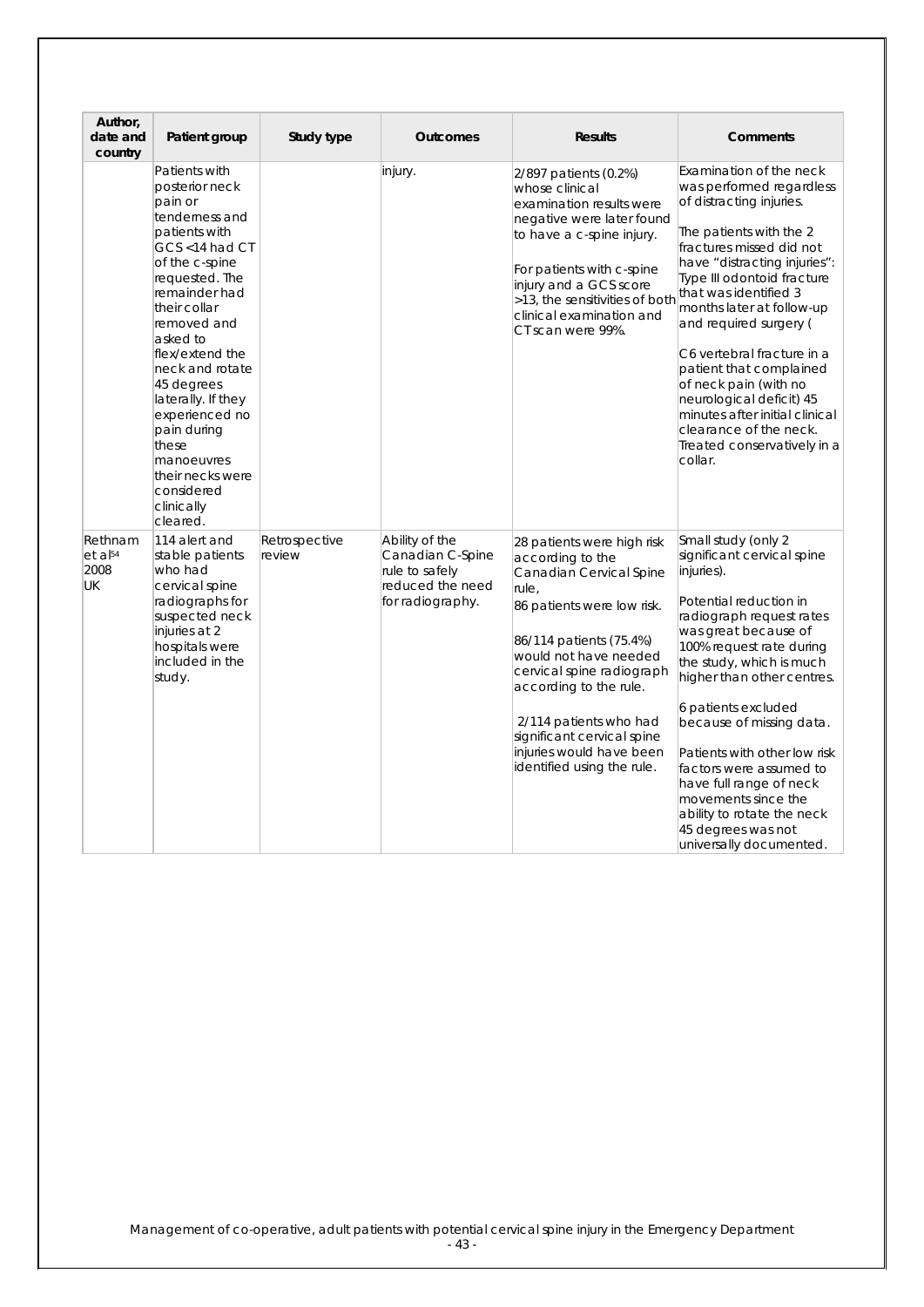| Author, date and country | Patient group | Study type | Outcomes | Results | Comments |
|---|---|---|---|---|---|
| | Patients with posterior neck pain or tenderness and patients with GCS <14 had CT of the c-spine requested. The remainder had their collar removed and asked to flex/extend the neck and rotate 45 degrees laterally. If they experienced no pain during these manoeuvres their necks were considered clinically cleared. | | injury. | 2/897 patients (0.2%) whose clinical examination results were negative were later found to have a c-spine injury.<br><br>For patients with c-spine injury and a GCS score >13, the sensitivities of both clinical examination and CT scan were 99%. | Examination of the neck was performed regardless of distracting injuries.<br><br>The patients with the 2 fractures missed did not have "distracting injuries": Type III odontoid fracture that was identified 3 months later at follow-up and required surgery (<br><br>C6 vertebral fracture in a patient that complained of neck pain (with no neurological deficit) 45 minutes after initial clinical clearance of the neck. Treated conservatively in a collar. |
| Rethnam et al[54] 2008 UK | 114 alert and stable patients who had cervical spine radiographs for suspected neck injuries at 2 hospitals were included in the study. | Retrospective review | Ability of the Canadian C-Spine rule to safely reduced the need for radiography. | 28 patients were high risk according to the Canadian Cervical Spine rule,<br>86 patients were low risk.<br><br>86/114 patients (75.4%) would not have needed cervical spine radiograph according to the rule.<br><br>2/114 patients who had significant cervical spine injuries would have been identified using the rule. | Small study (only 2 significant cervical spine injuries).<br><br>Potential reduction in radiograph request rates was great because of 100% request rate during the study, which is much higher than other centres.<br><br>6 patients excluded because of missing data.<br><br>Patients with other low risk factors were assumed to have full range of neck movements since the ability to rotate the neck 45 degrees was not universally documented. |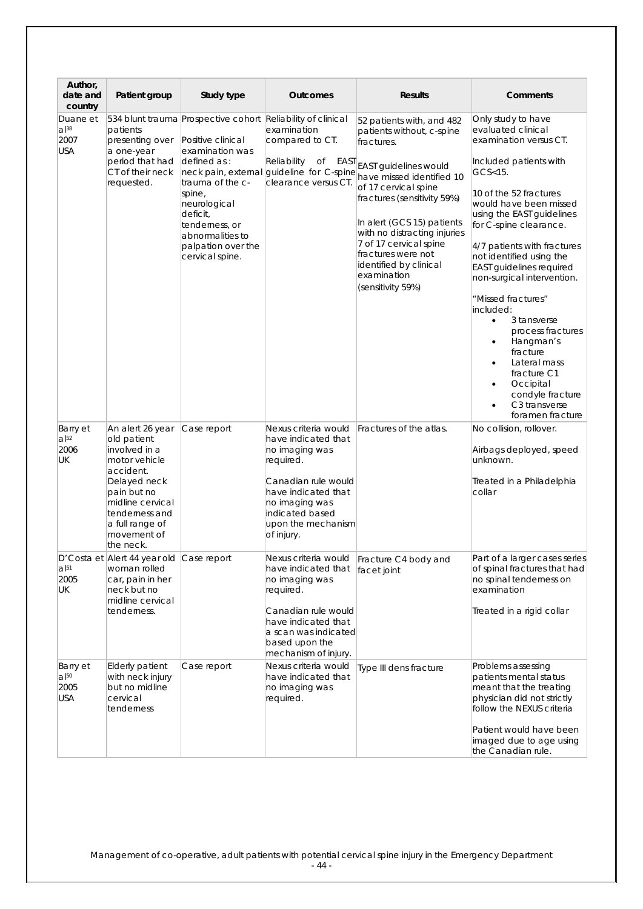| Author, date and country | Patient group | Study type | Outcomes | Results | Comments |
|---|---|---|---|---|---|
| Duane et al[38] 2007 USA | 534 blunt trauma patients presenting over a one-year period that had CT of their neck requested. | Prospective cohort<br><br>Positive clinical examination was defined as: neck pain, external trauma of the c-spine, neurological deficit, tenderness, or abnormalities to palpation over the cervical spine. | Reliability of clinical examination compared to CT.<br><br>Reliability of EAST guideline for C-spine clearance versus CT. | 52 patients with, and 482 patients without, c-spine fractures.<br><br>EAST guidelines would have missed identified 10 of 17 cervical spine fractures (sensitivity 59%)<br><br>In alert (GCS 15) patients with no distracting injuries 7 of 17 cervical spine fractures were not identified by clinical examination (sensitivity 59%) | Only study to have evaluated clinical examination versus CT.<br><br>Included patients with GCS<15.<br><br>10 of the 52 fractures would have been missed using the EAST guidelines for C-spine clearance.<br><br>4/7 patients with fractures not identified using the EAST guidelines required non-surgical intervention.<br><br>"Missed fractures" included:<br>• 3 tansverse process fractures<br>• Hangman's fracture<br>• Lateral mass fracture C1<br>• Occipital condyle fracture<br>• C3 transverse foramen fracture |
| Barry et al[52] 2006 UK | An alert 26 year old patient involved in a motor vehicle accident. Delayed neck pain but no midline cervical tenderness and a full range of movement of the neck. | Case report | Nexus criteria would have indicated that no imaging was required.<br><br>Canadian rule would have indicated that no imaging was indicated based upon the mechanism of injury. | Fractures of the atlas. | No collision, rollover.<br><br>Airbags deployed, speed unknown.<br><br>Treated in a Philadelphia collar |
| D'Costa et al[51] 2005 UK | Alert 44 year old woman rolled car, pain in her neck but no midline cervical tenderness. | Case report | Nexus criteria would have indicated that no imaging was required.<br><br>Canadian rule would have indicated that a scan was indicated based upon the mechanism of injury. | Fracture C4 body and facet joint | Part of a larger cases series of spinal fractures that had no spinal tenderness on examination<br><br>Treated in a rigid collar |
| Barry et al[50] 2005 USA | Elderly patient with neck injury but no midline cervical tenderness | Case report | Nexus criteria would have indicated that no imaging was required. | Type III dens fracture | Problems assessing patients mental status meant that the treating physician did not strictly follow the NEXUS criteria<br><br>Patient would have been imaged due to age using the Canadian rule. |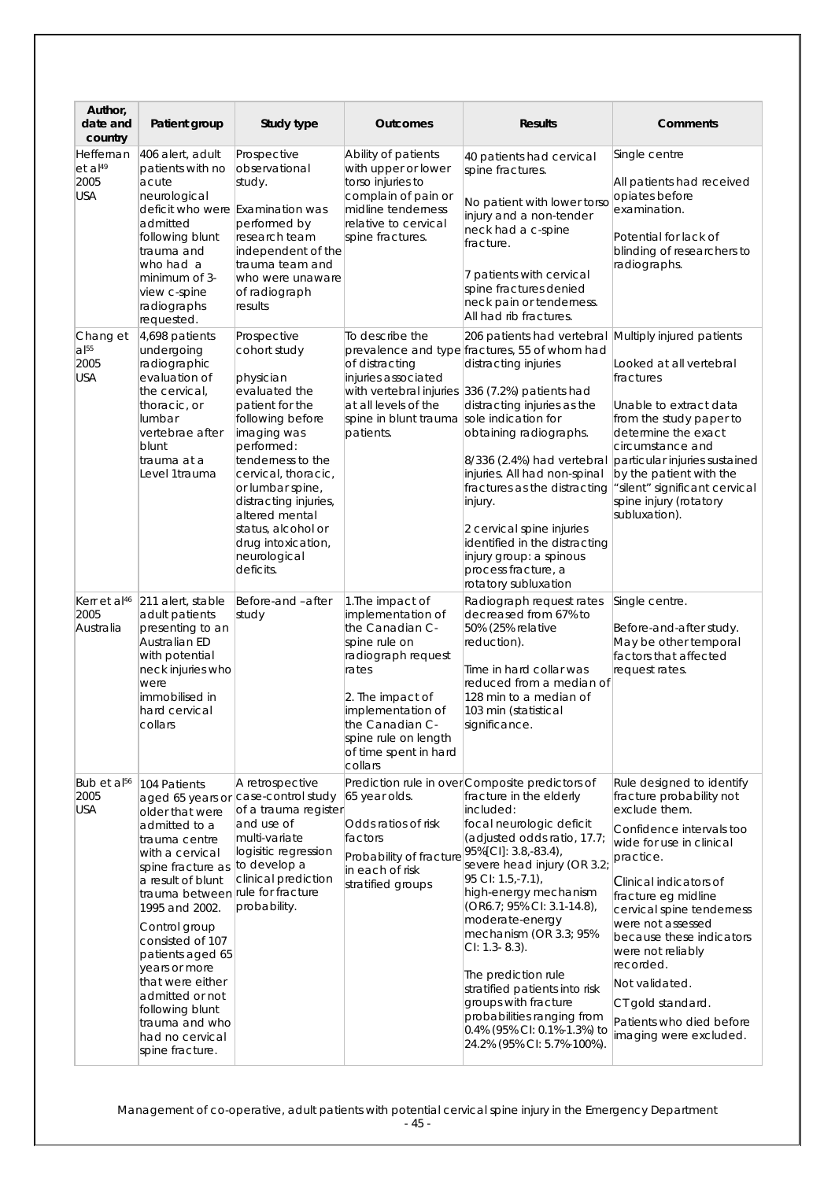| Author, date and country | Patient group | Study type | Outcomes | Results | Comments |
|---|---|---|---|---|---|
| Heffernan et al[49] 2005 USA | 406 alert, adult patients with no acute neurological deficit who were admitted following blunt trauma and who had a minimum of 3-view c-spine radiographs requested. | Prospective observational study.<br><br>Examination was performed by research team independent of the trauma team and who were unaware of radiograph results | Ability of patients with upper or lower torso injuries to complain of pain or midline tenderness relative to cervical spine fractures. | 40 patients had cervical spine fractures.<br><br>No patient with lower torso injury and a non-tender neck had a c-spine fracture.<br><br>7 patients with cervical spine fractures denied neck pain or tenderness. All had rib fractures. | Single centre<br><br>All patients had received opiates before examination.<br><br>Potential for lack of blinding of researchers to radiographs. |
| Chang et al[55] 2005 USA | 4,698 patients undergoing radiographic evaluation of the cervical, thoracic, or lumbar vertebrae after blunt trauma at a Level 1trauma | Prospective cohort study<br><br>physician evaluated the patient for the following before imaging was performed: tenderness to the cervical, thoracic, or lumbar spine, distracting injuries, altered mental status, alcohol or drug intoxication, neurological deficits. | To describe the prevalence and type of distracting injuries associated with vertebral injuries at all levels of the spine in blunt trauma patients. | 206 patients had vertebral fractures, 55 of whom had distracting injuries<br><br>336 (7.2%) patients had distracting injuries as the sole indication for obtaining radiographs.<br><br>8/336 (2.4%) had vertebral injuries. All had non-spinal fractures as the distracting injury.<br><br>2 cervical spine injuries identified in the distracting injury group: a spinous process fracture, a rotatory subluxation | Multiply injured patients<br><br>Looked at all vertebral fractures<br><br>Unable to extract data from the study paper to determine the exact circumstance and particular injuries sustained by the patient with the "silent" significant cervical spine injury (rotatory subluxation). |
| Kerr et al[46] 2005 Australia | 211 alert, stable adult patients presenting to an Australian ED with potential neck injuries who were immobilised in hard cervical collars | Before-and –after study | 1.The impact of implementation of the Canadian C-spine rule on radiograph request rates<br><br>2. The impact of implementation of the Canadian C-spine rule on length of time spent in hard collars | Radiograph request rates decreased from 67% to 50% (25% relative reduction).<br><br>Time in hard collar was reduced from a median of 128 min to a median of 103 min (statistical significance. | Single centre.<br><br>Before-and-after study. May be other temporal factors that affected request rates. |
| Bub et al[56] 2005 USA | 104 Patients aged 65 years or older that were admitted to a trauma centre with a cervical spine fracture as a result of blunt trauma between 1995 and 2002.<br><br>Control group consisted of 107 patients aged 65 years or more that were either admitted or not following blunt trauma and who had no cervical spine fracture. | A retrospective case-control study of a trauma register and use of multi-variate logisitic regression to develop a clinical prediction rule for fracture probability. | Prediction rule in over 65 year olds.<br><br>Odds ratios of risk factors<br><br>Probability of fracture in each of risk stratified groups | Composite predictors of fracture in the elderly included:<br>focal neurologic deficit (adjusted odds ratio, 17.7; 95%[CI]: 3.8,-83.4), severe head injury (OR 3.2; 95 CI: 1.5,-7.1), high-energy mechanism (OR6.7; 95% CI: 3.1-14.8), moderate-energy mechanism (OR 3.3; 95% CI: 1.3- 8.3).<br><br>The prediction rule stratified patients into risk groups with fracture probabilities ranging from 0.4% (95% CI: 0.1%-1.3%) to 24.2% (95% CI: 5.7%-100%). | Rule designed to identify fracture probability not exclude them.<br><br>Confidence intervals too wide for use in clinical practice.<br><br>Clinical indicators of fracture eg midline cervical spine tenderness were not assessed because these indicators were not reliably recorded.<br><br>Not validated.<br><br>CT gold standard.<br><br>Patients who died before imaging were excluded. |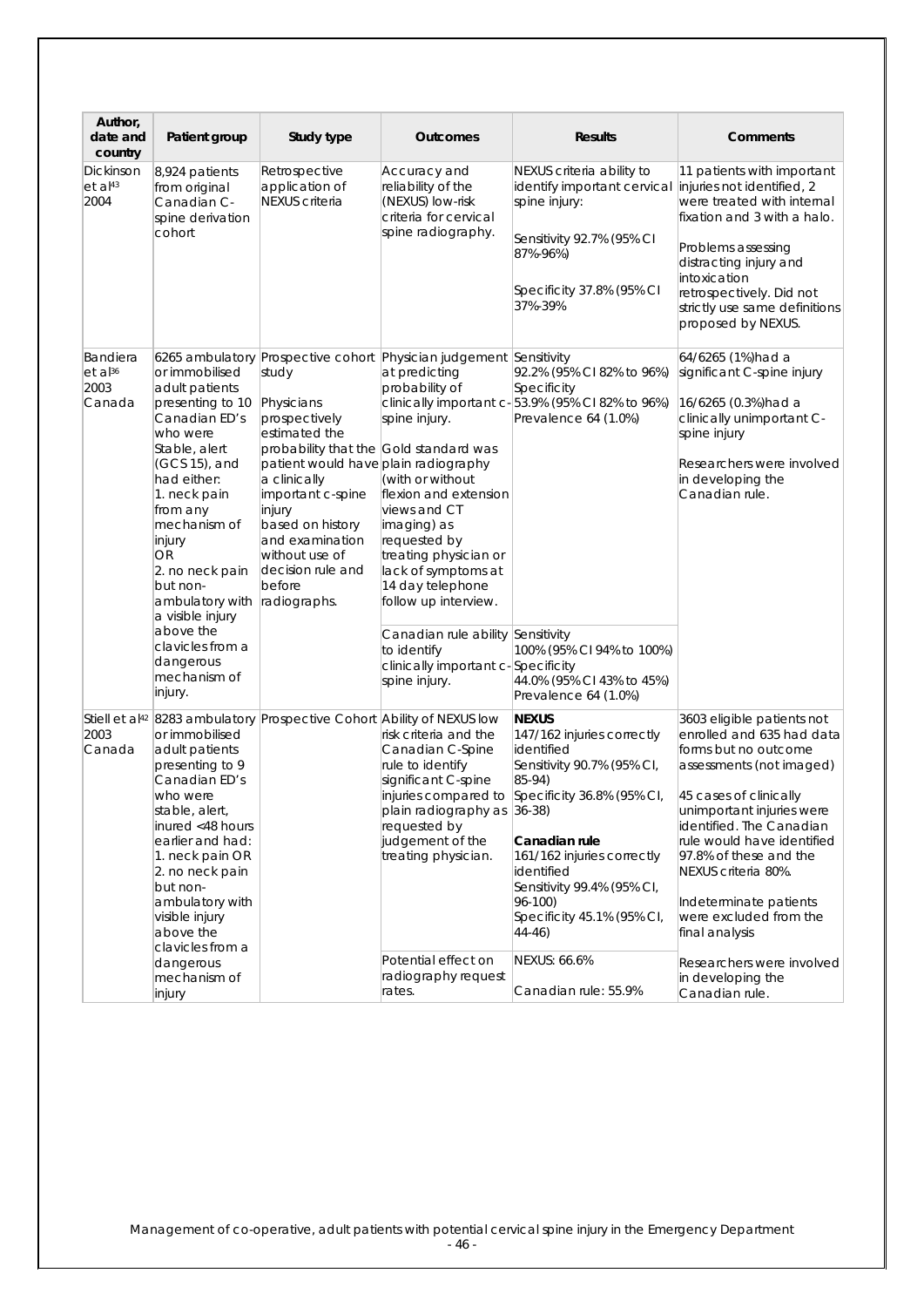| Author, date and country | Patient group | Study type | Outcomes | Results | Comments |
|---|---|---|---|---|---|
| Dickinson et al[43] 2004 | 8,924 patients from original Canadian C-spine derivation cohort | Retrospective application of NEXUS criteria | Accuracy and reliability of the (NEXUS) low-risk criteria for cervical spine radiography. | NEXUS criteria ability to identify important cervical spine injury:<br><br>Sensitivity 92.7% (95% CI 87%-96%)<br><br>Specificity 37.8% (95% CI 37%-39% | 11 patients with important injuries not identified, 2 were treated with internal fixation and 3 with a halo.<br><br>Problems assessing distracting injury and intoxication retrospectively. Did not strictly use same definitions proposed by NEXUS. |
| Bandiera et al[36] 2003 Canada | 6265 ambulatory or immobilised adult patients presenting to 10 Canadian ED's who were Stable, alert (GCS 15), and had either:<br>1. neck pain from any mechanism of injury<br>OR<br>2. no neck pain but non-ambulatory with a visible injury above the clavicles from a dangerous mechanism of injury. | Prospective cohort study<br><br>Physicians prospectively estimated the probability that the patient would have a clinically important c-spine injury based on history and examination without use of decision rule and before radiographs. | Physician judgement at predicting probability of clinically important c-spine injury.<br><br>Gold standard was plain radiography (with or without flexion and extension views and CT imaging) as requested by treating physician or lack of symptoms at 14 day telephone follow up interview. | Sensitivity<br>92.2% (95% CI 82% to 96%)<br>Specificity<br>53.9% (95% CI 82% to 96%)<br>Prevalence 64 (1.0%) | 64/6265 (1%)had a significant C-spine injury<br><br>16/6265 (0.3%)had a clinically unimportant C-spine injury<br><br>Researchers were involved in developing the Canadian rule. |
| | | | Canadian rule ability to identify clinically important c-spine injury. | Sensitivity<br>100% (95% CI 94% to 100%)<br>Specificity<br>44.0% (95% CI 43% to 45%)<br>Prevalence 64 (1.0%) | |
| Stiell et al[42] 2003 Canada | 8283 ambulatory or immobilised adult patients presenting to 9 Canadian ED's who were stable, alert, inured <48 hours earlier and had:<br>1. neck pain OR<br>2. no neck pain but non-ambulatory with visible injury above the clavicles from a dangerous mechanism of injury | Prospective Cohort | Ability of NEXUS low risk criteria and the Canadian C-Spine rule to identify significant C-spine injuries compared to plain radiography as requested by judgement of the treating physician. | **NEXUS**<br>147/162 injuries correctly identified<br>Sensitivity 90.7% (95% CI, 85-94)<br>Specificity 36.8% (95% CI, 36-38)<br><br>**Canadian rule**<br>161/162 injuries correctly identified<br>Sensitivity 99.4% (95% CI, 96-100)<br>Specificity 45.1% (95% CI, 44-46) | 3603 eligible patients not enrolled and 635 had data forms but no outcome assessments (not imaged)<br><br>45 cases of clinically unimportant injuries were identified. The Canadian rule would have identified 97.8% of these and the NEXUS criteria 80%.<br><br>Indeterminate patients were excluded from the final analysis |
| | | | Potential effect on radiography request rates. | NEXUS: 66.6%<br><br>Canadian rule: 55.9% | Researchers were involved in developing the Canadian rule. |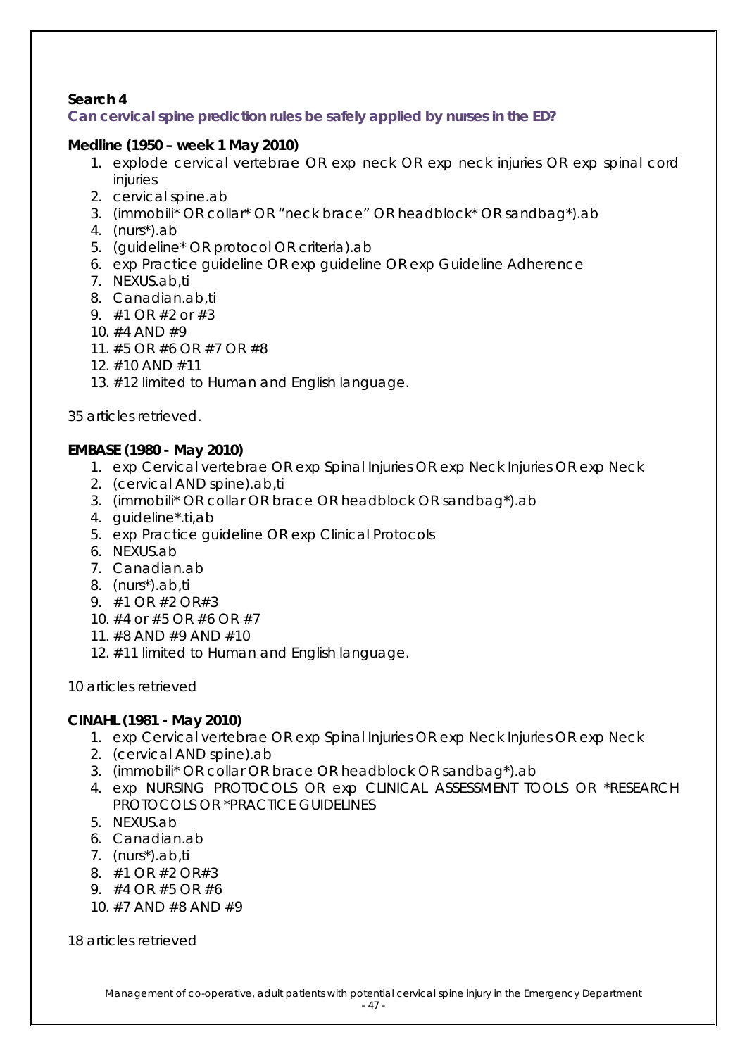**Search 4**

**Can cervical spine prediction rules be safely applied by nurses in the ED?**

**Medline (1950 – week 1 May 2010)**

1. explode cervical vertebrae OR exp neck OR exp neck injuries OR exp spinal cord injuries
2. cervical spine.ab
3. (immobili* OR collar* OR "neck brace" OR headblock* OR sandbag*).ab
4. (nurs*).ab
5. (guideline* OR protocol OR criteria).ab
6. exp Practice guideline OR exp guideline OR exp Guideline Adherence
7. NEXUS.ab,ti
8. Canadian.ab,ti
9. #1 OR #2 or #3
10. #4 AND #9
11. #5 OR #6 OR #7 OR #8
12. #10 AND #11
13. #12 limited to Human and English language.

35 articles retrieved.

**EMBASE (1980 - May 2010)**

1. exp Cervical vertebrae OR exp Spinal Injuries OR exp Neck Injuries OR exp Neck
2. (cervical AND spine).ab,ti
3. (immobili* OR collar OR brace OR headblock OR sandbag*).ab
4. guideline*.ti,ab
5. exp Practice guideline OR exp Clinical Protocols
6. NEXUS.ab
7. Canadian.ab
8. (nurs*).ab,ti
9. #1 OR #2 OR#3
10. #4 or #5 OR #6 OR #7
11. #8 AND #9 AND #10
12. #11 limited to Human and English language.

10 articles retrieved

**CINAHL (1981 - May 2010)**

1. exp Cervical vertebrae OR exp Spinal Injuries OR exp Neck Injuries OR exp Neck
2. (cervical AND spine).ab
3. (immobili* OR collar OR brace OR headblock OR sandbag*).ab
4. exp NURSING PROTOCOLS OR exp CLINICAL ASSESSMENT TOOLS OR *RESEARCH PROTOCOLS OR *PRACTICE GUIDELINES
5. NEXUS.ab
6. Canadian.ab
7. (nurs*).ab,ti
8. #1 OR #2 OR#3
9. #4 OR #5 OR #6
10. #7 AND #8 AND #9

18 articles retrieved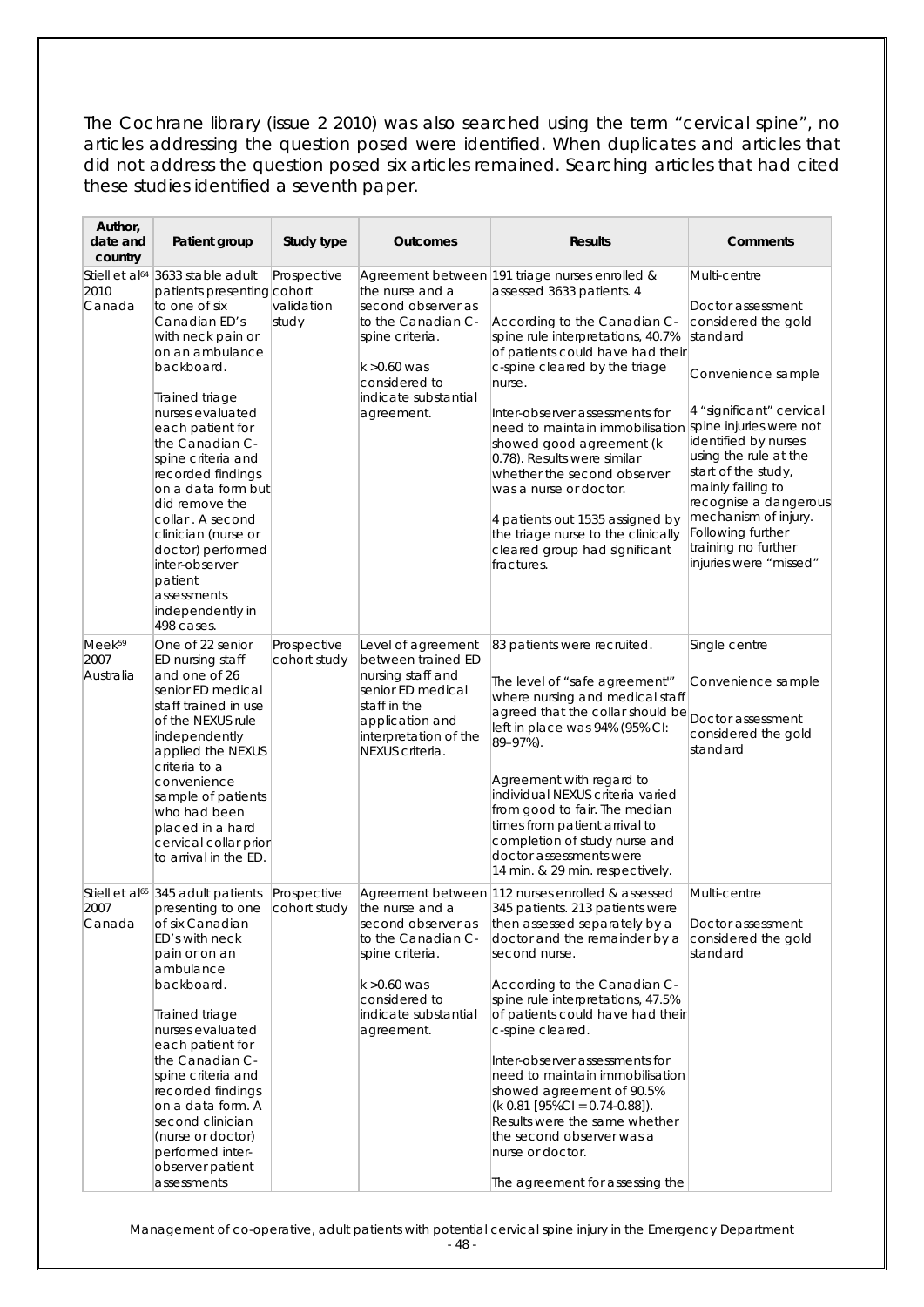The Cochrane library (issue 2 2010) was also searched using the term "cervical spine", no articles addressing the question posed were identified. When duplicates and articles that did not address the question posed six articles remained. Searching articles that had cited these studies identified a seventh paper.

| Author, date and country | Patient group | Study type | Outcomes | Results | Comments |
|---|---|---|---|---|---|
| Stiell et al[64] 2010 Canada | 3633 stable adult patients presenting to one of six Canadian ED's with neck pain or on an ambulance backboard.<br><br>Trained triage nurses evaluated each patient for the Canadian C-spine criteria and recorded findings on a data form but did remove the collar . A second clinician (nurse or doctor) performed inter-observer patient assessments independently in 498 cases. | Prospective cohort validation study | Agreement between the nurse and a second observer as to the Canadian C-spine criteria.<br><br>k >0.60 was considered to indicate substantial agreement. | 191 triage nurses enrolled & assessed 3633 patients. 4<br><br>According to the Canadian C-spine rule interpretations, 40.7% of patients could have had their c-spine cleared by the triage nurse.<br><br>Inter-observer assessments for need to maintain immobilisation showed good agreement (k 0.78). Results were similar whether the second observer was a nurse or doctor.<br><br>4 patients out 1535 assigned by the triage nurse to the clinically cleared group had significant fractures. | Multi-centre<br><br>Doctor assessment considered the gold standard<br><br>Convenience sample<br><br>4 "significant" cervical spine injuries were not identified by nurses using the rule at the start of the study, mainly failing to recognise a dangerous mechanism of injury. Following further training no further injuries were "missed" |
| Meek[59] 2007 Australia | One of 22 senior ED nursing staff and one of 26 senior ED medical staff trained in use of the NEXUS rule independently applied the NEXUS criteria to a convenience sample of patients who had been placed in a hard cervical collar prior to arrival in the ED. | Prospective cohort study | Level of agreement between trained ED nursing staff and senior ED medical staff in the application and interpretation of the NEXUS criteria. | 83 patients were recruited.<br><br>The level of "safe agreement'" where nursing and medical staff agreed that the collar should be left in place was 94% (95% CI: 89–97%).<br><br>Agreement with regard to individual NEXUS criteria varied from good to fair. The median times from patient arrival to completion of study nurse and doctor assessments were 14 min. & 29 min. respectively. | Single centre<br><br>Convenience sample<br><br>Doctor assessment considered the gold standard |
| Stiell et al[65] 2007 Canada | 345 adult patients presenting to one of six Canadian ED's with neck pain or on an ambulance backboard.<br><br>Trained triage nurses evaluated each patient for the Canadian C-spine criteria and recorded findings on a data form. A second clinician (nurse or doctor) performed inter-observer patient assessments | Prospective cohort study | Agreement between the nurse and a second observer as to the Canadian C-spine criteria.<br><br>k >0.60 was considered to indicate substantial agreement. | 112 nurses enrolled & assessed 345 patients. 213 patients were then assessed separately by a doctor and the remainder by a second nurse.<br><br>According to the Canadian C-spine rule interpretations, 47.5% of patients could have had their c-spine cleared.<br><br>Inter-observer assessments for need to maintain immobilisation showed agreement of 90.5% (k 0.81 [95%CI = 0.74-0.88]). Results were the same whether the second observer was a nurse or doctor.<br><br>The agreement for assessing the | Multi-centre<br><br>Doctor assessment considered the gold standard |

Management of co-operative, adult patients with potential cervical spine injury in the Emergency Department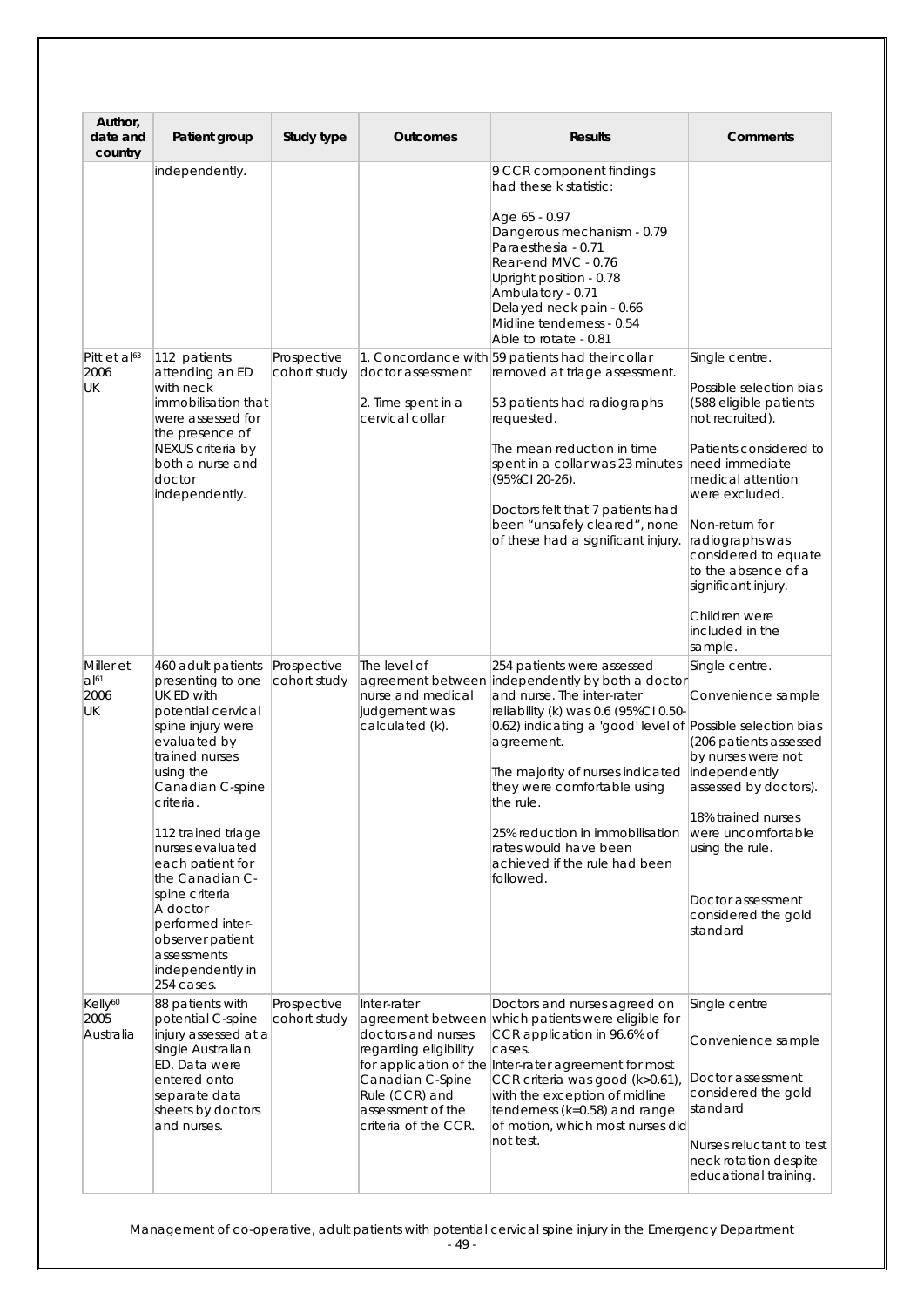| Author, date and country | Patient group | Study type | Outcomes | Results | Comments |
|---|---|---|---|---|---|
| | independently. | | | 9 CCR component findings had these k statistic:<br><br>Age 65 - 0.97<br>Dangerous mechanism - 0.79<br>Paraesthesia - 0.71<br>Rear-end MVC - 0.76<br>Upright position - 0.78<br>Ambulatory - 0.71<br>Delayed neck pain - 0.66<br>Midline tenderness - 0.54<br>Able to rotate - 0.81 | |
| Pitt et al[63] 2006 UK | 112 patients attending an ED with neck immobilisation that were assessed for the presence of NEXUS criteria by both a nurse and doctor independently. | Prospective cohort study | 1. Concordance with doctor assessment<br><br>2. Time spent in a cervical collar | 59 patients had their collar removed at triage assessment.<br><br>53 patients had radiographs requested.<br><br>The mean reduction in time spent in a collar was 23 minutes (95%CI 20-26).<br><br>Doctors felt that 7 patients had been "unsafely cleared", none of these had a significant injury. | Single centre.<br><br>Possible selection bias (588 eligible patients not recruited).<br><br>Patients considered to need immediate medical attention were excluded.<br><br>Non-return for radiographs was considered to equate to the absence of a significant injury.<br><br>Children were included in the sample. |
| Miller et al[61] 2006 UK | 460 adult patients presenting to one UK ED with potential cervical spine injury were evaluated by trained nurses using the Canadian C-spine criteria.<br><br>112 trained triage nurses evaluated each patient for the Canadian C-spine criteria<br>A doctor performed inter-observer patient assessments independently in 254 cases. | Prospective cohort study | The level of agreement between nurse and medical judgement was calculated (k). | 254 patients were assessed independently by both a doctor and nurse. The inter-rater reliability (k) was 0.6 (95%CI 0.50-0.62) indicating a 'good' level of agreement.<br><br>The majority of nurses indicated they were comfortable using the rule.<br><br>25% reduction in immobilisation rates would have been achieved if the rule had been followed. | Single centre.<br><br>Convenience sample<br><br>Possible selection bias (206 patients assessed by nurses were not independently assessed by doctors).<br><br>18% trained nurses were uncomfortable using the rule.<br><br>Doctor assessment considered the gold standard |
| Kelly[60] 2005 Australia | 88 patients with potential C-spine injury assessed at a single Australian ED. Data were entered onto separate data sheets by doctors and nurses. | Prospective cohort study | Inter-rater agreement between doctors and nurses regarding eligibility for application of the Canadian C-Spine Rule (CCR) and assessment of the criteria of the CCR. | Doctors and nurses agreed on which patients were eligible for CCR application in 96.6% of cases.<br>Inter-rater agreement for most CCR criteria was good (k>0.61), with the exception of midline tenderness (k=0.58) and range of motion, which most nurses did not test. | Single centre<br><br>Convenience sample<br><br>Doctor assessment considered the gold standard<br><br>Nurses reluctant to test neck rotation despite educational training. |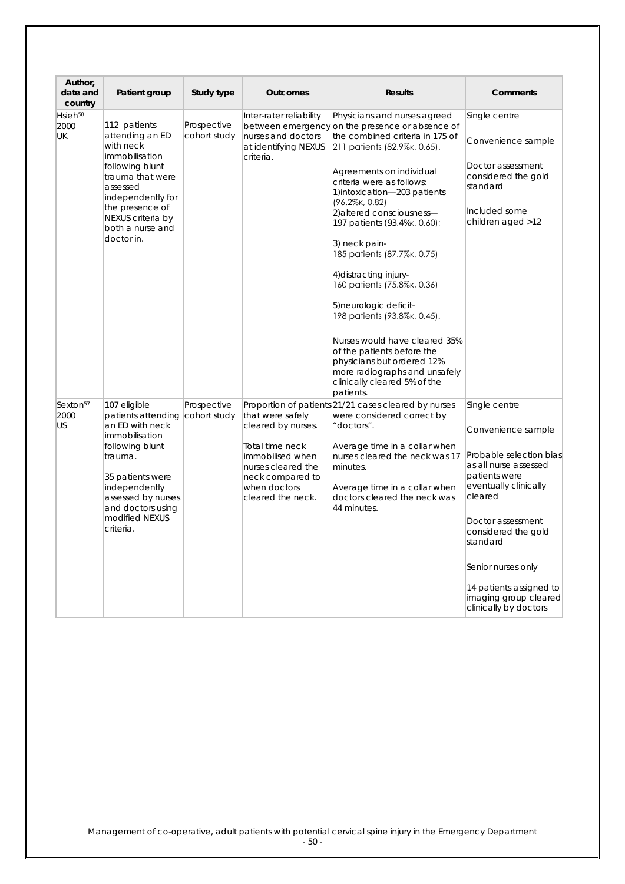| Author, date and country | Patient group | Study type | Outcomes | Results | Comments |
|---|---|---|---|---|---|
| Hsieh[58] 2000 UK | 112 patients attending an ED with neck immobilisation following blunt trauma that were assessed independently for the presence of NEXUS criteria by both a nurse and doctor in. | Prospective cohort study | Inter-rater reliability between emergency nurses and doctors at identifying NEXUS criteria. | Physicians and nurses agreed on the presence or absence of the combined criteria in 175 of 211 patients (82.9%κ, 0.65).<br><br>Agreements on individual criteria were as follows:<br>1)intoxication—203 patients (96.2%κ, 0.82)<br>2)altered consciousness—197 patients (93.4%κ, 0.60);<br><br>3) neck pain-<br>185 patients (87.7%κ, 0.75)<br><br>4)distracting injury-<br>160 patients (75.8%κ, 0.36)<br><br>5)neurologic deficit-<br>198 patients (93.8%κ, 0.45).<br><br>Nurses would have cleared 35% of the patients before the physicians but ordered 12% more radiographs and unsafely clinically cleared 5% of the patients. | Single centre<br><br>Convenience sample<br><br>Doctor assessment considered the gold standard<br><br>Included some children aged >12 |
| Sexton[57] 2000 US | 107 eligible patients attending an ED with neck immobilisation following blunt trauma.<br><br>35 patients were independently assessed by nurses and doctors using modified NEXUS criteria. | Prospective cohort study | Proportion of patients that were safely cleared by nurses.<br><br>Total time neck immobilised when nurses cleared the neck compared to when doctors cleared the neck. | 21/21 cases cleared by nurses were considered correct by "doctors".<br><br>Average time in a collar when nurses cleared the neck was 17 minutes.<br><br>Average time in a collar when doctors cleared the neck was 44 minutes. | Single centre<br><br>Convenience sample<br><br>Probable selection bias as all nurse assessed patients were eventually clinically cleared<br><br>Doctor assessment considered the gold standard<br><br>Senior nurses only<br><br>14 patients assigned to imaging group cleared clinically by doctors |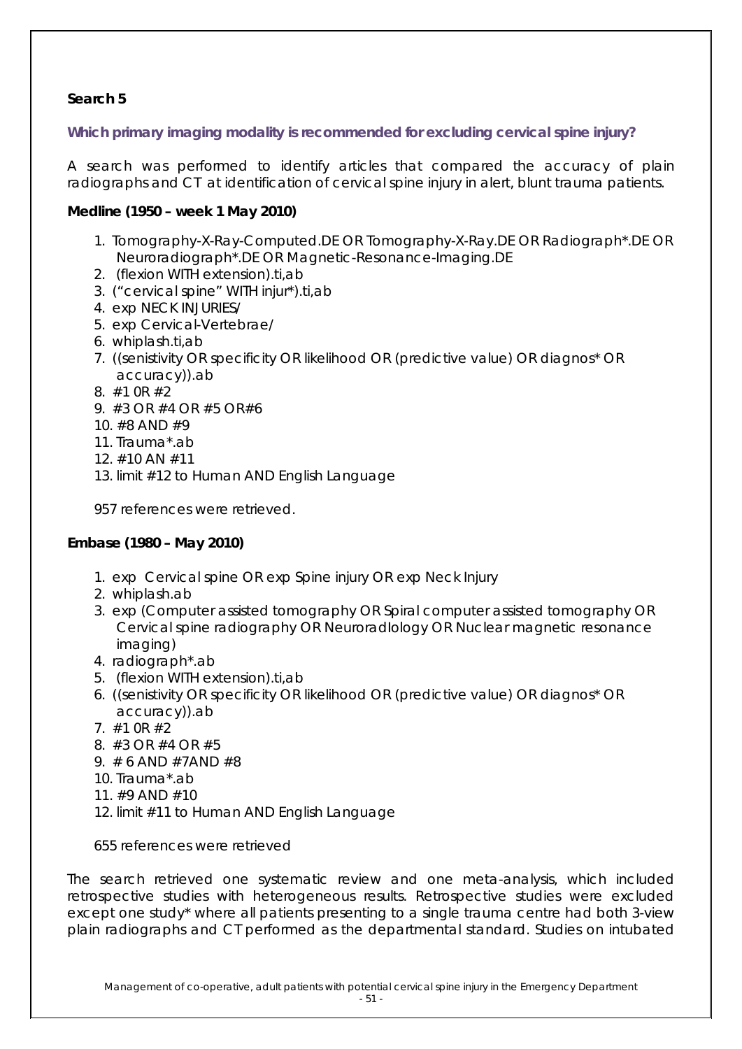**Search 5**

**Which primary imaging modality is recommended for excluding cervical spine injury?**

A search was performed to identify articles that compared the accuracy of plain radiographs and CT at identification of cervical spine injury in alert, blunt trauma patients.

**Medline (1950 – week 1 May 2010)**

1. Tomography-X-Ray-Computed.DE OR Tomography-X-Ray.DE OR Radiograph*.DE OR Neuroradiograph*.DE OR Magnetic-Resonance-Imaging.DE
2. (flexion WITH extension).ti,ab
3. ("cervical spine" WITH injur*).ti,ab
4. exp NECK INJURIES/
5. exp Cervical-Vertebrae/
6. whiplash.ti,ab
7. ((senistivity OR specificity OR likelihood OR (predictive value) OR diagnos* OR accuracy)).ab
8. #1 0R #2
9. #3 OR #4 OR #5 OR#6
10. #8 AND #9
11. Trauma*.ab
12. #10 AN #11
13. limit #12 to Human AND English Language

957 references were retrieved.

**Embase (1980 – May 2010)**

1. exp Cervical spine OR exp Spine injury OR exp Neck Injury
2. whiplash.ab
3. exp (Computer assisted tomography OR Spiral computer assisted tomography OR Cervical spine radiography OR Neuroradlology OR Nuclear magnetic resonance imaging)
4. radiograph*.ab
5. (flexion WITH extension).ti,ab
6. ((senistivity OR specificity OR likelihood OR (predictive value) OR diagnos* OR accuracy)).ab
7. #1 0R #2
8. #3 OR #4 OR #5
9. # 6 AND #7AND #8
10. Trauma*.ab
11. #9 AND #10
12. limit #11 to Human AND English Language

655 references were retrieved

The search retrieved one systematic review and one meta-analysis, which included retrospective studies with heterogeneous results. Retrospective studies were excluded except one study* where all patients presenting to a single trauma centre had both 3-view plain radiographs and CT performed as the departmental standard. Studies on intubated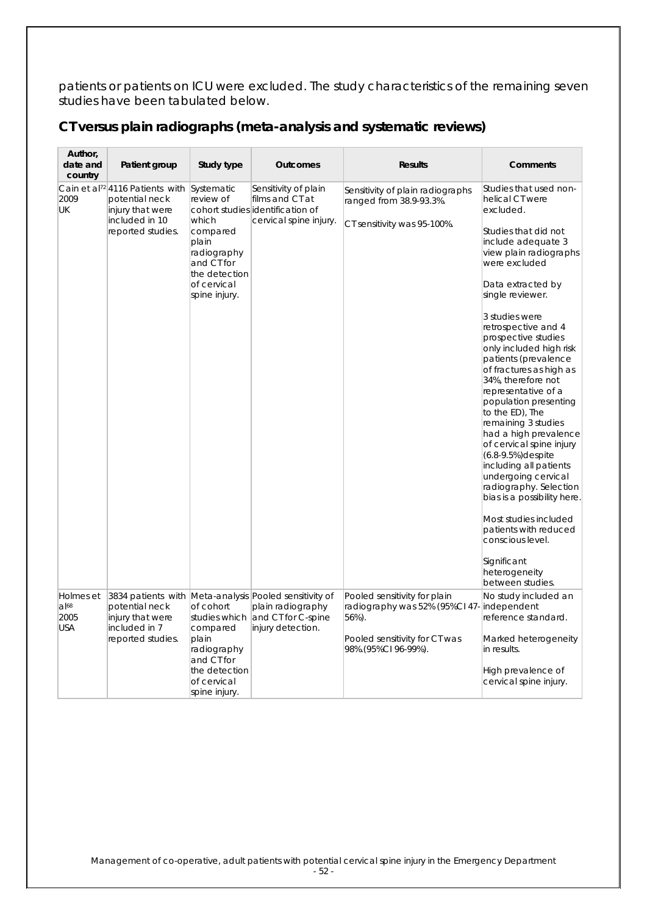patients or patients on ICU were excluded. The study characteristics of the remaining seven studies have been tabulated below.

## CT versus plain radiographs (meta-analysis and systematic reviews)

| Author, date and country | Patient group | Study type | Outcomes | Results | Comments |
|---|---|---|---|---|---|
| Cain et al[72] 2009 UK | 4116 Patients with potential neck injury that were included in 10 reported studies. | Systematic review of cohort studies which compared plain radiography and CT for the detection of cervical spine injury. | Sensitivity of plain films and CT at identification of cervical spine injury. | Sensitivity of plain radiographs ranged from 38.9-93.3%. CT sensitivity was 95-100%. | Studies that used non-helical CT were excluded. Studies that did not include adequate 3 view plain radiographs were excluded Data extracted by single reviewer. 3 studies were retrospective and 4 prospective studies only included high risk patients (prevalence of fractures as high as 34%, therefore not representative of a population presenting to the ED), The remaining 3 studies had a high prevalence of cervical spine injury (6.8-9.5%)despite including all patients undergoing cervical radiography. Selection bias is a possibility here. Most studies included patients with reduced conscious level. Significant heterogeneity between studies. |
| Holmes et al[68] 2005 USA | 3834 patients with potential neck injury that were included in 7 reported studies. | Meta-analysis of cohort studies which compared plain radiography and CT for the detection of cervical spine injury. | Pooled sensitivity of plain radiography and CT for C-spine injury detection. | Pooled sensitivity for plain radiography was 52% (95%CI 47-56%). Pooled sensitivity for CT was 98%.(95%CI 96-99%). | No study included an independent reference standard. Marked heterogeneity in results. High prevalence of cervical spine injury. |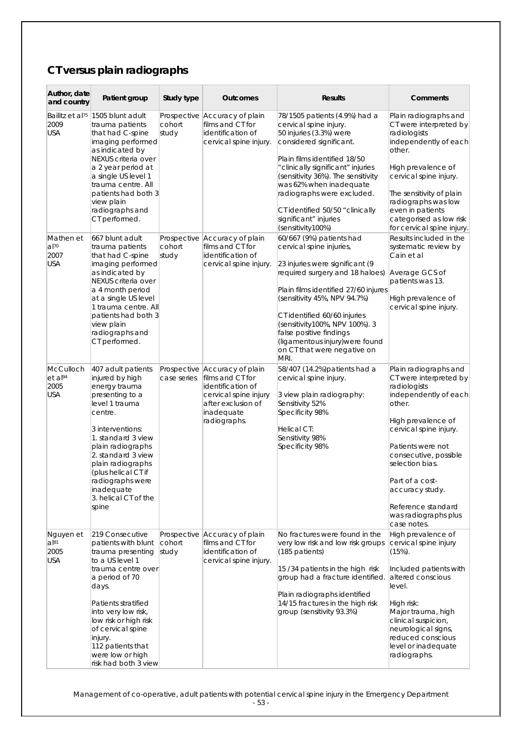## CT versus plain radiographs

| Author, date and country | Patient group | Study type | Outcomes | Results | Comments |
|---|---|---|---|---|---|
| Bailitz et al[75] 2009 USA | 1505 blunt adult trauma patients that had C-spine imaging performed as indicated by NEXUS criteria over a 2 year period at a single US level 1 trauma centre. All patients had both 3 view plain radiographs and CT performed. | Prospective cohort study | Accuracy of plain films and CT for identification of cervical spine injury. | 78/1505 patients (4.9%) had a cervical spine injury. 50 injuries (3.3%) were considered significant. <br><br> Plain films identified 18/50 "clinically significant" injuries (sensitivity 36%). The sensitivity was 62% when inadequate radiographs were excluded. <br><br> CT identified 50/50 "clinically significant" injuries (sensitivity100%) | Plain radiographs and CT were interpreted by radiologists independently of each other. <br><br> High prevalence of cervical spine injury. <br><br> The sensitivity of plain radiographs was low even in patients categorised as low risk for cervical spine injury. |
| Mathen et al[70] 2007 USA | 667 blunt adult trauma patients that had C-spine imaging performed as indicated by NEXUS criteria over a 4 month period at a single US level 1 trauma centre. All patients had both 3 view plain radiographs and CT performed. | Prospective cohort study | Accuracy of plain films and CT for identification of cervical spine injury. | 60/667 (9%) patients had cervical spine injuries, <br><br> 23 injuries were significant (9 required surgery and 18 haloes) <br><br> Plain films identified 27/60 injures (sensitivity 45%, NPV 94.7%) <br><br> CT identified 60/60 injuries (sensitivity100%, NPV 100%). 3 false positive findings (ligamentous injury)were found on CT that were negative on MRI. | Results included in the systematic review by Cain et al <br><br> Average GCS of patients was 13. <br><br> High prevalence of cervical spine injury. |
| McCulloch et al[94] 2005 USA | 407 adult patients injured by high energy trauma presenting to a level 1 trauma centre. <br><br> 3 interventions: <br> 1. standard 3 view plain radiographs <br> 2. standard 3 view plain radiographs (plus helical CT if radiographs were inadequate <br> 3. helical CT of the spine | Prospective case series | Accuracy of plain films and CT for identification of cervical spine injury after exclusion of inadequate radiographs. | 58/407 (14.2%)patients had a cervical spine injury. <br><br> 3 view plain radiography: <br> Sensitivity 52% <br> Specificity 98% <br><br> Helical CT: <br> Sensitivity 98% <br> Specificity 98% | Plain radiographs and CT were interpreted by radiologists independently of each other. <br><br> High prevalence of cervical spine injury. <br><br> Patients were not consecutive, possible selection bias. <br><br> Part of a cost-accuracy study. <br><br> Reference standard was radiographs plus case notes. |
| Nguyen et al[81] 2005 USA | 219 Consecutive patients with blunt trauma presenting to a US level 1 trauma centre over a period of 70 days. <br><br> Patients stratified into very low risk, low risk or high risk of cervical spine injury. <br> 112 patients that were low or high risk had both 3 view | Prospective cohort study | Accuracy of plain films and CT for identification of cervical spine injury. | No fractures were found in the very low risk and low risk groups (185 patients) <br><br> 15 /34 patients in the high risk group had a fracture identified. <br><br> Plain radiographs identified 14/15 fractures in the high risk group (sensitivity 93.3%) | High prevalence of cervical spine injury (15%). <br><br> Included patients with altered conscious level. <br><br> High risk: <br> Major trauma, high clinical suspicion, neurological signs, reduced conscious level or inadequate radiographs. |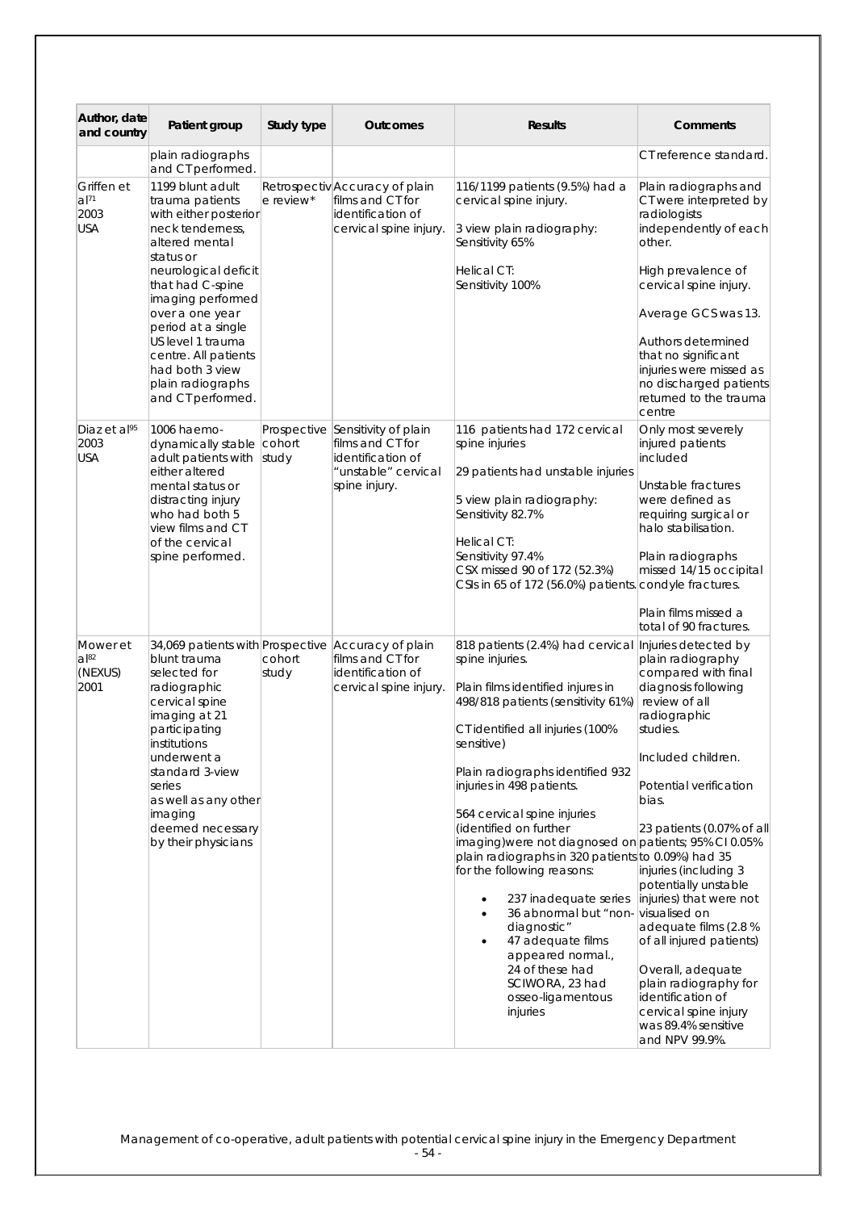| Author, date and country | Patient group | Study type | Outcomes | Results | Comments |
|---|---|---|---|---|---|
| | plain radiographs and CT performed. | | | | CT reference standard. |
| Griffen et al[71] 2003 USA | 1199 blunt adult trauma patients with either posterior neck tenderness, altered mental status or neurological deficit that had C-spine imaging performed over a one year period at a single US level 1 trauma centre. All patients had both 3 view plain radiographs and CT performed. | Retrospective review* | Accuracy of plain films and CT for identification of cervical spine injury. | 116/1199 patients (9.5%) had a cervical spine injury.<br><br>3 view plain radiography: Sensitivity 65%<br><br>Helical CT: Sensitivity 100% | Plain radiographs and CT were interpreted by radiologists independently of each other.<br><br>High prevalence of cervical spine injury.<br><br>Average GCS was 13.<br><br>Authors determined that no significant injuries were missed as no discharged patients returned to the trauma centre |
| Diaz et al[95] 2003 USA | 1006 haemo-dynamically stable adult patients with either altered mental status or distracting injury who had both 5 view films and CT of the cervical spine performed. | Prospective cohort study | Sensitivity of plain films and CT for identification of "unstable" cervical spine injury. | 116 patients had 172 cervical spine injuries<br><br>29 patients had unstable injuries<br><br>5 view plain radiography: Sensitivity 82.7%<br><br>Helical CT: Sensitivity 97.4%<br>CSX missed 90 of 172 (52.3%) CSIs in 65 of 172 (56.0%) patients. | Only most severely injured patients included<br><br>Unstable fractures were defined as requiring surgical or halo stabilisation.<br><br>Plain radiographs missed 14/15 occipital condyle fractures.<br><br>Plain films missed a total of 90 fractures. |
| Mower et al[82] (NEXUS) 2001 | 34,069 patients with blunt trauma selected for radiographic cervical spine imaging at 21 participating institutions underwent a standard 3-view series as well as any other imaging deemed necessary by their physicians | Prospective cohort study | Accuracy of plain films and CT for identification of cervical spine injury. | 818 patients (2.4%) had cervical spine injuries.<br><br>Plain films identified injures in 498/818 patients (sensitivity 61%)<br><br>CT identified all injuries (100% sensitive)<br><br>Plain radiographs identified 932 injuries in 498 patients.<br><br>564 cervical spine injuries (identified on further imaging) were not diagnosed on plain radiographs in 320 patients for the following reasons:<br>• 237 inadequate series<br>• 36 abnormal but "non-diagnostic"<br>• 47 adequate films appeared normal., 24 of these had SCIWORA, 23 had osseo-ligamentous injuries | Injuries detected by plain radiography compared with final diagnosis following review of all radiographic studies.<br><br>Included children.<br><br>Potential verification bias.<br><br>23 patients (0.07% of all patients; 95% CI 0.05% to 0.09%) had 35 injuries (including 3 potentially unstable injuries) that were not visualised on adequate films (2.8 % of all injured patients)<br><br>Overall, adequate plain radiography for identification of cervical spine injury was 89.4% sensitive and NPV 99.9%. |

Management of co-operative, adult patients with potential cervical spine injury in the Emergency Department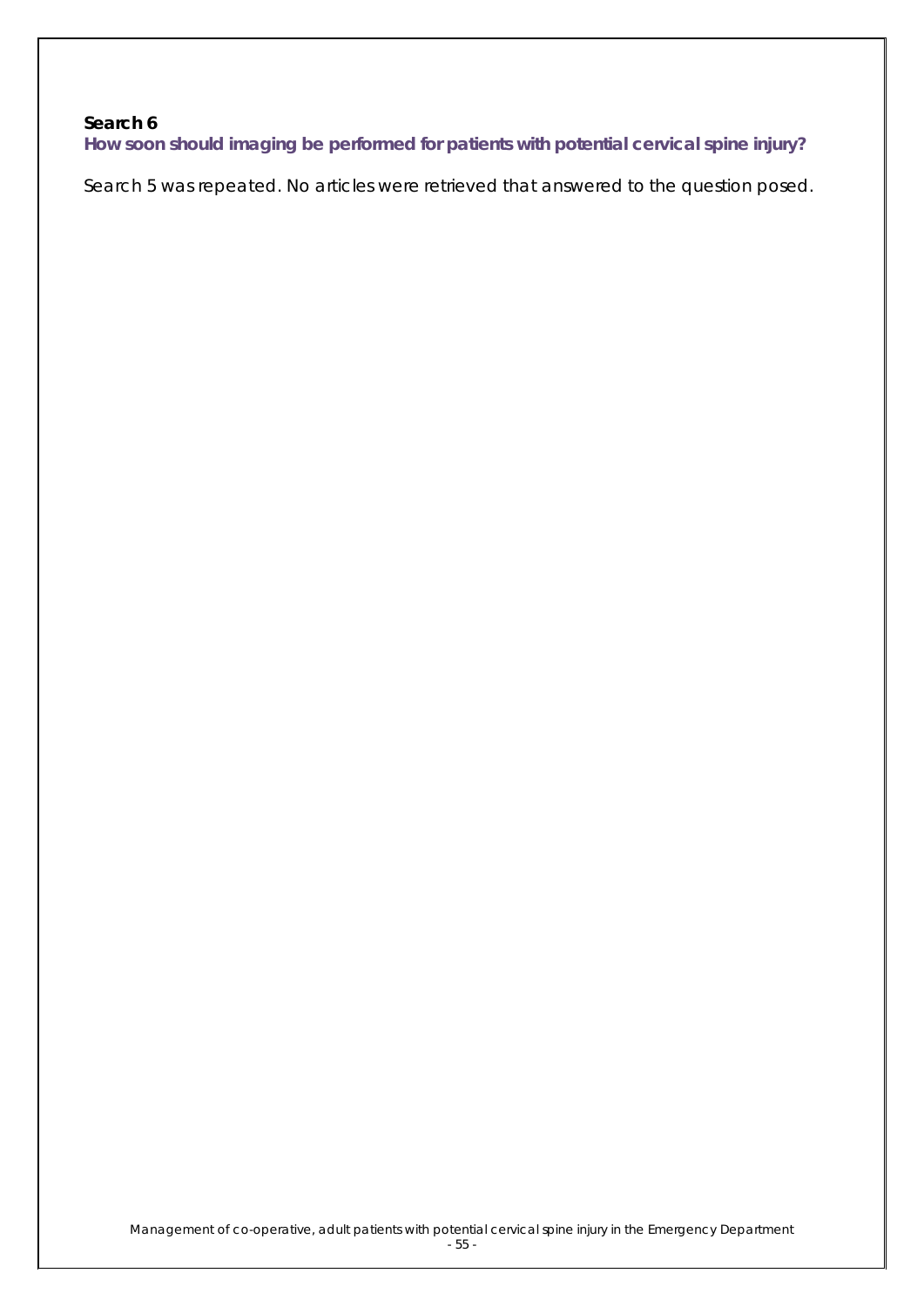**Search 6**

**How soon should imaging be performed for patients with potential cervical spine injury?**

Search 5 was repeated. No articles were retrieved that answered to the question posed.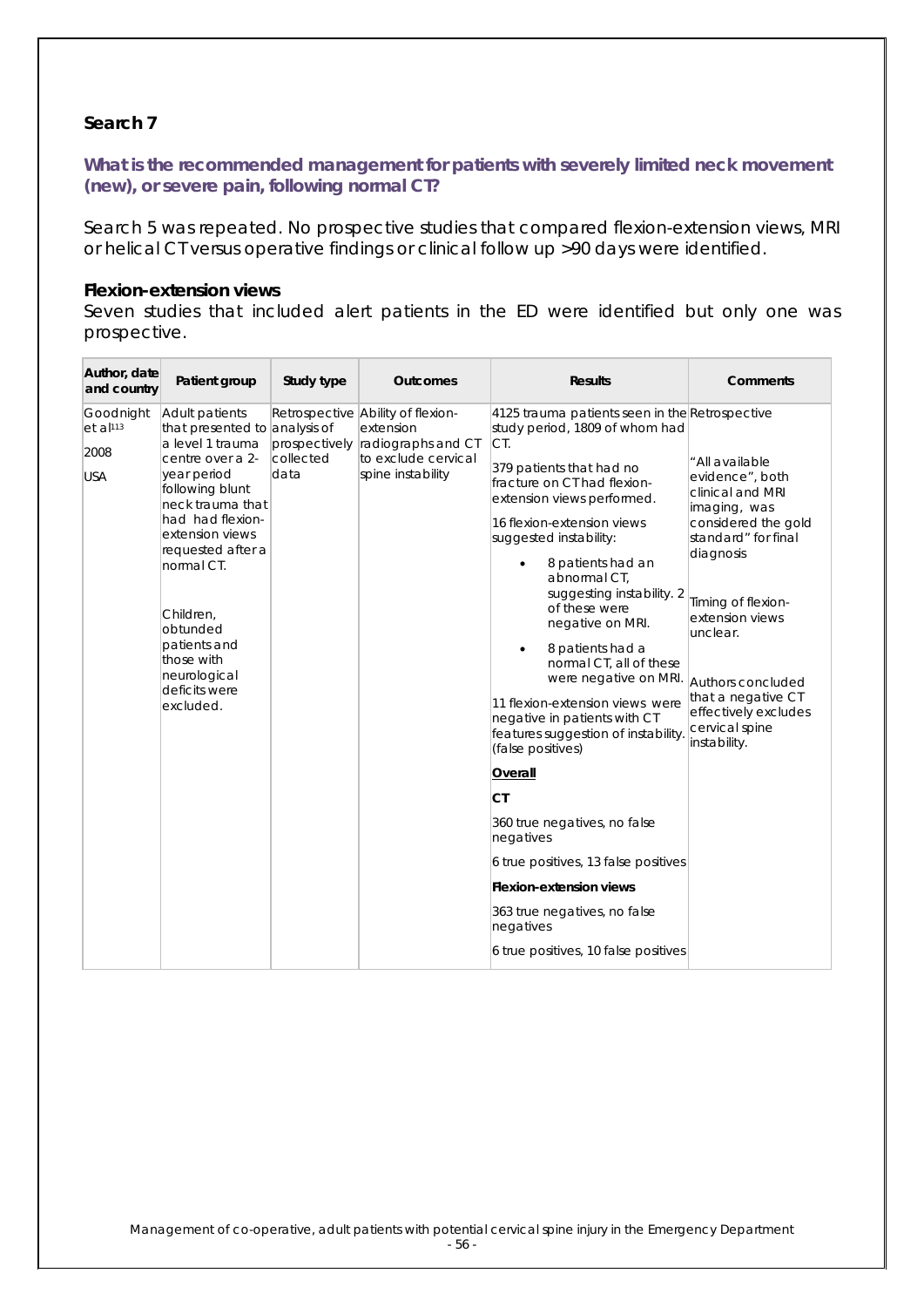## Search 7

### What is the recommended management for patients with severely limited neck movement (new), or severe pain, following normal CT?

Search 5 was repeated. No prospective studies that compared flexion-extension views, MRI or helical CT versus operative findings or clinical follow up >90 days were identified.

### Flexion-extension views

Seven studies that included alert patients in the ED were identified but only one was prospective.

| Author, date and country | Patient group | Study type | Outcomes | Results | Comments |
|---|---|---|---|---|---|
| Goodnight et al[113]<br><br>2008<br><br>USA | Adult patients that presented to a level 1 trauma centre over a 2-year period following blunt neck trauma that had had flexion-extension views requested after a normal CT.<br><br>Children, obtunded patients and those with neurological deficits were excluded. | Retrospective analysis of prospectively collected data | Ability of flexion-extension radiographs and CT to exclude cervical spine instability | 4125 trauma patients seen in the study period, 1809 of whom had CT.<br><br>379 patients that had no fracture on CT had flexion-extension views performed.<br><br>16 flexion-extension views suggested instability:<br><ul><li>8 patients had an abnormal CT, suggesting instability. 2 of these were negative on MRI.</li><li>8 patients had a normal CT, all of these were negative on MRI.</li></ul>11 flexion-extension views were negative in patients with CT features suggestion of instability. (false positives)<br><br>**Overall**<br><br>**CT**<br><br>360 true negatives, no false negatives<br><br>6 true positives, 13 false positives<br><br>**Flexion-extension views**<br><br>363 true negatives, no false negatives<br><br>6 true positives, 10 false positives | Retrospective<br><br>"All available evidence", both clinical and MRI imaging, was considered the gold standard" for final diagnosis<br><br>Timing of flexion-extension views unclear.<br><br>Authors concluded that a negative CT effectively excludes cervical spine instability. |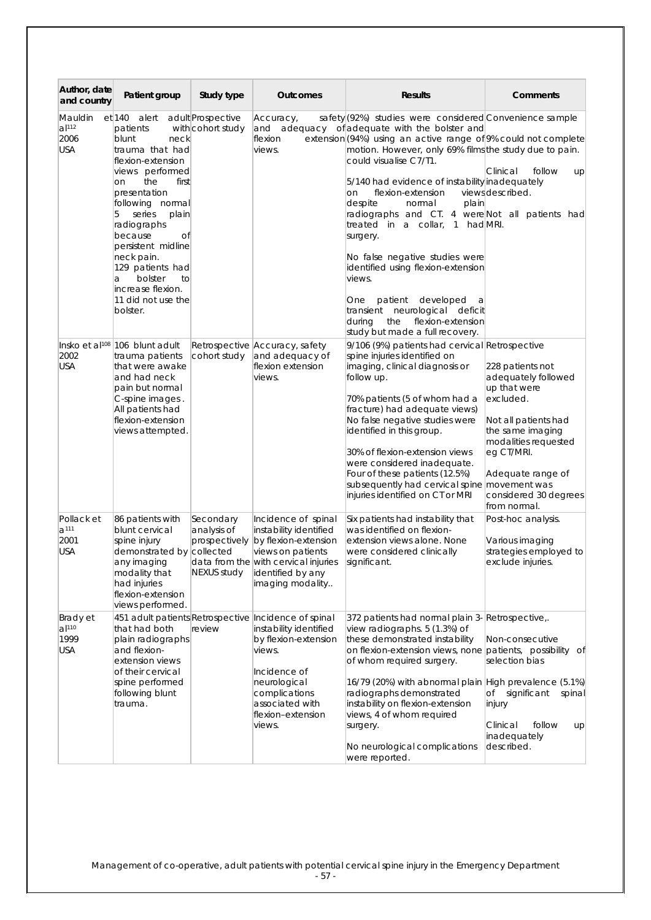| Author, date and country | Patient group | Study type | Outcomes | Results | Comments |
|---|---|---|---|---|---|
| Mauldin et al[112] 2006 USA | 140 alert adult patients with blunt neck trauma that had flexion-extension views performed on the first presentation following normal 5 series plain radiographs because of persistent midline neck pain.<br><br>129 patients had a bolster to increase flexion. 11 did not use the bolster. | Prospective cohort study | Accuracy, safety and adequacy of flexion extension views. | (92%) studies were considered adequate with the bolster and (94%) using an active range of motion. However, only 69% films could visualise C7/T1.<br><br>5/140 had evidence of instability on flexion-extension views despite normal plain radiographs and CT. 4 were treated in a collar, 1 had surgery.<br><br>No false negative studies were identified using flexion-extension views.<br><br>One patient developed a transient neurological deficit during the flexion-extension study but made a full recovery. | Convenience sample<br>9% could not complete the study due to pain.<br><br>Clinical follow up inadequately described.<br><br>Not all patients had MRI. |
| Insko et al[108] 2002 USA | 106 blunt adult trauma patients that were awake and had neck pain but normal C-spine images. All patients had flexion-extension views attempted. | Retrospective cohort study | Accuracy, safety and adequacy of flexion extension views. | 9/106 (9%) patients had cervical spine injuries identified on imaging, clinical diagnosis or follow up.<br><br>70% patients (5 of whom had a fracture) had adequate views) No false negative studies were identified in this group.<br><br>30% of flexion-extension views were considered inadequate. Four of these patients (12.5%) subsequently had cervical spine injuries identified on CT or MRI | Retrospective<br><br>228 patients not adequately followed up that were excluded.<br><br>Not all patients had the same imaging modalities requested eg CT/MRI.<br><br>Adequate range of movement was considered 30 degrees from normal. |
| Pollack et al[111] 2001 USA | 86 patients with blunt cervical spine injury demonstrated by any imaging modality that had injuries flexion-extension views performed. | Secondary analysis of prospectively collected data from the NEXUS study | Incidence of spinal instability identified by flexion-extension views on patients with cervical injuries identified by any imaging modality.. | Six patients had instability that was identified on flexion-extension views alone. None were considered clinically significant. | Post-hoc analysis.<br><br>Various imaging strategies employed to exclude injuries. |
| Brady et al[110] 1999 USA | 451 adult patients that had both plain radiographs and flexion-extension views of their cervical spine performed following blunt trauma. | Retrospective review | Incidence of spinal instability identified by flexion-extension views.<br><br>Incidence of neurological complications associated with flexion–extension views. | 372 patients had normal plain 3-view radiographs. 5 (1.3%) of these demonstrated instability on flexion-extension views, none of whom required surgery.<br><br>16/79 (20%) with abnormal plain radiographs demonstrated instability on flexion-extension views, 4 of whom required surgery.<br><br>No neurological complications were reported. | Retrospective,.<br><br>Non-consecutive patients, possibility of selection bias<br><br>High prevalence (5.1%) of significant spinal injury<br><br>Clinical follow up inadequately described. |

Management of co-operative, adult patients with potential cervical spine injury in the Emergency Department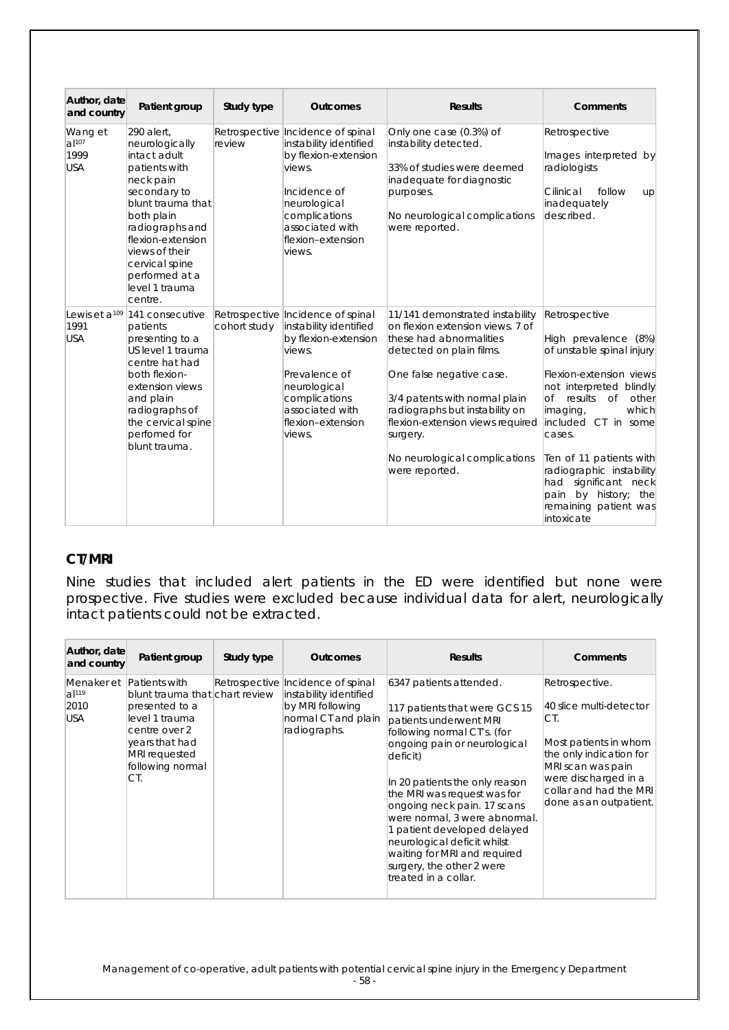| Author, date and country | Patient group | Study type | Outcomes | Results | Comments |
|---|---|---|---|---|---|
| Wang et al[107] 1999 USA | 290 alert, neurologically intact adult patients with neck pain secondary to blunt trauma that both plain radiographs and flexion-extension views of their cervical spine performed at a level 1 trauma centre. | Retrospective review | Incidence of spinal instability identified by flexion-extension views.<br><br>Incidence of neurological complications associated with flexion–extension views. | Only one case (0.3%) of instability detected.<br><br>33% of studies were deemed inadequate for diagnostic purposes.<br><br>No neurological complications were reported. | Retrospective<br><br>Images interpreted by radiologists<br><br>Cilinical follow up inadequately described. |
| Lewis et a[109] 1991 USA | 141 consecutive patients presenting to a US level 1 trauma centre hat had both flexion-extension views and plain radiographs of the cervical spine perfomed for blunt trauma. | Retrospective cohort study | Incidence of spinal instability identified by flexion-extension views.<br><br>Prevalence of neurological complications associated with flexion–extension views. | 11/141 demonstrated instability on flexion extension views. 7 of these had abnormalities detected on plain films.<br><br>One false negative case.<br><br>3/4 patents with normal plain radiographs but instability on flexion-extension views required surgery.<br><br>No neurological complications were reported. | Retrospective<br><br>High prevalence (8%) of unstable spinal injury<br><br>Flexion-extension views not interpreted blindly of results of other imaging, which included CT in some cases.<br><br>Ten of 11 patients with radiographic instability had significant neck pain by history; the remaining patient was intoxicate |

## CT/MRI

Nine studies that included alert patients in the ED were identified but none were prospective. Five studies were excluded because individual data for alert, neurologically intact patients could not be extracted.

| Author, date and country | Patient group | Study type | Outcomes | Results | Comments |
|---|---|---|---|---|---|
| Menaker et al[119] 2010 USA | Patients with blunt trauma that presented to a level 1 trauma centre over 2 years that had MRI requested following normal CT. | Retrospective chart review | Incidence of spinal instability identified by MRI following normal CT and plain radiographs. | 6347 patients attended.<br><br>117 patients that were GCS 15 patients underwent MRI following normal CT's. (for ongoing pain or neurological deficit)<br><br>In 20 patients the only reason the MRI was request was for ongoing neck pain. 17 scans were normal, 3 were abnormal. 1 patient developed delayed neurological deficit whilst waiting for MRI and required surgery, the other 2 were treated in a collar. | Retrospective.<br><br>40 slice multi-detector CT.<br><br>Most patients in whom the only indication for MRI scan was pain were discharged in a collar and had the MRI done as an outpatient. |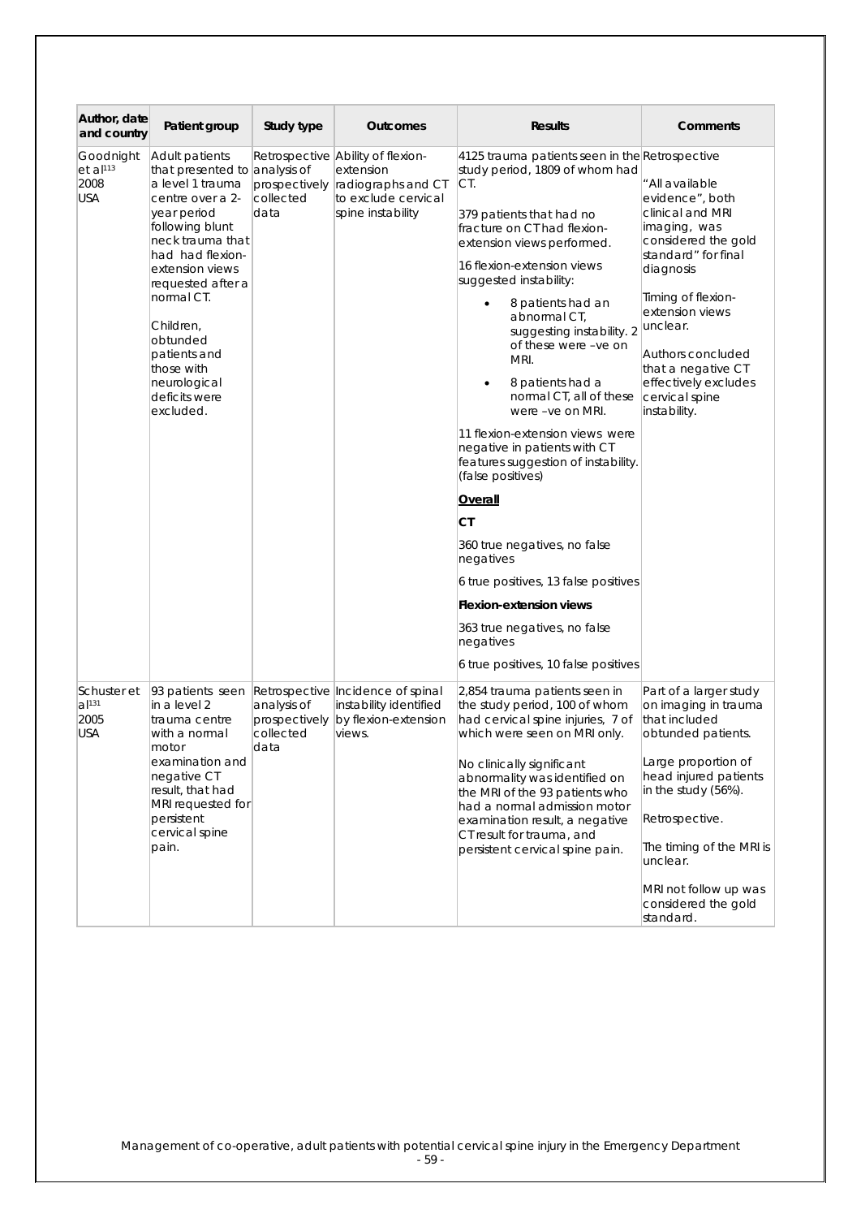| Author, date and country | Patient group | Study type | Outcomes | Results | Comments |
|---|---|---|---|---|---|
| Goodnight et al[113] 2008 USA | Adult patients that presented to a level 1 trauma centre over a 2-year period following blunt neck trauma that had had flexion-extension views requested after a normal CT.<br><br>Children, obtunded patients and those with neurological deficits were excluded. | Retrospective analysis of prospectively collected data | Ability of flexion-extension radiographs and CT to exclude cervical spine instability | 4125 trauma patients seen in the study period, 1809 of whom had CT.<br><br>379 patients that had no fracture on CT had flexion-extension views performed.<br><br>16 flexion-extension views suggested instability:<br>• 8 patients had an abnormal CT, suggesting instability. 2 of these were –ve on MRI.<br>• 8 patients had a normal CT, all of these were –ve on MRI.<br><br>11 flexion-extension views were negative in patients with CT features suggestion of instability. (false positives)<br><br>**Overall**<br><br>**CT**<br><br>360 true negatives, no false negatives<br><br>6 true positives, 13 false positives<br><br>**Flexion-extension views**<br><br>363 true negatives, no false negatives<br><br>6 true positives, 10 false positives | Retrospective<br><br>"All available evidence", both clinical and MRI imaging, was considered the gold standard" for final diagnosis<br><br>Timing of flexion-extension views unclear.<br><br>Authors concluded that a negative CT effectively excludes cervical spine instability. |
| Schuster et al[131] 2005 USA | 93 patients seen in a level 2 trauma centre with a normal motor examination and negative CT result, that had MRI requested for persistent cervical spine pain. | Retrospective analysis of prospectively collected data | Incidence of spinal instability identified by flexion-extension views. | 2,854 trauma patients seen in the study period, 100 of whom had cervical spine injuries, 7 of which were seen on MRI only.<br><br>No clinically significant abnormality was identified on the MRI of the 93 patients who had a normal admission motor examination result, a negative CT result for trauma, and persistent cervical spine pain. | Part of a larger study on imaging in trauma that included obtunded patients.<br><br>Large proportion of head injured patients in the study (56%).<br><br>Retrospective.<br><br>The timing of the MRI is unclear.<br><br>MRI not follow up was considered the gold standard. |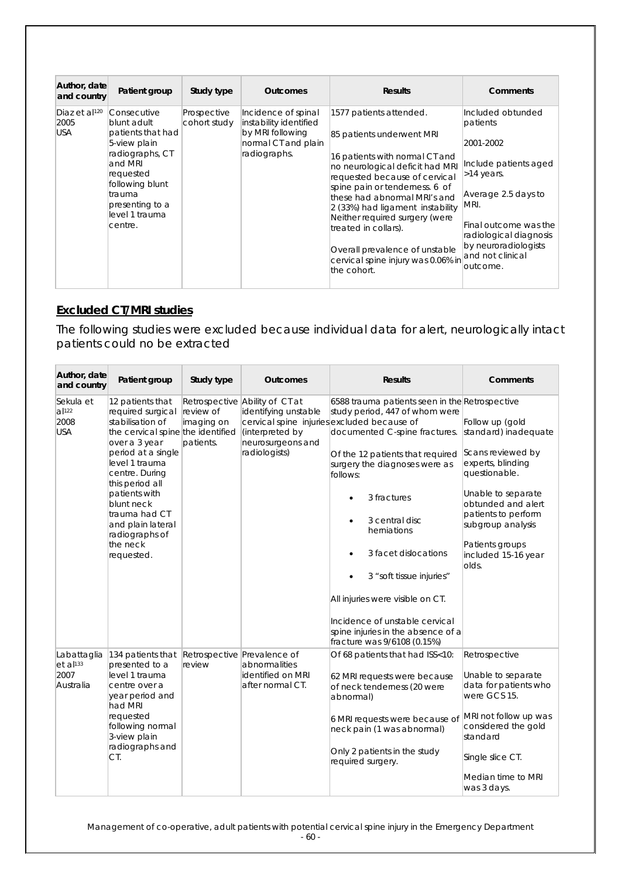| Author, date and country | Patient group | Study type | Outcomes | Results | Comments |
|---|---|---|---|---|---|
| Diaz et al[120] 2005 USA | Consecutive blunt adult patients that had 5-view plain radiographs, CT and MRI requested following blunt trauma presenting to a level 1 trauma centre. | Prospective cohort study | Incidence of spinal instability identified by MRI following normal CT and plain radiographs. | 1577 patients attended.<br><br>85 patients underwent MRI<br><br>16 patients with normal CT and no neurological deficit had MRI requested because of cervical spine pain or tenderness. 6 of these had abnormal MRI's and 2 (33%) had ligament instability Neither required surgery (were treated in collars).<br><br>Overall prevalence of unstable cervical spine injury was 0.06% in the cohort. | Included obtunded patients<br><br>2001-2002<br><br>Include patients aged >14 years.<br><br>Average 2.5 days to MRI.<br><br>Final outcome was the radiological diagnosis by neuroradiologists and not clinical outcome. |

## Excluded CT/MRI studies

The following studies were excluded because individual data for alert, neurologically intact patients could no be extracted

| Author, date and country | Patient group | Study type | Outcomes | Results | Comments |
|---|---|---|---|---|---|
| Sekula et al[122] 2008 USA | 12 patients that required surgical stabilisation of the cervical spine over a 3 year period at a single level 1 trauma centre. During this period all patients with blunt neck trauma had CT and plain lateral radiographs of the neck requested. | Retrospective review of imaging on the identified patients. | Ability of CT at identifying unstable cervical spine injuries (interpreted by neurosurgeons and radiologists) | 6588 trauma patients seen in the study period, 447 of whom were excluded because of documented C-spine fractures.<br><br>Of the 12 patients that required surgery the diagnoses were as follows:<br><br>• 3 fractures<br>• 3 central disc herniations<br>• 3 facet dislocations<br>• 3 "soft tissue injuries"<br><br>All injuries were visible on CT.<br><br>Incidence of unstable cervical spine injuries in the absence of a fracture was 9/6108 (0.15%) | Retrospective<br><br>Follow up (gold standard) inadequate<br><br>Scans reviewed by experts, blinding questionable.<br><br>Unable to separate obtunded and alert patients to perform subgroup analysis<br><br>Patients groups included 15-16 year olds. |
| Labattaglia et al[133] 2007 Australia | 134 patients that presented to a level 1 trauma centre over a year period and had MRI requested following normal 3-view plain radiographs and CT. | Retrospective review | Prevalence of abnormalities identified on MRI after normal CT. | Of 68 patients that had ISS<10:<br><br>62 MRI requests were because of neck tenderness (20 were abnormal)<br><br>6 MRI requests were because of neck pain (1 was abnormal)<br><br>Only 2 patients in the study required surgery. | Retrospective<br><br>Unable to separate data for patients who were GCS 15.<br><br>MRI not follow up was considered the gold standard<br><br>Single slice CT.<br><br>Median time to MRI was 3 days. |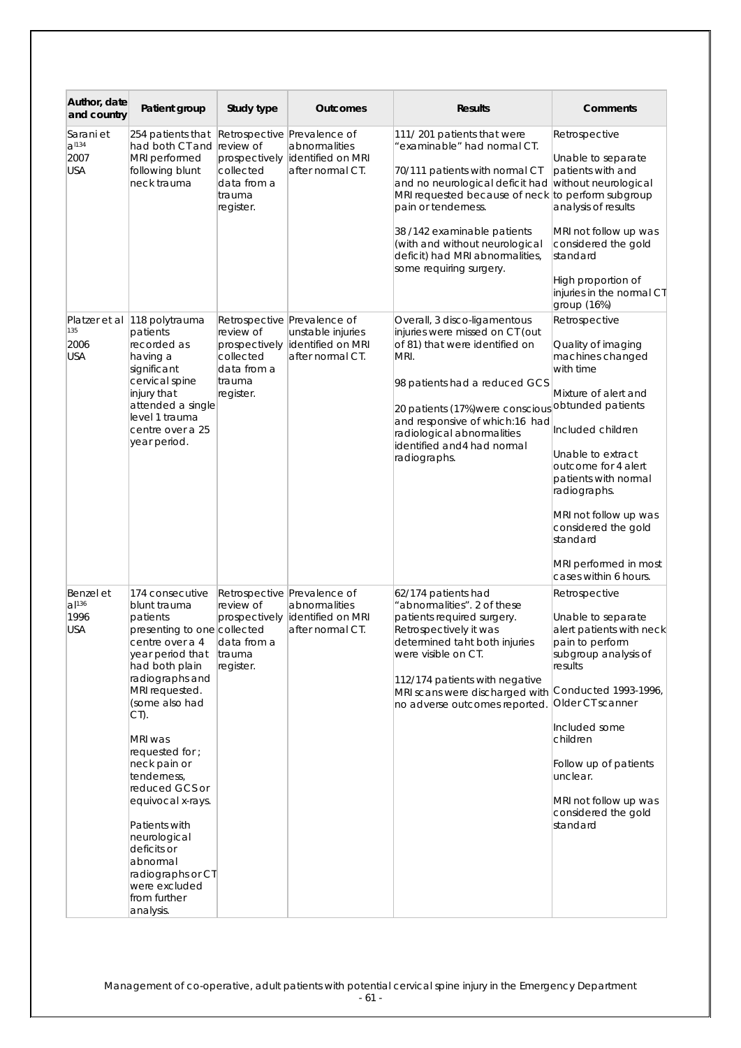| Author, date and country | Patient group | Study type | Outcomes | Results | Comments |
|---|---|---|---|---|---|
| Sarani et al[134] 2007 USA | 254 patients that had both CT and MRI performed following blunt neck trauma | Retrospective review of prospectively collected data from a trauma register. | Prevalence of abnormalities identified on MRI after normal CT. | 111/ 201 patients that were "examinable" had normal CT.<br><br>70/111 patients with normal CT and no neurological deficit had MRI requested because of neck pain or tenderness.<br><br>38 /142 examinable patients (with and without neurological deficit) had MRI abnormalities, some requiring surgery. | Retrospective<br><br>Unable to separate patients with and without neurological to perform subgroup analysis of results<br><br>MRI not follow up was considered the gold standard<br><br>High proportion of injuries in the normal CT group (16%) |
| Platzer et al [135] 2006 USA | 118 polytrauma patients recorded as having a significant cervical spine injury that attended a single level 1 trauma centre over a 25 year period. | Retrospective review of prospectively collected data from a trauma register. | Prevalence of unstable injuries identified on MRI after normal CT. | Overall, 3 disco-ligamentous injuries were missed on CT (out of 81) that were identified on MRI.<br><br>98 patients had a reduced GCS<br><br>20 patients (17%)were conscious and responsive of which:16 had radiological abnormalities identified and4 had normal radiographs. | Retrospective<br><br>Quality of imaging machines changed with time<br><br>Mixture of alert and obtunded patients<br><br>Included children<br><br>Unable to extract outcome for 4 alert patients with normal radiographs.<br><br>MRI not follow up was considered the gold standard<br><br>MRI performed in most cases within 6 hours. |
| Benzel et al[136] 1996 USA | 174 consecutive blunt trauma patients presenting to one centre over a 4 year period that had both plain radiographs and MRI requested. (some also had CT).<br><br>MRI was requested for ; neck pain or tenderness, reduced GCS or equivocal x-rays.<br><br>Patients with neurological deficits or abnormal radiographs or CT were excluded from further analysis. | Retrospective review of prospectively collected data from a trauma register. | Prevalence of abnormalities identified on MRI after normal CT. | 62/174 patients had "abnormalities". 2 of these patients required surgery. Retrospectively it was determined taht both injuries were visible on CT.<br><br>112/174 patients with negative MRI scans were discharged with no adverse outcomes reported. | Retrospective<br><br>Unable to separate alert patients with neck pain to perform subgroup analysis of results<br><br>Conducted 1993-1996, Older CT scanner<br><br>Included some children<br><br>Follow up of patients unclear.<br><br>MRI not follow up was considered the gold standard |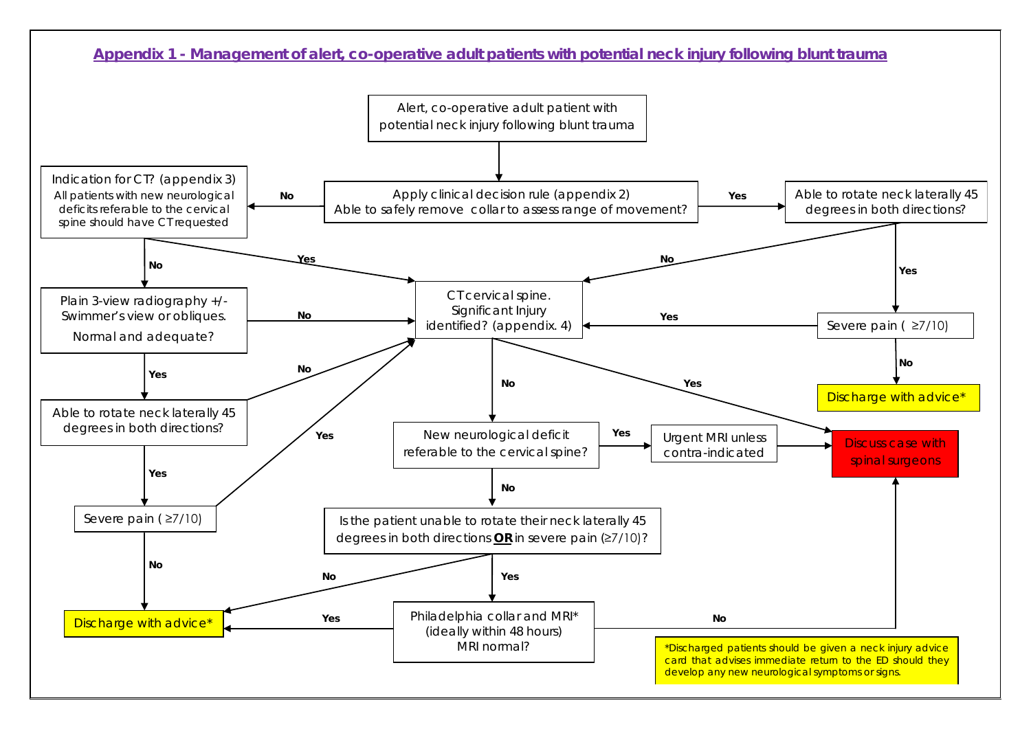## Appendix 1 - Management of alert, co-operative adult patients with potential neck injury following blunt trauma

**Alert, co-operative adult patient with potential neck injury following blunt trauma**

↓

**Apply clinical decision rule (appendix 2)**
**Able to safely remove collar to assess range of movement?**

- **Yes** → Able to rotate neck laterally 45 degrees in both directions?
  - **No** → CT cervical spine
  - **Yes** → Severe pain ( ≥7/10)
    - **Yes** → CT cervical spine
    - **No** → Discharge with advice*
- **No** → Indication for CT? (appendix 3) All patients with new neurological deficits referable to the cervical spine should have CT requested
  - **Yes** → CT cervical spine
  - **No** → Plain 3-view radiography +/- Swimmer's view or obliques. Normal and adequate?
    - **No** → CT cervical spine
    - **Yes** → Able to rotate neck laterally 45 degrees in both directions?
      - **No** → CT cervical spine
      - **Yes** → Severe pain ( ≥7/10)
        - **Yes** → CT cervical spine
        - **No** → Discharge with advice*

**CT cervical spine. Significant Injury identified? (appendix. 4)**

- **Yes** → Discuss case with spinal surgeons
- **No** → New neurological deficit referable to the cervical spine?
  - **Yes** → Urgent MRI unless contra-indicated → Discuss case with spinal surgeons
  - **No** → Is the patient unable to rotate their neck laterally 45 degrees in both directions **OR** in severe pain (≥7/10)?
    - **No** → Discharge with advice*
    - **Yes** → Philadelphia collar and MRI* (ideally within 48 hours) MRI normal?
      - **Yes** → Discharge with advice*
      - **No** → Discuss case with spinal surgeons

*Discharged patients should be given a neck injury advice card that advises immediate return to the ED should they develop any new neurological symptoms or signs.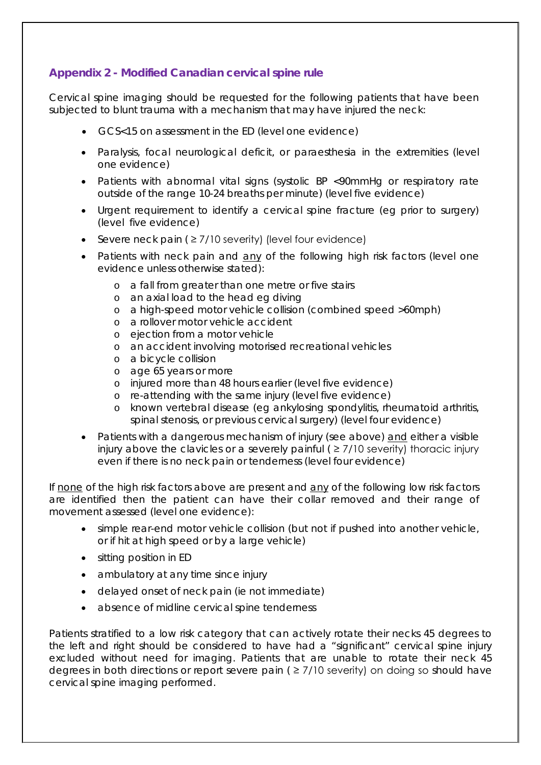## Appendix 2 - Modified Canadian cervical spine rule

Cervical spine imaging should be requested for the following patients that have been subjected to blunt trauma with a mechanism that may have injured the neck:

- GCS<15 on assessment in the ED (level one evidence)
- Paralysis, focal neurological deficit, or paraesthesia in the extremities (level one evidence)
- Patients with abnormal vital signs (systolic BP <90mmHg or respiratory rate outside of the range 10-24 breaths per minute) (level five evidence)
- Urgent requirement to identify a cervical spine fracture (eg prior to surgery) (level five evidence)
- Severe neck pain ( ≥ 7/10 severity) (level four evidence)
- Patients with neck pain and <u>any</u> of the following high risk factors (level one evidence unless otherwise stated):
    - a fall from greater than one metre or five stairs
    - an axial load to the head eg diving
    - a high-speed motor vehicle collision (combined speed >60mph)
    - a rollover motor vehicle accident
    - ejection from a motor vehicle
    - an accident involving motorised recreational vehicles
    - a bicycle collision
    - age 65 years or more
    - injured more than 48 hours earlier (level five evidence)
    - re-attending with the same injury (level five evidence)
    - known vertebral disease (eg ankylosing spondylitis, rheumatoid arthritis, spinal stenosis, or previous cervical surgery) (level four evidence)
- Patients with a dangerous mechanism of injury (see above) <u>and</u> either a visible injury above the clavicles or a severely painful ( ≥ 7/10 severity) thoracic injury even if there is no neck pain or tenderness (level four evidence)

If <u>none</u> of the high risk factors above are present and <u>any</u> of the following low risk factors are identified then the patient can have their collar removed and their range of movement assessed (level one evidence):

- simple rear-end motor vehicle collision (but not if pushed into another vehicle, or if hit at high speed or by a large vehicle)
- sitting position in ED
- ambulatory at any time since injury
- delayed onset of neck pain (ie not immediate)
- absence of midline cervical spine tenderness

Patients stratified to a low risk category that can actively rotate their necks 45 degrees to the left and right should be considered to have had a "significant" cervical spine injury excluded without need for imaging. Patients that are unable to rotate their neck 45 degrees in both directions or report severe pain ( ≥ 7/10 severity) on doing so should have cervical spine imaging performed.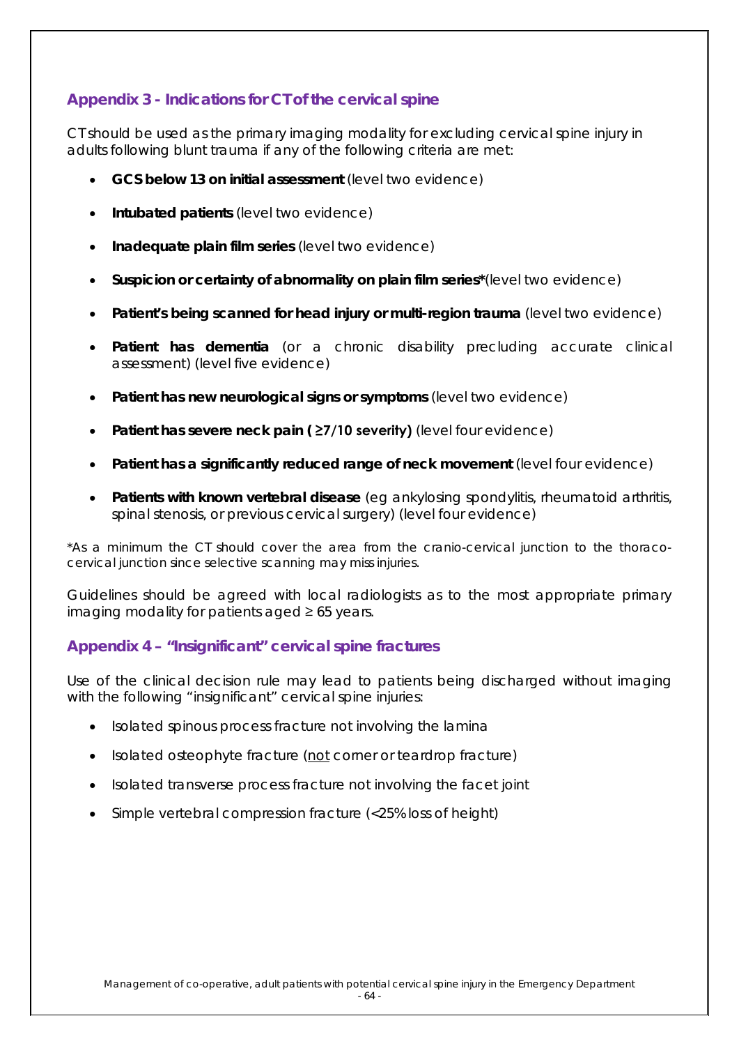## Appendix 3 - Indications for CT of the cervical spine

CT should be used as the primary imaging modality for excluding cervical spine injury in adults following blunt trauma if any of the following criteria are met:

- **GCS below 13 on initial assessment** (level two evidence)
- **Intubated patients** (level two evidence)
- **Inadequate plain film series** (level two evidence)
- **Suspicion or certainty of abnormality on plain film series*** (level two evidence)
- **Patient's being scanned for head injury or multi-region trauma** (level two evidence)
- **Patient has dementia** (or a chronic disability precluding accurate clinical assessment) (level five evidence)
- **Patient has new neurological signs or symptoms** (level two evidence)
- **Patient has severe neck pain (≥7/10 severity)** (level four evidence)
- **Patient has a significantly reduced range of neck movement** (level four evidence)
- **Patients with known vertebral disease** (eg ankylosing spondylitis, rheumatoid arthritis, spinal stenosis, or previous cervical surgery) (level four evidence)

*As a minimum the CT should cover the area from the cranio-cervical junction to the thoraco-cervical junction since selective scanning may miss injuries.

Guidelines should be agreed with local radiologists as to the most appropriate primary imaging modality for patients aged ≥ 65 years.

## Appendix 4 – "Insignificant" cervical spine fractures

Use of the clinical decision rule may lead to patients being discharged without imaging with the following "insignificant" cervical spine injuries:

- Isolated spinous process fracture not involving the lamina
- Isolated osteophyte fracture (not corner or teardrop fracture)
- Isolated transverse process fracture not involving the facet joint
- Simple vertebral compression fracture (<25% loss of height)